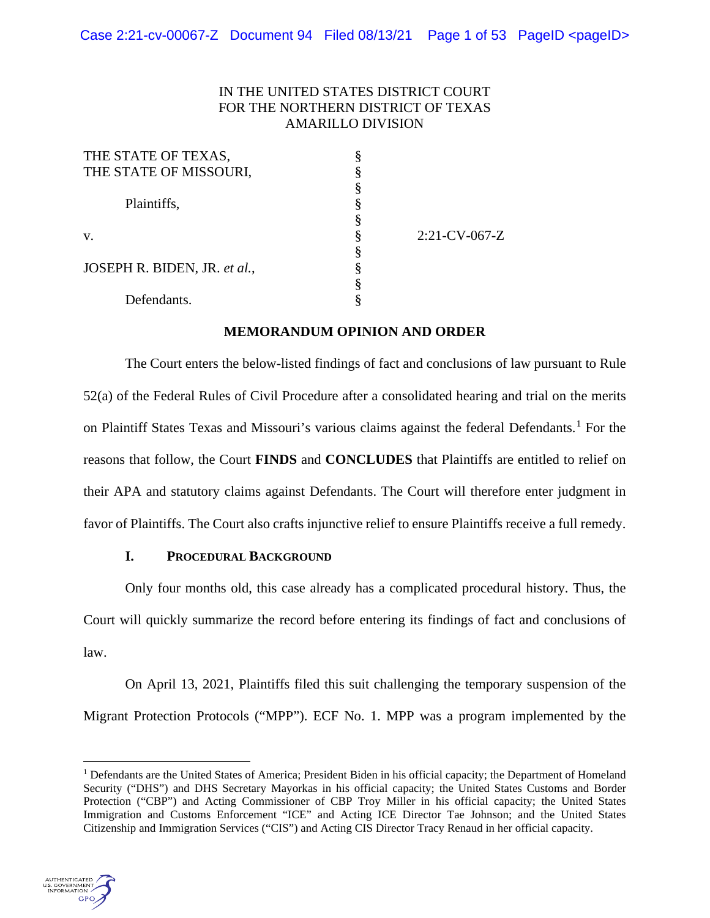IN THE UNITED STATES DISTRICT COURT
FOR THE NORTHERN DISTRICT OF TEXAS
AMARILLO DIVISION

| | | |
|---|---|---|
| THE STATE OF TEXAS, THE STATE OF MISSOURI, | § | |
| Plaintiffs, | § | |
| v. | § | 2:21-CV-067-Z |
| JOSEPH R. BIDEN, JR. *et al.*, | § | |
| Defendants. | § | |

**MEMORANDUM OPINION AND ORDER**

The Court enters the below-listed findings of fact and conclusions of law pursuant to Rule 52(a) of the Federal Rules of Civil Procedure after a consolidated hearing and trial on the merits on Plaintiff States Texas and Missouri's various claims against the federal Defendants.[1] For the reasons that follow, the Court **FINDS** and **CONCLUDES** that Plaintiffs are entitled to relief on their APA and statutory claims against Defendants. The Court will therefore enter judgment in favor of Plaintiffs. The Court also crafts injunctive relief to ensure Plaintiffs receive a full remedy.

## I. PROCEDURAL BACKGROUND

Only four months old, this case already has a complicated procedural history. Thus, the Court will quickly summarize the record before entering its findings of fact and conclusions of law.

On April 13, 2021, Plaintiffs filed this suit challenging the temporary suspension of the Migrant Protection Protocols ("MPP"). ECF No. 1. MPP was a program implemented by the

[1] Defendants are the United States of America; President Biden in his official capacity; the Department of Homeland Security ("DHS") and DHS Secretary Mayorkas in his official capacity; the United States Customs and Border Protection ("CBP") and Acting Commissioner of CBP Troy Miller in his official capacity; the United States Immigration and Customs Enforcement "ICE" and Acting ICE Director Tae Johnson; and the United States Citizenship and Immigration Services ("CIS") and Acting CIS Director Tracy Renaud in her official capacity.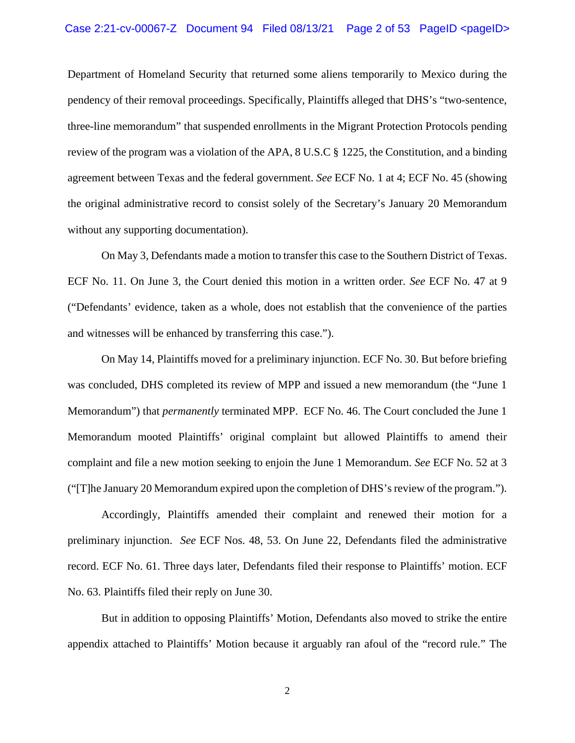Department of Homeland Security that returned some aliens temporarily to Mexico during the pendency of their removal proceedings. Specifically, Plaintiffs alleged that DHS's "two-sentence, three-line memorandum" that suspended enrollments in the Migrant Protection Protocols pending review of the program was a violation of the APA, 8 U.S.C § 1225, the Constitution, and a binding agreement between Texas and the federal government. *See* ECF No. 1 at 4; ECF No. 45 (showing the original administrative record to consist solely of the Secretary's January 20 Memorandum without any supporting documentation).

On May 3, Defendants made a motion to transfer this case to the Southern District of Texas. ECF No. 11. On June 3, the Court denied this motion in a written order. *See* ECF No. 47 at 9 ("Defendants' evidence, taken as a whole, does not establish that the convenience of the parties and witnesses will be enhanced by transferring this case.").

On May 14, Plaintiffs moved for a preliminary injunction. ECF No. 30. But before briefing was concluded, DHS completed its review of MPP and issued a new memorandum (the "June 1 Memorandum") that *permanently* terminated MPP. ECF No. 46. The Court concluded the June 1 Memorandum mooted Plaintiffs' original complaint but allowed Plaintiffs to amend their complaint and file a new motion seeking to enjoin the June 1 Memorandum. *See* ECF No. 52 at 3 ("[T]he January 20 Memorandum expired upon the completion of DHS's review of the program.").

Accordingly, Plaintiffs amended their complaint and renewed their motion for a preliminary injunction. *See* ECF Nos. 48, 53. On June 22, Defendants filed the administrative record. ECF No. 61. Three days later, Defendants filed their response to Plaintiffs' motion. ECF No. 63. Plaintiffs filed their reply on June 30.

But in addition to opposing Plaintiffs' Motion, Defendants also moved to strike the entire appendix attached to Plaintiffs' Motion because it arguably ran afoul of the "record rule." The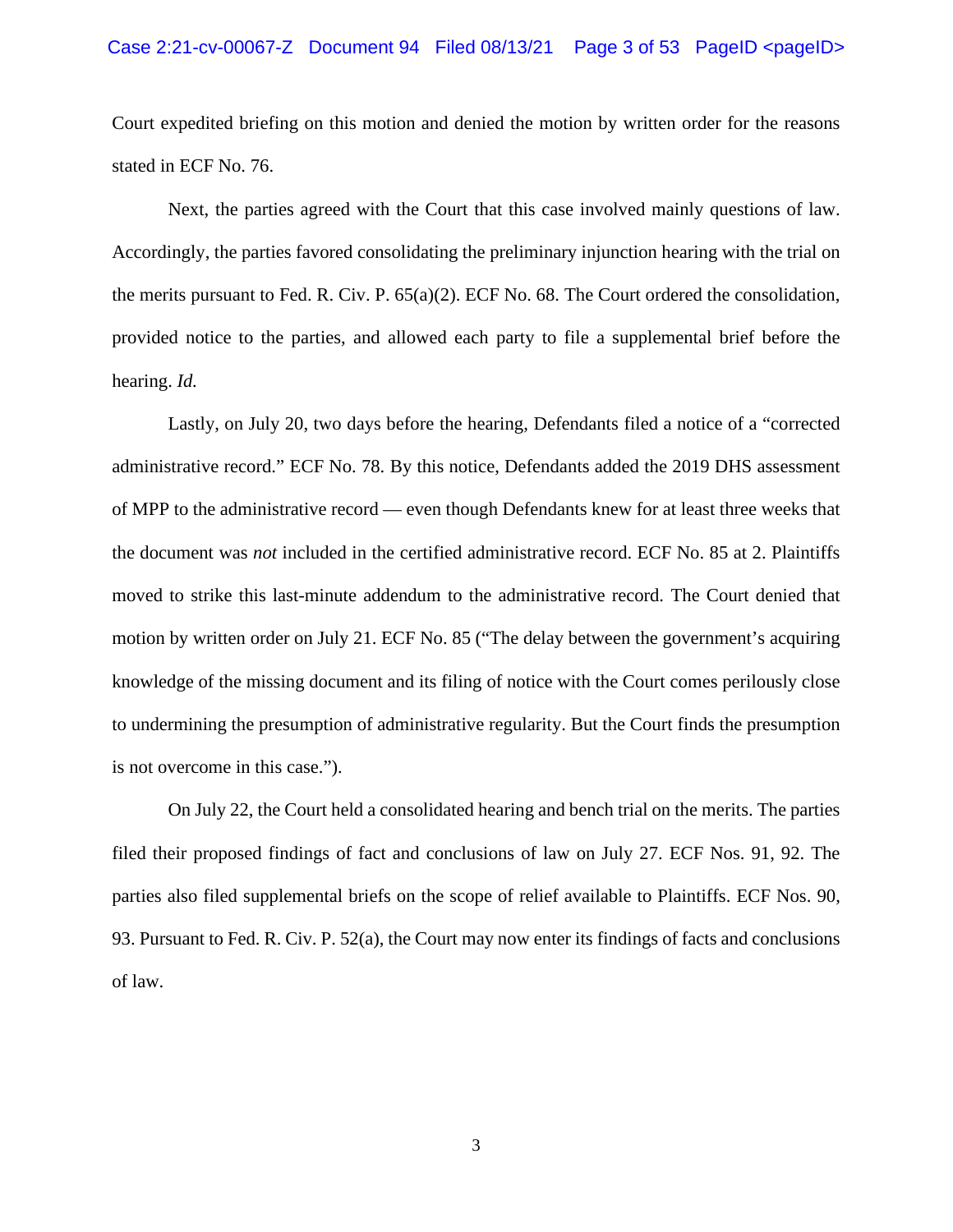Court expedited briefing on this motion and denied the motion by written order for the reasons stated in ECF No. 76.

Next, the parties agreed with the Court that this case involved mainly questions of law. Accordingly, the parties favored consolidating the preliminary injunction hearing with the trial on the merits pursuant to Fed. R. Civ. P. 65(a)(2). ECF No. 68. The Court ordered the consolidation, provided notice to the parties, and allowed each party to file a supplemental brief before the hearing. *Id.*

Lastly, on July 20, two days before the hearing, Defendants filed a notice of a "corrected administrative record." ECF No. 78. By this notice, Defendants added the 2019 DHS assessment of MPP to the administrative record — even though Defendants knew for at least three weeks that the document was *not* included in the certified administrative record. ECF No. 85 at 2. Plaintiffs moved to strike this last-minute addendum to the administrative record. The Court denied that motion by written order on July 21. ECF No. 85 ("The delay between the government's acquiring knowledge of the missing document and its filing of notice with the Court comes perilously close to undermining the presumption of administrative regularity. But the Court finds the presumption is not overcome in this case.").

On July 22, the Court held a consolidated hearing and bench trial on the merits. The parties filed their proposed findings of fact and conclusions of law on July 27. ECF Nos. 91, 92. The parties also filed supplemental briefs on the scope of relief available to Plaintiffs. ECF Nos. 90, 93. Pursuant to Fed. R. Civ. P. 52(a), the Court may now enter its findings of facts and conclusions of law.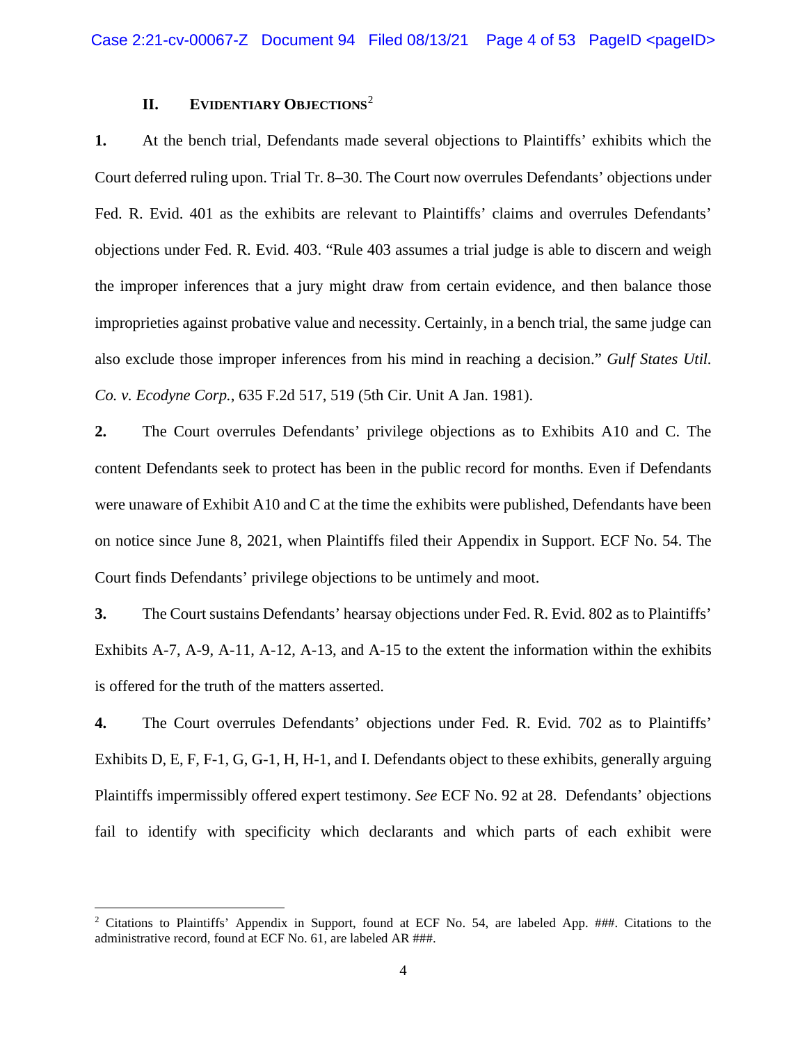## II. EVIDENTIARY OBJECTIONS[2]

**1.** At the bench trial, Defendants made several objections to Plaintiffs' exhibits which the Court deferred ruling upon. Trial Tr. 8–30. The Court now overrules Defendants' objections under Fed. R. Evid. 401 as the exhibits are relevant to Plaintiffs' claims and overrules Defendants' objections under Fed. R. Evid. 403. "Rule 403 assumes a trial judge is able to discern and weigh the improper inferences that a jury might draw from certain evidence, and then balance those improprieties against probative value and necessity. Certainly, in a bench trial, the same judge can also exclude those improper inferences from his mind in reaching a decision." *Gulf States Util. Co. v. Ecodyne Corp.*, 635 F.2d 517, 519 (5th Cir. Unit A Jan. 1981).

**2.** The Court overrules Defendants' privilege objections as to Exhibits A10 and C. The content Defendants seek to protect has been in the public record for months. Even if Defendants were unaware of Exhibit A10 and C at the time the exhibits were published, Defendants have been on notice since June 8, 2021, when Plaintiffs filed their Appendix in Support. ECF No. 54. The Court finds Defendants' privilege objections to be untimely and moot.

**3.** The Court sustains Defendants' hearsay objections under Fed. R. Evid. 802 as to Plaintiffs' Exhibits A-7, A-9, A-11, A-12, A-13, and A-15 to the extent the information within the exhibits is offered for the truth of the matters asserted.

**4.** The Court overrules Defendants' objections under Fed. R. Evid. 702 as to Plaintiffs' Exhibits D, E, F, F-1, G, G-1, H, H-1, and I. Defendants object to these exhibits, generally arguing Plaintiffs impermissibly offered expert testimony. *See* ECF No. 92 at 28. Defendants' objections fail to identify with specificity which declarants and which parts of each exhibit were

[2] Citations to Plaintiffs' Appendix in Support, found at ECF No. 54, are labeled App. ###. Citations to the administrative record, found at ECF No. 61, are labeled AR ###.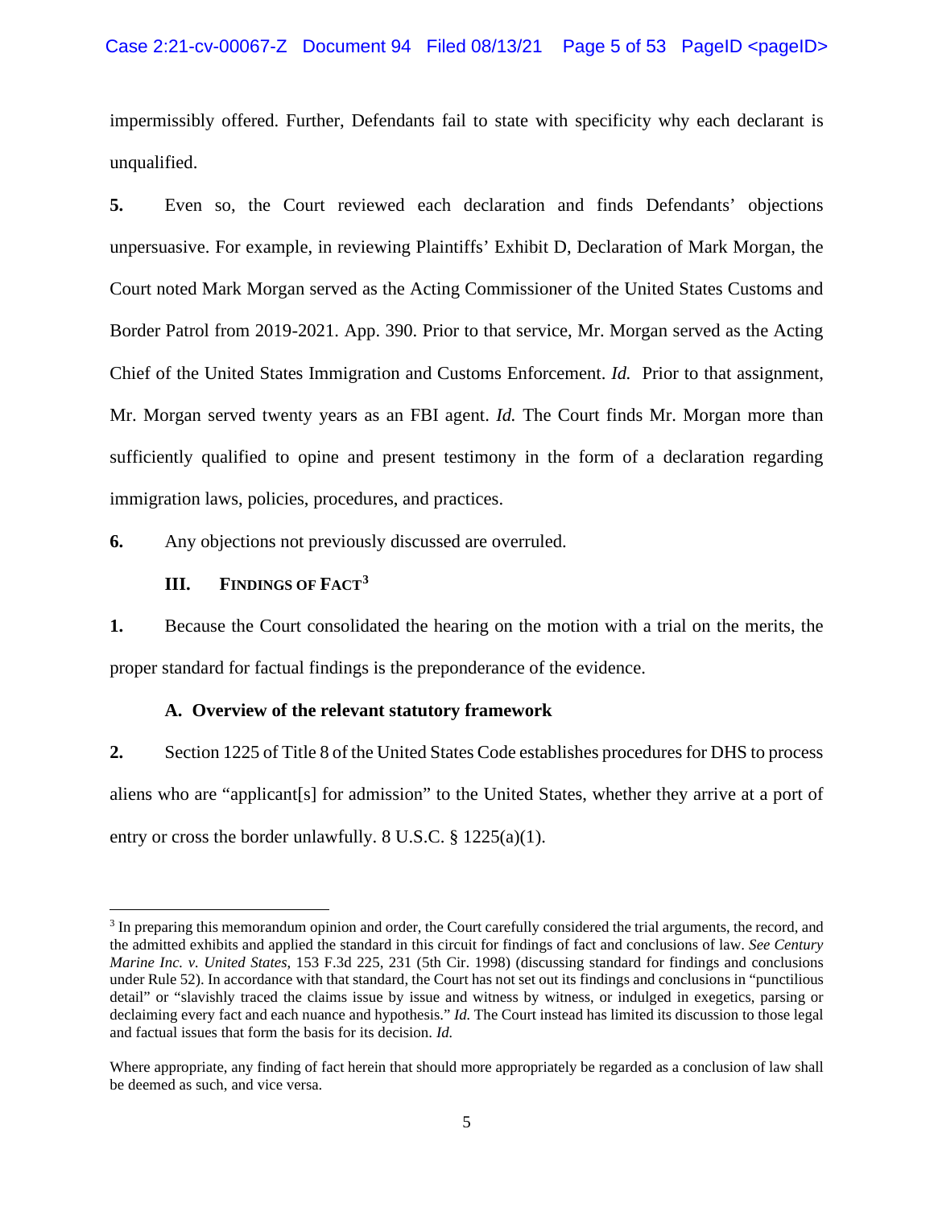impermissibly offered. Further, Defendants fail to state with specificity why each declarant is unqualified.

**5.** Even so, the Court reviewed each declaration and finds Defendants' objections unpersuasive. For example, in reviewing Plaintiffs' Exhibit D, Declaration of Mark Morgan, the Court noted Mark Morgan served as the Acting Commissioner of the United States Customs and Border Patrol from 2019-2021. App. 390. Prior to that service, Mr. Morgan served as the Acting Chief of the United States Immigration and Customs Enforcement. *Id.* Prior to that assignment, Mr. Morgan served twenty years as an FBI agent. *Id.* The Court finds Mr. Morgan more than sufficiently qualified to opine and present testimony in the form of a declaration regarding immigration laws, policies, procedures, and practices.

**6.** Any objections not previously discussed are overruled.

## III. Findings of Fact[3]

**1.** Because the Court consolidated the hearing on the motion with a trial on the merits, the proper standard for factual findings is the preponderance of the evidence.

### A. Overview of the relevant statutory framework

**2.** Section 1225 of Title 8 of the United States Code establishes procedures for DHS to process aliens who are "applicant[s] for admission" to the United States, whether they arrive at a port of entry or cross the border unlawfully. 8 U.S.C. § 1225(a)(1).

---

[3] In preparing this memorandum opinion and order, the Court carefully considered the trial arguments, the record, and the admitted exhibits and applied the standard in this circuit for findings of fact and conclusions of law. *See Century Marine Inc. v. United States*, 153 F.3d 225, 231 (5th Cir. 1998) (discussing standard for findings and conclusions under Rule 52). In accordance with that standard, the Court has not set out its findings and conclusions in "punctilious detail" or "slavishly traced the claims issue by issue and witness by witness, or indulged in exegetics, parsing or declaiming every fact and each nuance and hypothesis." *Id.* The Court instead has limited its discussion to those legal and factual issues that form the basis for its decision. *Id.*

Where appropriate, any finding of fact herein that should more appropriately be regarded as a conclusion of law shall be deemed as such, and vice versa.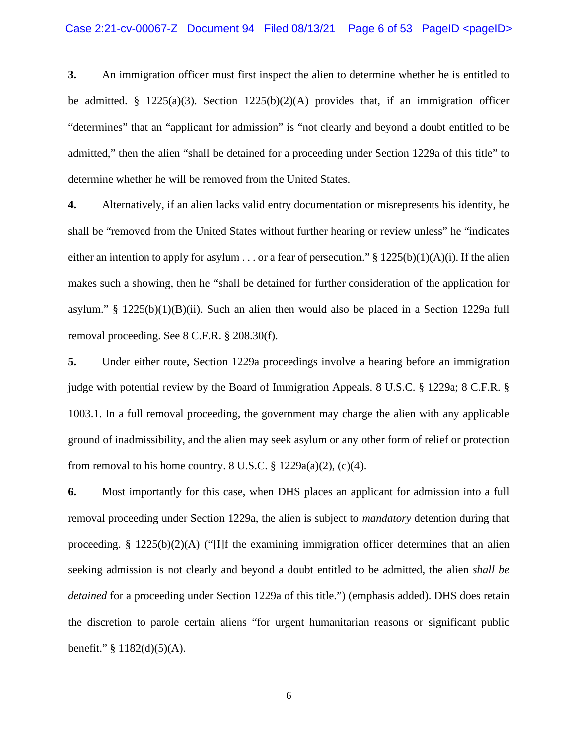**3.** An immigration officer must first inspect the alien to determine whether he is entitled to be admitted. § 1225(a)(3). Section 1225(b)(2)(A) provides that, if an immigration officer "determines" that an "applicant for admission" is "not clearly and beyond a doubt entitled to be admitted," then the alien "shall be detained for a proceeding under Section 1229a of this title" to determine whether he will be removed from the United States.

**4.** Alternatively, if an alien lacks valid entry documentation or misrepresents his identity, he shall be "removed from the United States without further hearing or review unless" he "indicates either an intention to apply for asylum . . . or a fear of persecution." § 1225(b)(1)(A)(i). If the alien makes such a showing, then he "shall be detained for further consideration of the application for asylum." § 1225(b)(1)(B)(ii). Such an alien then would also be placed in a Section 1229a full removal proceeding. See 8 C.F.R. § 208.30(f).

**5.** Under either route, Section 1229a proceedings involve a hearing before an immigration judge with potential review by the Board of Immigration Appeals. 8 U.S.C. § 1229a; 8 C.F.R. § 1003.1. In a full removal proceeding, the government may charge the alien with any applicable ground of inadmissibility, and the alien may seek asylum or any other form of relief or protection from removal to his home country. 8 U.S.C. § 1229a(a)(2), (c)(4).

**6.** Most importantly for this case, when DHS places an applicant for admission into a full removal proceeding under Section 1229a, the alien is subject to *mandatory* detention during that proceeding. § 1225(b)(2)(A) ("[I]f the examining immigration officer determines that an alien seeking admission is not clearly and beyond a doubt entitled to be admitted, the alien *shall be detained* for a proceeding under Section 1229a of this title.") (emphasis added). DHS does retain the discretion to parole certain aliens "for urgent humanitarian reasons or significant public benefit." § 1182(d)(5)(A).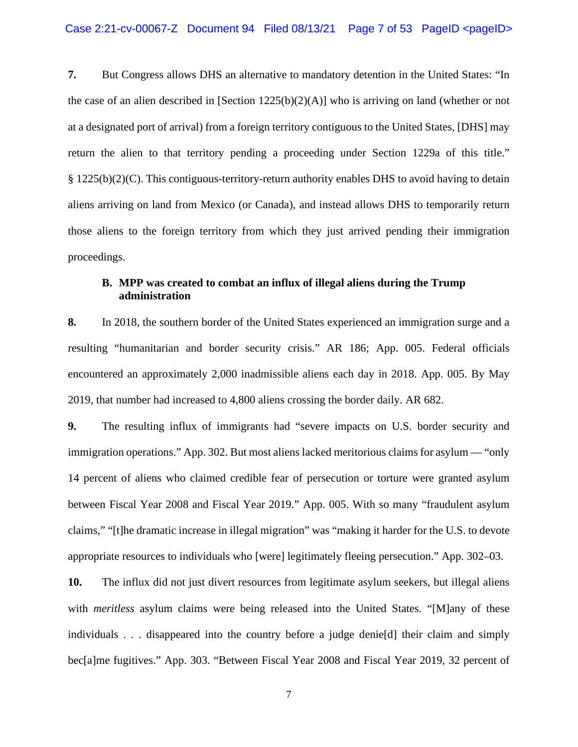**7.** But Congress allows DHS an alternative to mandatory detention in the United States: "In the case of an alien described in [Section 1225(b)(2)(A)] who is arriving on land (whether or not at a designated port of arrival) from a foreign territory contiguous to the United States, [DHS] may return the alien to that territory pending a proceeding under Section 1229a of this title." § 1225(b)(2)(C). This contiguous-territory-return authority enables DHS to avoid having to detain aliens arriving on land from Mexico (or Canada), and instead allows DHS to temporarily return those aliens to the foreign territory from which they just arrived pending their immigration proceedings.

### B. MPP was created to combat an influx of illegal aliens during the Trump administration

**8.** In 2018, the southern border of the United States experienced an immigration surge and a resulting "humanitarian and border security crisis." AR 186; App. 005. Federal officials encountered an approximately 2,000 inadmissible aliens each day in 2018. App. 005. By May 2019, that number had increased to 4,800 aliens crossing the border daily. AR 682.

**9.** The resulting influx of immigrants had "severe impacts on U.S. border security and immigration operations." App. 302. But most aliens lacked meritorious claims for asylum — "only 14 percent of aliens who claimed credible fear of persecution or torture were granted asylum between Fiscal Year 2008 and Fiscal Year 2019." App. 005. With so many "fraudulent asylum claims," "[t]he dramatic increase in illegal migration" was "making it harder for the U.S. to devote appropriate resources to individuals who [were] legitimately fleeing persecution." App. 302–03.

**10.** The influx did not just divert resources from legitimate asylum seekers, but illegal aliens with *meritless* asylum claims were being released into the United States. "[M]any of these individuals . . . disappeared into the country before a judge denie[d] their claim and simply bec[a]me fugitives." App. 303. "Between Fiscal Year 2008 and Fiscal Year 2019, 32 percent of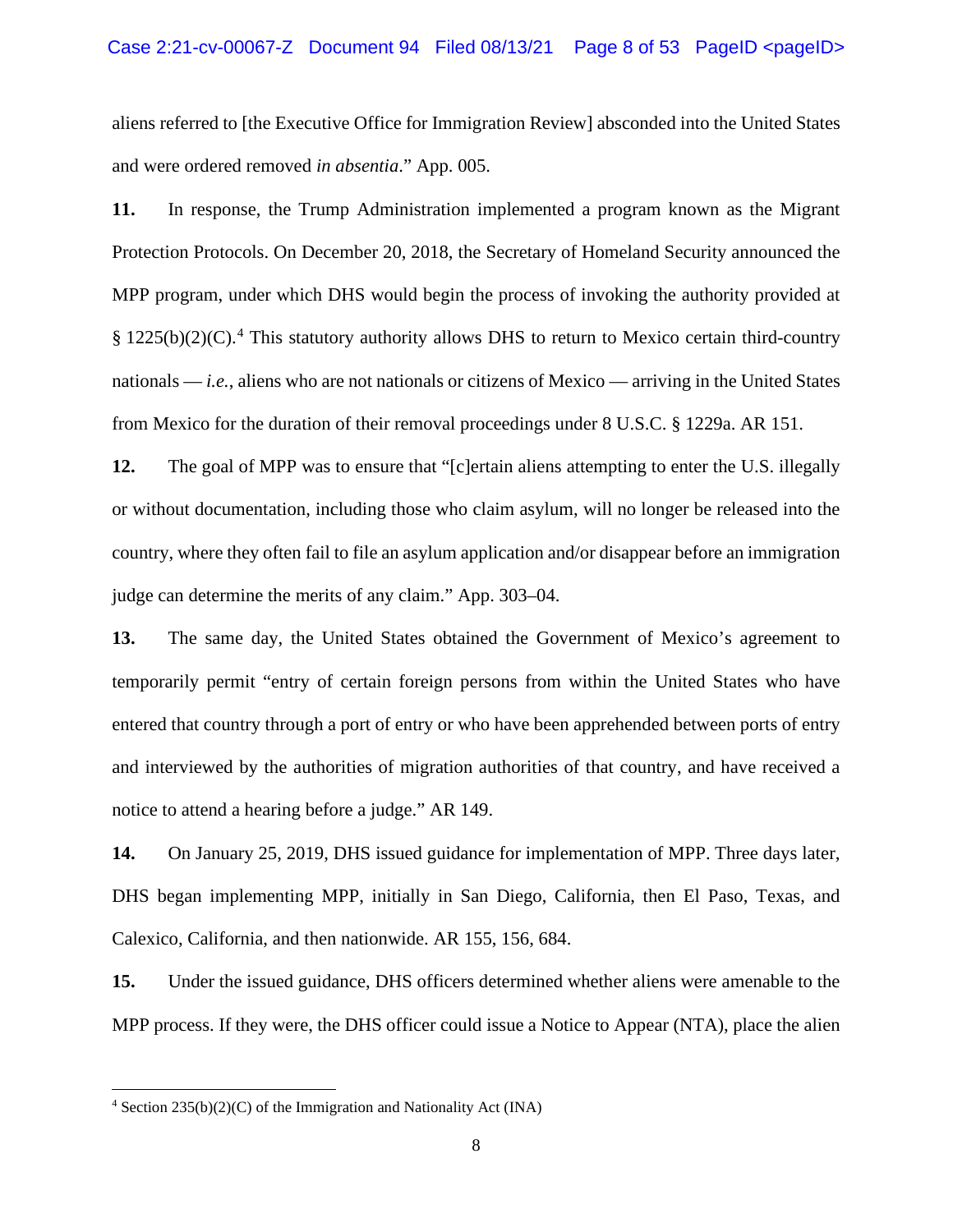aliens referred to [the Executive Office for Immigration Review] absconded into the United States and were ordered removed *in absentia*." App. 005.

**11.** In response, the Trump Administration implemented a program known as the Migrant Protection Protocols. On December 20, 2018, the Secretary of Homeland Security announced the MPP program, under which DHS would begin the process of invoking the authority provided at § 1225(b)(2)(C).[4] This statutory authority allows DHS to return to Mexico certain third-country nationals — *i.e.*, aliens who are not nationals or citizens of Mexico — arriving in the United States from Mexico for the duration of their removal proceedings under 8 U.S.C. § 1229a. AR 151.

**12.** The goal of MPP was to ensure that "[c]ertain aliens attempting to enter the U.S. illegally or without documentation, including those who claim asylum, will no longer be released into the country, where they often fail to file an asylum application and/or disappear before an immigration judge can determine the merits of any claim." App. 303–04.

**13.** The same day, the United States obtained the Government of Mexico's agreement to temporarily permit "entry of certain foreign persons from within the United States who have entered that country through a port of entry or who have been apprehended between ports of entry and interviewed by the authorities of migration authorities of that country, and have received a notice to attend a hearing before a judge." AR 149.

**14.** On January 25, 2019, DHS issued guidance for implementation of MPP. Three days later, DHS began implementing MPP, initially in San Diego, California, then El Paso, Texas, and Calexico, California, and then nationwide. AR 155, 156, 684.

**15.** Under the issued guidance, DHS officers determined whether aliens were amenable to the MPP process. If they were, the DHS officer could issue a Notice to Appear (NTA), place the alien

---

[4] Section 235(b)(2)(C) of the Immigration and Nationality Act (INA)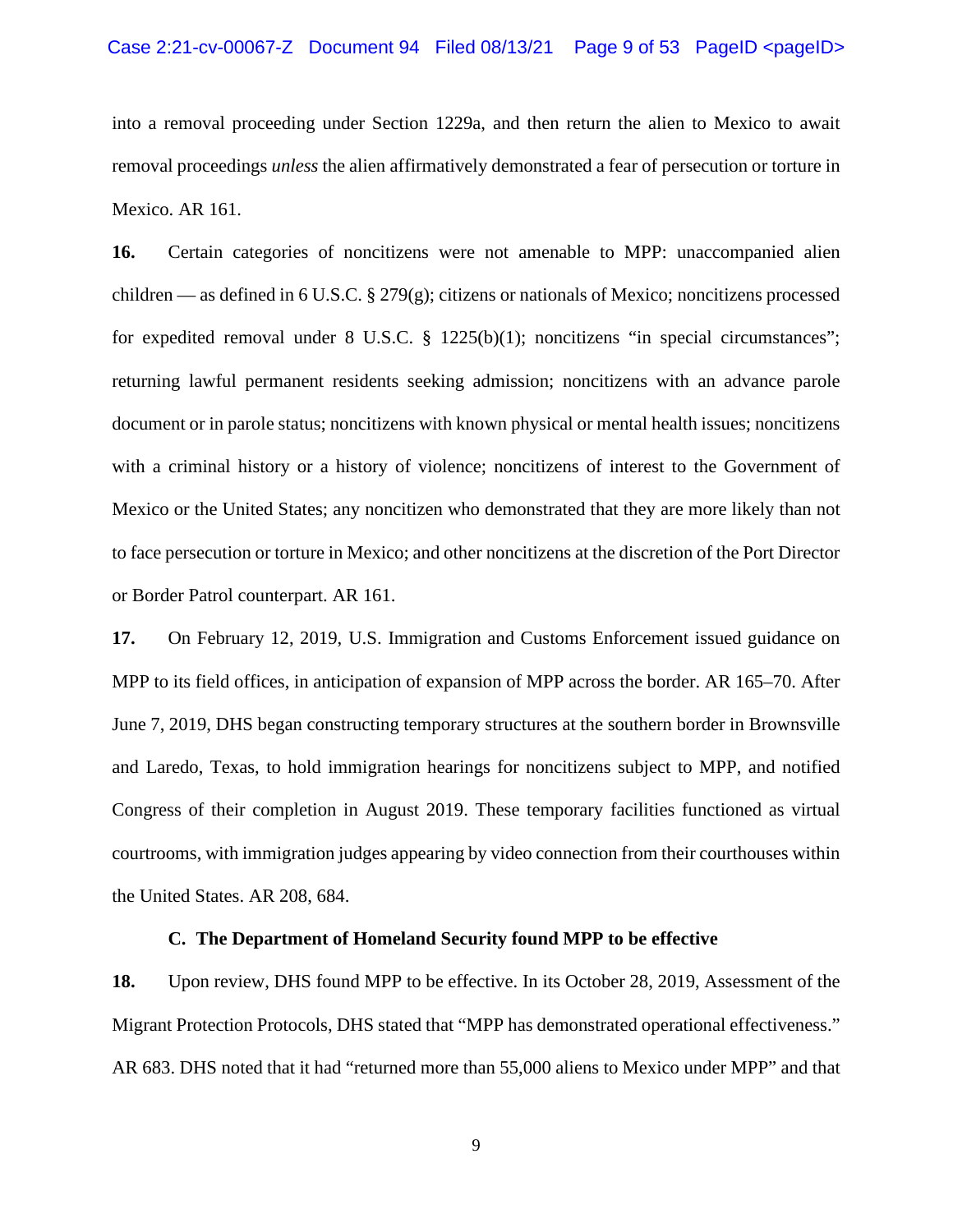into a removal proceeding under Section 1229a, and then return the alien to Mexico to await removal proceedings *unless* the alien affirmatively demonstrated a fear of persecution or torture in Mexico. AR 161.

**16.** Certain categories of noncitizens were not amenable to MPP: unaccompanied alien children — as defined in 6 U.S.C. § 279(g); citizens or nationals of Mexico; noncitizens processed for expedited removal under 8 U.S.C. § 1225(b)(1); noncitizens "in special circumstances"; returning lawful permanent residents seeking admission; noncitizens with an advance parole document or in parole status; noncitizens with known physical or mental health issues; noncitizens with a criminal history or a history of violence; noncitizens of interest to the Government of Mexico or the United States; any noncitizen who demonstrated that they are more likely than not to face persecution or torture in Mexico; and other noncitizens at the discretion of the Port Director or Border Patrol counterpart. AR 161.

**17.** On February 12, 2019, U.S. Immigration and Customs Enforcement issued guidance on MPP to its field offices, in anticipation of expansion of MPP across the border. AR 165–70. After June 7, 2019, DHS began constructing temporary structures at the southern border in Brownsville and Laredo, Texas, to hold immigration hearings for noncitizens subject to MPP, and notified Congress of their completion in August 2019. These temporary facilities functioned as virtual courtrooms, with immigration judges appearing by video connection from their courthouses within the United States. AR 208, 684.

### C. The Department of Homeland Security found MPP to be effective

**18.** Upon review, DHS found MPP to be effective. In its October 28, 2019, Assessment of the Migrant Protection Protocols, DHS stated that "MPP has demonstrated operational effectiveness." AR 683. DHS noted that it had "returned more than 55,000 aliens to Mexico under MPP" and that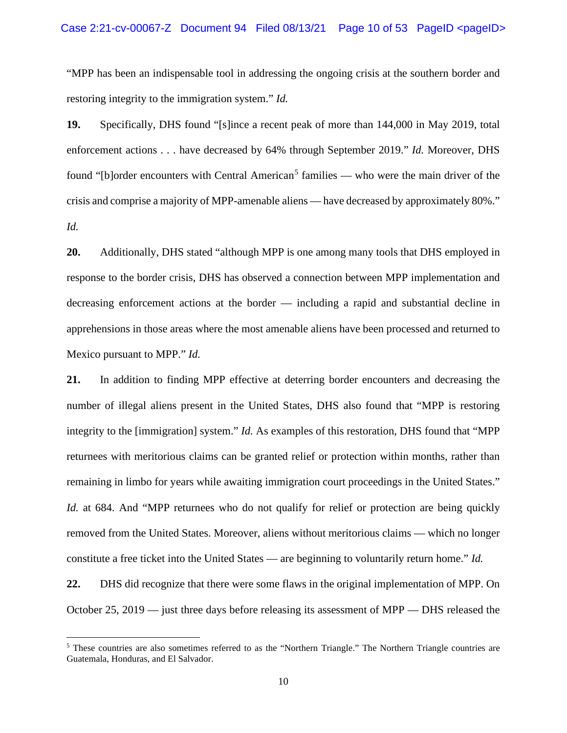"MPP has been an indispensable tool in addressing the ongoing crisis at the southern border and restoring integrity to the immigration system." *Id.*

**19.** Specifically, DHS found "[s]ince a recent peak of more than 144,000 in May 2019, total enforcement actions . . . have decreased by 64% through September 2019." *Id.* Moreover, DHS found "[b]order encounters with Central American[5] families — who were the main driver of the crisis and comprise a majority of MPP-amenable aliens — have decreased by approximately 80%." *Id.*

**20.** Additionally, DHS stated "although MPP is one among many tools that DHS employed in response to the border crisis, DHS has observed a connection between MPP implementation and decreasing enforcement actions at the border — including a rapid and substantial decline in apprehensions in those areas where the most amenable aliens have been processed and returned to Mexico pursuant to MPP." *Id.*

**21.** In addition to finding MPP effective at deterring border encounters and decreasing the number of illegal aliens present in the United States, DHS also found that "MPP is restoring integrity to the [immigration] system." *Id.* As examples of this restoration, DHS found that "MPP returnees with meritorious claims can be granted relief or protection within months, rather than remaining in limbo for years while awaiting immigration court proceedings in the United States." *Id.* at 684. And "MPP returnees who do not qualify for relief or protection are being quickly removed from the United States. Moreover, aliens without meritorious claims — which no longer constitute a free ticket into the United States — are beginning to voluntarily return home." *Id.*

**22.** DHS did recognize that there were some flaws in the original implementation of MPP. On October 25, 2019 — just three days before releasing its assessment of MPP — DHS released the

[5] These countries are also sometimes referred to as the "Northern Triangle." The Northern Triangle countries are Guatemala, Honduras, and El Salvador.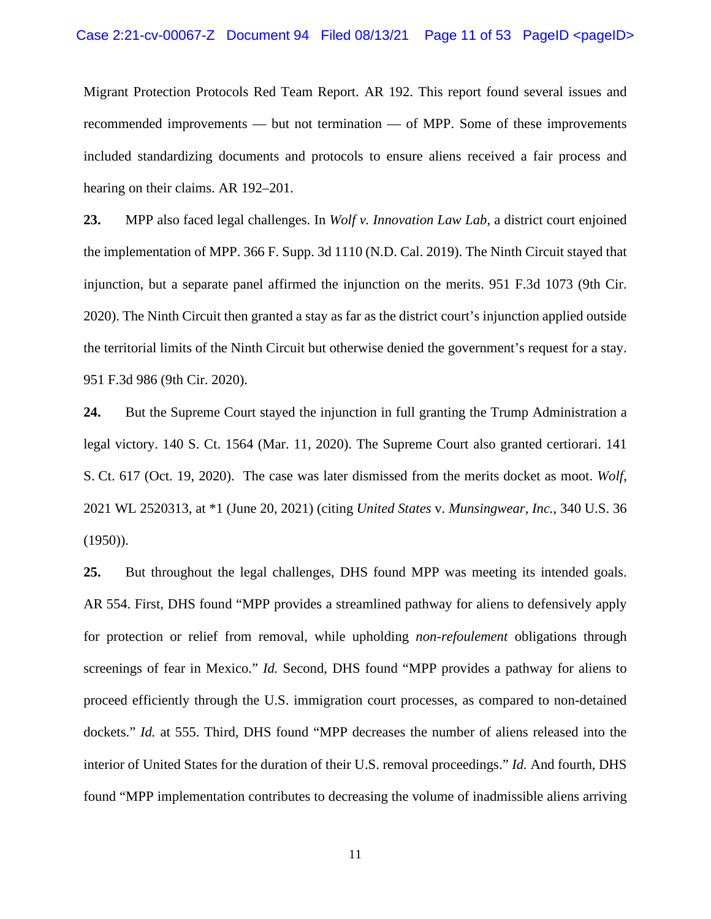Migrant Protection Protocols Red Team Report. AR 192. This report found several issues and recommended improvements — but not termination — of MPP. Some of these improvements included standardizing documents and protocols to ensure aliens received a fair process and hearing on their claims. AR 192–201.

**23.** MPP also faced legal challenges. In *Wolf v. Innovation Law Lab*, a district court enjoined the implementation of MPP. 366 F. Supp. 3d 1110 (N.D. Cal. 2019). The Ninth Circuit stayed that injunction, but a separate panel affirmed the injunction on the merits. 951 F.3d 1073 (9th Cir. 2020). The Ninth Circuit then granted a stay as far as the district court's injunction applied outside the territorial limits of the Ninth Circuit but otherwise denied the government's request for a stay. 951 F.3d 986 (9th Cir. 2020).

**24.** But the Supreme Court stayed the injunction in full granting the Trump Administration a legal victory. 140 S. Ct. 1564 (Mar. 11, 2020). The Supreme Court also granted certiorari. 141 S. Ct. 617 (Oct. 19, 2020). The case was later dismissed from the merits docket as moot. *Wolf*, 2021 WL 2520313, at *1 (June 20, 2021) (citing *United States* v. *Munsingwear, Inc.*, 340 U.S. 36 (1950)).

**25.** But throughout the legal challenges, DHS found MPP was meeting its intended goals. AR 554. First, DHS found "MPP provides a streamlined pathway for aliens to defensively apply for protection or relief from removal, while upholding *non-refoulement* obligations through screenings of fear in Mexico." *Id.* Second, DHS found "MPP provides a pathway for aliens to proceed efficiently through the U.S. immigration court processes, as compared to non-detained dockets." *Id.* at 555. Third, DHS found "MPP decreases the number of aliens released into the interior of United States for the duration of their U.S. removal proceedings." *Id.* And fourth, DHS found "MPP implementation contributes to decreasing the volume of inadmissible aliens arriving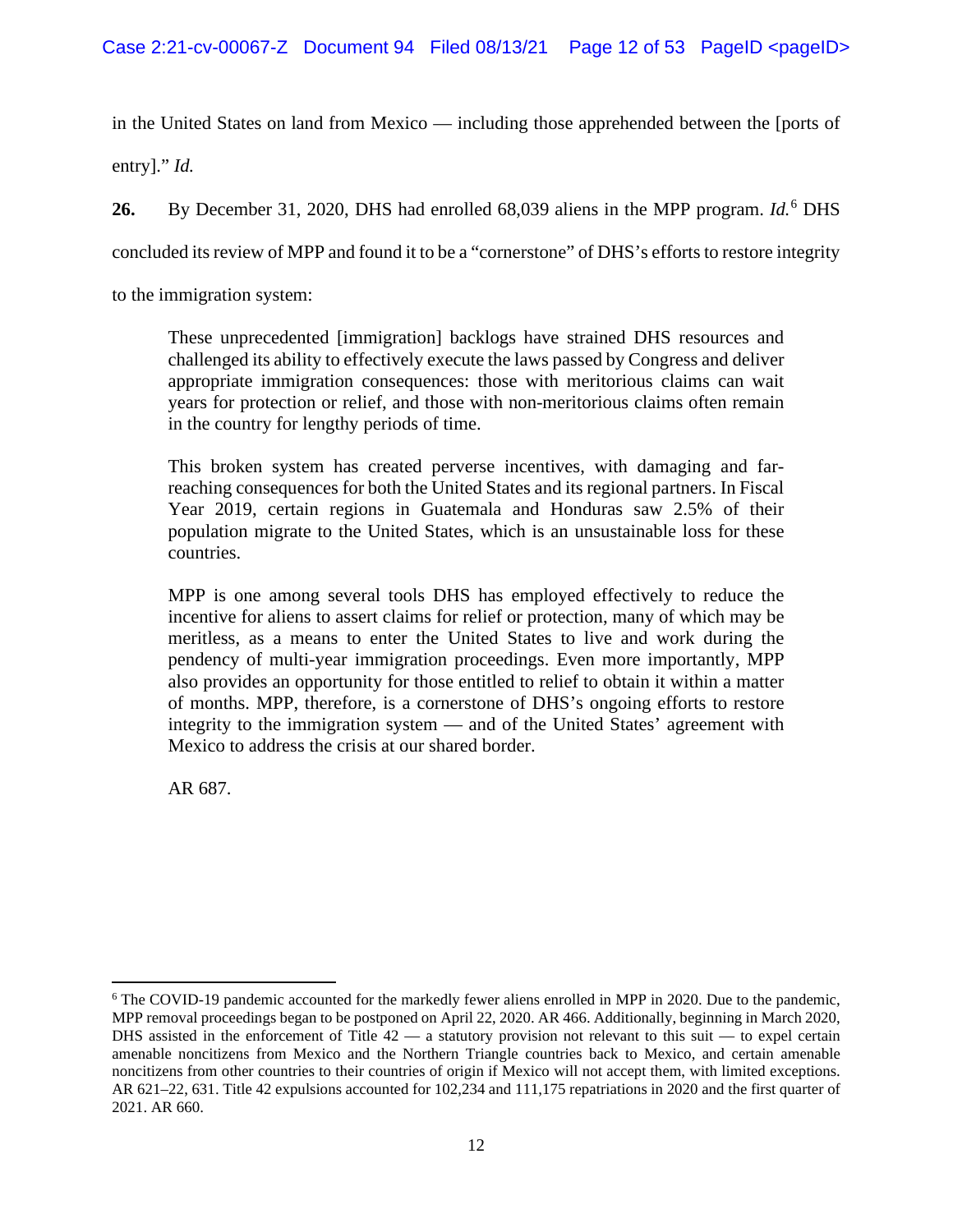in the United States on land from Mexico — including those apprehended between the [ports of entry]." *Id.*

**26.** By December 31, 2020, DHS had enrolled 68,039 aliens in the MPP program. *Id.*[6] DHS concluded its review of MPP and found it to be a "cornerstone" of DHS's efforts to restore integrity to the immigration system:

> These unprecedented [immigration] backlogs have strained DHS resources and challenged its ability to effectively execute the laws passed by Congress and deliver appropriate immigration consequences: those with meritorious claims can wait years for protection or relief, and those with non-meritorious claims often remain in the country for lengthy periods of time.
>
> This broken system has created perverse incentives, with damaging and far-reaching consequences for both the United States and its regional partners. In Fiscal Year 2019, certain regions in Guatemala and Honduras saw 2.5% of their population migrate to the United States, which is an unsustainable loss for these countries.
>
> MPP is one among several tools DHS has employed effectively to reduce the incentive for aliens to assert claims for relief or protection, many of which may be meritless, as a means to enter the United States to live and work during the pendency of multi-year immigration proceedings. Even more importantly, MPP also provides an opportunity for those entitled to relief to obtain it within a matter of months. MPP, therefore, is a cornerstone of DHS's ongoing efforts to restore integrity to the immigration system — and of the United States' agreement with Mexico to address the crisis at our shared border.
>
> AR 687.

---

[6] The COVID-19 pandemic accounted for the markedly fewer aliens enrolled in MPP in 2020. Due to the pandemic, MPP removal proceedings began to be postponed on April 22, 2020. AR 466. Additionally, beginning in March 2020, DHS assisted in the enforcement of Title 42 — a statutory provision not relevant to this suit — to expel certain amenable noncitizens from Mexico and the Northern Triangle countries back to Mexico, and certain amenable noncitizens from other countries to their countries of origin if Mexico will not accept them, with limited exceptions. AR 621–22, 631. Title 42 expulsions accounted for 102,234 and 111,175 repatriations in 2020 and the first quarter of 2021. AR 660.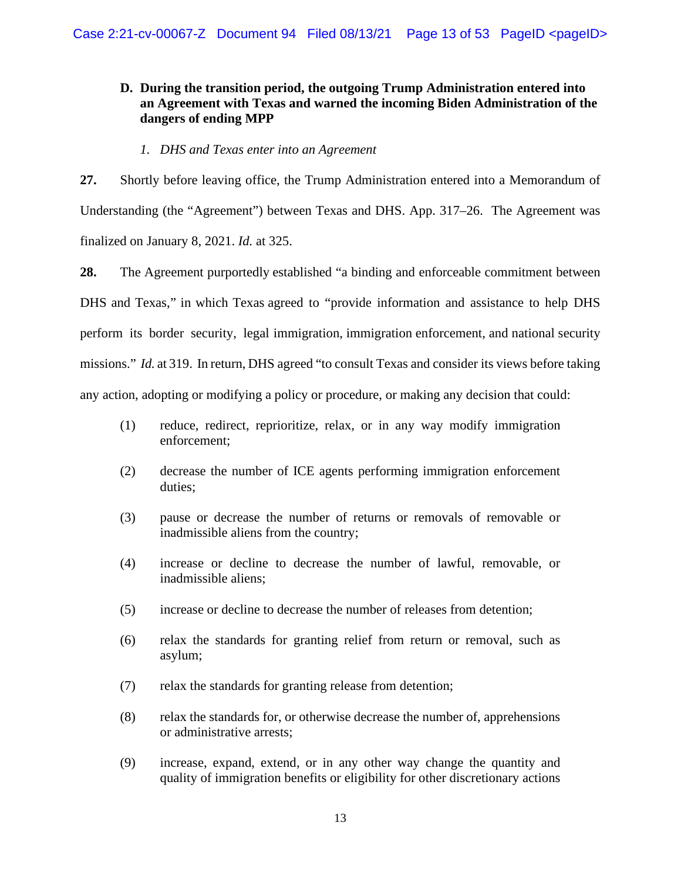### D. During the transition period, the outgoing Trump Administration entered into an Agreement with Texas and warned the incoming Biden Administration of the dangers of ending MPP

#### *1. DHS and Texas enter into an Agreement*

**27.** Shortly before leaving office, the Trump Administration entered into a Memorandum of Understanding (the "Agreement") between Texas and DHS. App. 317–26. The Agreement was finalized on January 8, 2021. *Id.* at 325.

**28.** The Agreement purportedly established "a binding and enforceable commitment between DHS and Texas," in which Texas agreed to "provide information and assistance to help DHS perform its border security, legal immigration, immigration enforcement, and national security missions." *Id.* at 319. In return, DHS agreed "to consult Texas and consider its views before taking any action, adopting or modifying a policy or procedure, or making any decision that could:

> (1) reduce, redirect, reprioritize, relax, or in any way modify immigration enforcement;
>
> (2) decrease the number of ICE agents performing immigration enforcement duties;
>
> (3) pause or decrease the number of returns or removals of removable or inadmissible aliens from the country;
>
> (4) increase or decline to decrease the number of lawful, removable, or inadmissible aliens;
>
> (5) increase or decline to decrease the number of releases from detention;
>
> (6) relax the standards for granting relief from return or removal, such as asylum;
>
> (7) relax the standards for granting release from detention;
>
> (8) relax the standards for, or otherwise decrease the number of, apprehensions or administrative arrests;
>
> (9) increase, expand, extend, or in any other way change the quantity and quality of immigration benefits or eligibility for other discretionary actions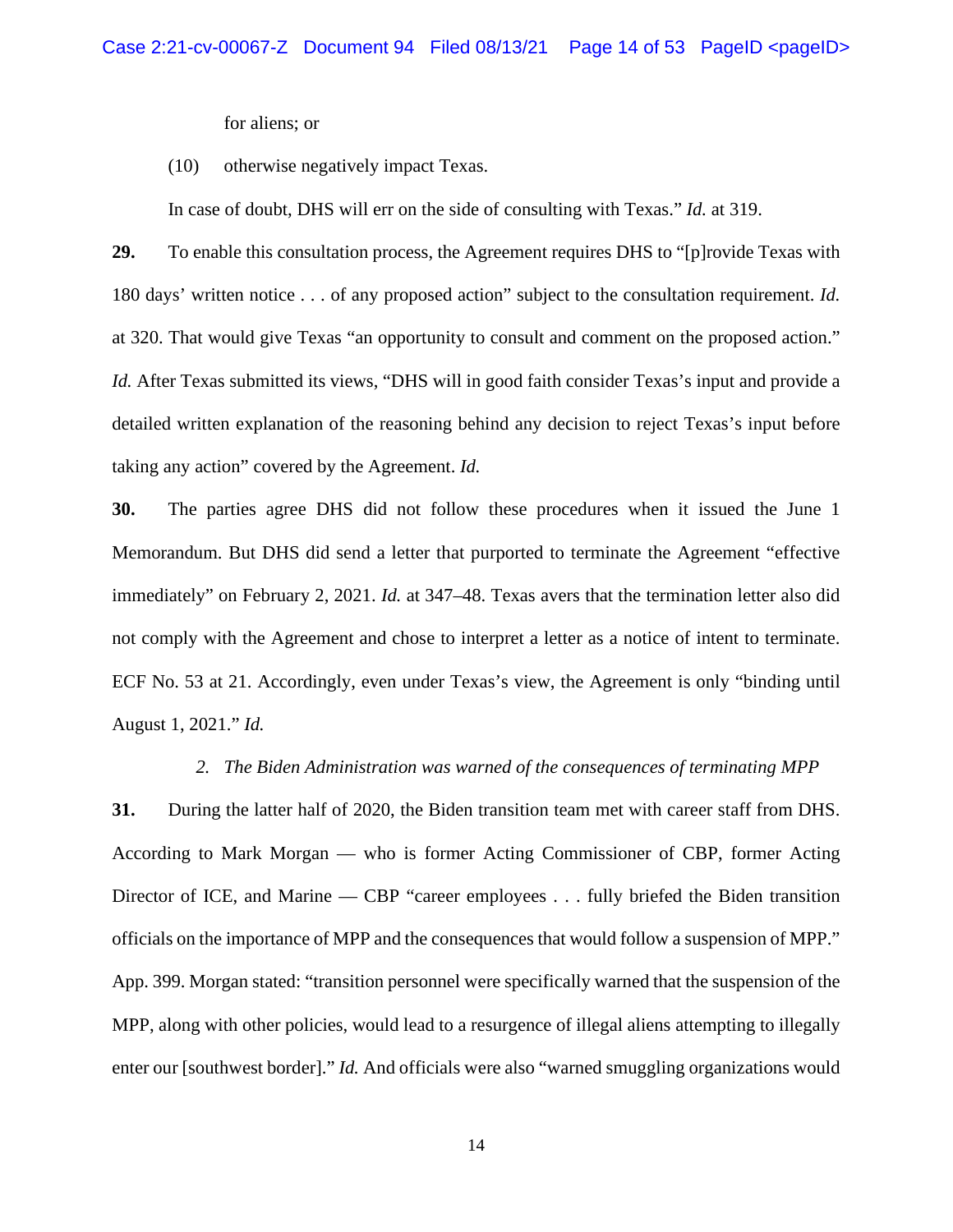for aliens; or

(10) otherwise negatively impact Texas.

In case of doubt, DHS will err on the side of consulting with Texas." *Id.* at 319.

**29.** To enable this consultation process, the Agreement requires DHS to "[p]rovide Texas with 180 days' written notice . . . of any proposed action" subject to the consultation requirement. *Id.* at 320. That would give Texas "an opportunity to consult and comment on the proposed action." *Id.* After Texas submitted its views, "DHS will in good faith consider Texas's input and provide a detailed written explanation of the reasoning behind any decision to reject Texas's input before taking any action" covered by the Agreement. *Id.*

**30.** The parties agree DHS did not follow these procedures when it issued the June 1 Memorandum. But DHS did send a letter that purported to terminate the Agreement "effective immediately" on February 2, 2021. *Id.* at 347–48. Texas avers that the termination letter also did not comply with the Agreement and chose to interpret a letter as a notice of intent to terminate. ECF No. 53 at 21. Accordingly, even under Texas's view, the Agreement is only "binding until August 1, 2021." *Id.*

*2. The Biden Administration was warned of the consequences of terminating MPP*

**31.** During the latter half of 2020, the Biden transition team met with career staff from DHS. According to Mark Morgan — who is former Acting Commissioner of CBP, former Acting Director of ICE, and Marine — CBP "career employees . . . fully briefed the Biden transition officials on the importance of MPP and the consequences that would follow a suspension of MPP." App. 399. Morgan stated: "transition personnel were specifically warned that the suspension of the MPP, along with other policies, would lead to a resurgence of illegal aliens attempting to illegally enter our [southwest border]." *Id.* And officials were also "warned smuggling organizations would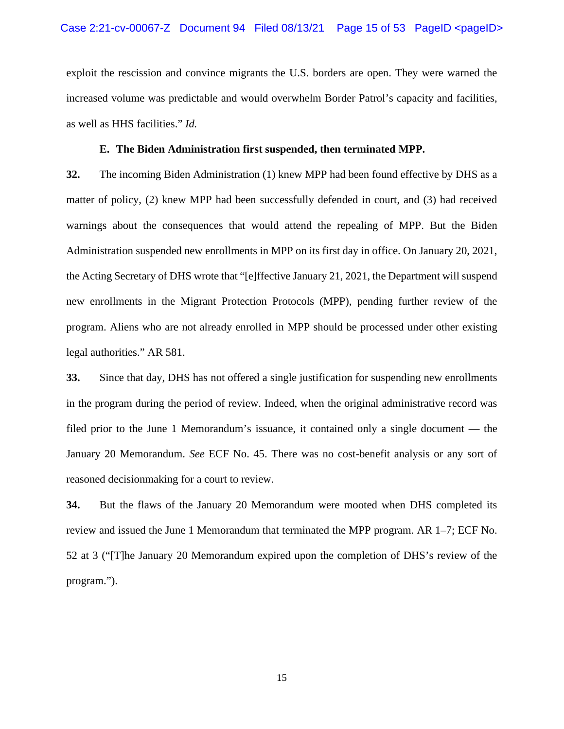exploit the rescission and convince migrants the U.S. borders are open. They were warned the increased volume was predictable and would overwhelm Border Patrol's capacity and facilities, as well as HHS facilities." *Id.*

### E. The Biden Administration first suspended, then terminated MPP.

**32.** The incoming Biden Administration (1) knew MPP had been found effective by DHS as a matter of policy, (2) knew MPP had been successfully defended in court, and (3) had received warnings about the consequences that would attend the repealing of MPP. But the Biden Administration suspended new enrollments in MPP on its first day in office. On January 20, 2021, the Acting Secretary of DHS wrote that "[e]ffective January 21, 2021, the Department will suspend new enrollments in the Migrant Protection Protocols (MPP), pending further review of the program. Aliens who are not already enrolled in MPP should be processed under other existing legal authorities." AR 581.

**33.** Since that day, DHS has not offered a single justification for suspending new enrollments in the program during the period of review. Indeed, when the original administrative record was filed prior to the June 1 Memorandum's issuance, it contained only a single document — the January 20 Memorandum. *See* ECF No. 45. There was no cost-benefit analysis or any sort of reasoned decisionmaking for a court to review.

**34.** But the flaws of the January 20 Memorandum were mooted when DHS completed its review and issued the June 1 Memorandum that terminated the MPP program. AR 1–7; ECF No. 52 at 3 ("[T]he January 20 Memorandum expired upon the completion of DHS's review of the program.").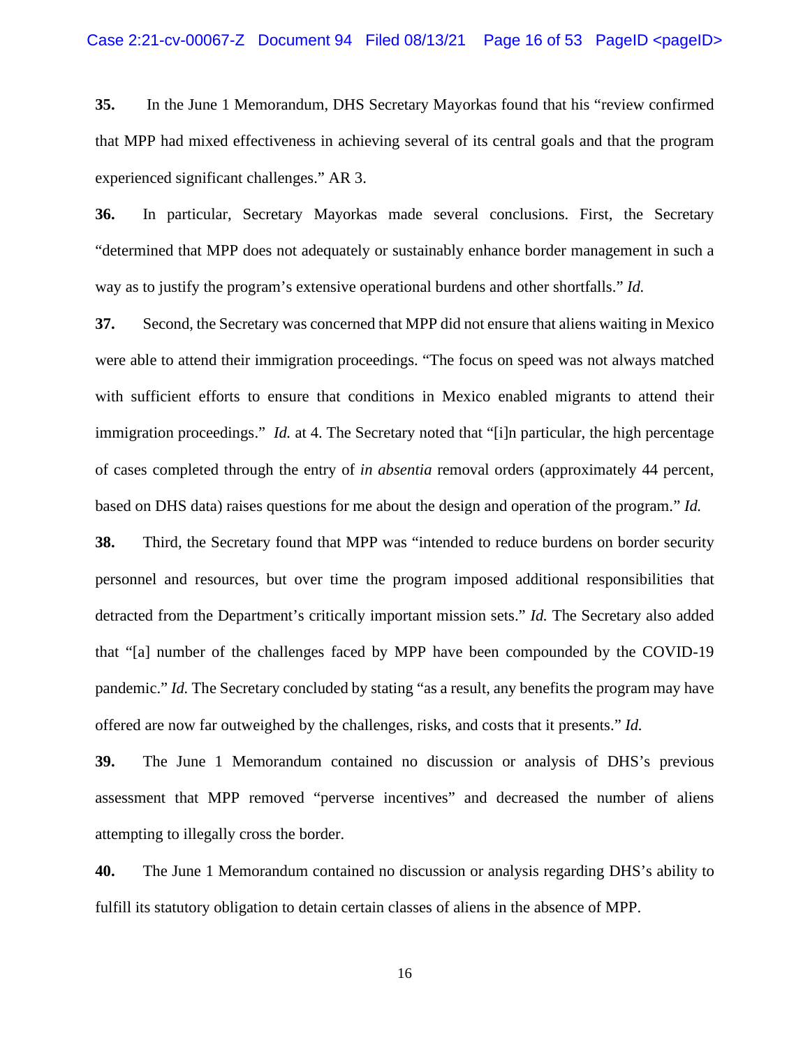**35.** In the June 1 Memorandum, DHS Secretary Mayorkas found that his "review confirmed that MPP had mixed effectiveness in achieving several of its central goals and that the program experienced significant challenges." AR 3.

**36.** In particular, Secretary Mayorkas made several conclusions. First, the Secretary "determined that MPP does not adequately or sustainably enhance border management in such a way as to justify the program's extensive operational burdens and other shortfalls." *Id.*

**37.** Second, the Secretary was concerned that MPP did not ensure that aliens waiting in Mexico were able to attend their immigration proceedings. "The focus on speed was not always matched with sufficient efforts to ensure that conditions in Mexico enabled migrants to attend their immigration proceedings." *Id.* at 4. The Secretary noted that "[i]n particular, the high percentage of cases completed through the entry of *in absentia* removal orders (approximately 44 percent, based on DHS data) raises questions for me about the design and operation of the program." *Id.*

**38.** Third, the Secretary found that MPP was "intended to reduce burdens on border security personnel and resources, but over time the program imposed additional responsibilities that detracted from the Department's critically important mission sets." *Id.* The Secretary also added that "[a] number of the challenges faced by MPP have been compounded by the COVID-19 pandemic." *Id.* The Secretary concluded by stating "as a result, any benefits the program may have offered are now far outweighed by the challenges, risks, and costs that it presents." *Id.*

**39.** The June 1 Memorandum contained no discussion or analysis of DHS's previous assessment that MPP removed "perverse incentives" and decreased the number of aliens attempting to illegally cross the border.

**40.** The June 1 Memorandum contained no discussion or analysis regarding DHS's ability to fulfill its statutory obligation to detain certain classes of aliens in the absence of MPP.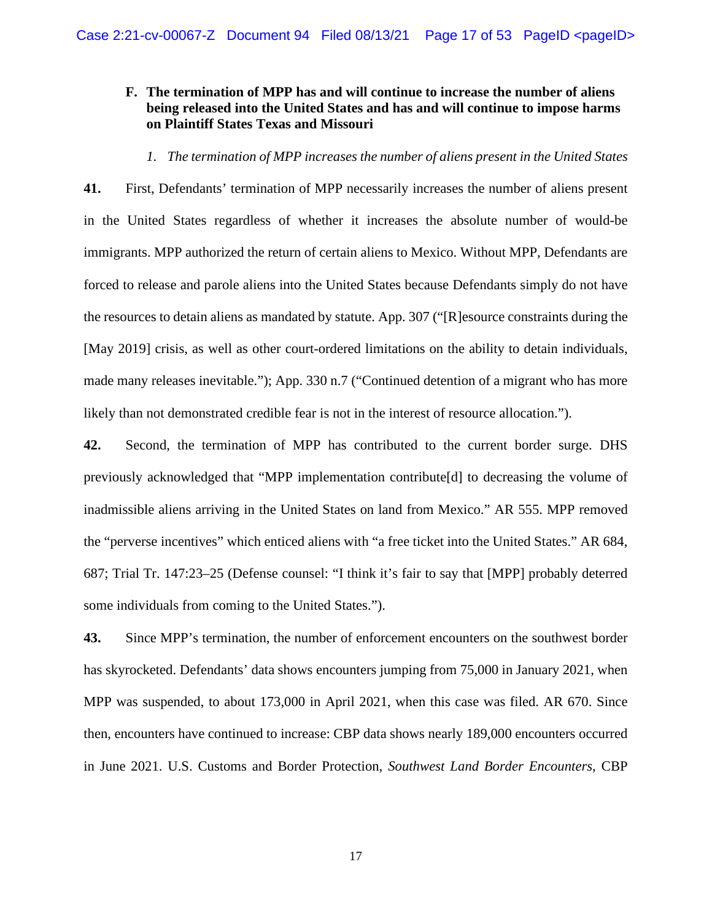### F. The termination of MPP has and will continue to increase the number of aliens being released into the United States and has and will continue to impose harms on Plaintiff States Texas and Missouri

*1. The termination of MPP increases the number of aliens present in the United States*

**41.** First, Defendants' termination of MPP necessarily increases the number of aliens present in the United States regardless of whether it increases the absolute number of would-be immigrants. MPP authorized the return of certain aliens to Mexico. Without MPP, Defendants are forced to release and parole aliens into the United States because Defendants simply do not have the resources to detain aliens as mandated by statute. App. 307 ("[R]esource constraints during the [May 2019] crisis, as well as other court-ordered limitations on the ability to detain individuals, made many releases inevitable."); App. 330 n.7 ("Continued detention of a migrant who has more likely than not demonstrated credible fear is not in the interest of resource allocation.").

**42.** Second, the termination of MPP has contributed to the current border surge. DHS previously acknowledged that "MPP implementation contribute[d] to decreasing the volume of inadmissible aliens arriving in the United States on land from Mexico." AR 555. MPP removed the "perverse incentives" which enticed aliens with "a free ticket into the United States." AR 684, 687; Trial Tr. 147:23–25 (Defense counsel: "I think it's fair to say that [MPP] probably deterred some individuals from coming to the United States.").

**43.** Since MPP's termination, the number of enforcement encounters on the southwest border has skyrocketed. Defendants' data shows encounters jumping from 75,000 in January 2021, when MPP was suspended, to about 173,000 in April 2021, when this case was filed. AR 670. Since then, encounters have continued to increase: CBP data shows nearly 189,000 encounters occurred in June 2021. U.S. Customs and Border Protection, *Southwest Land Border Encounters*, CBP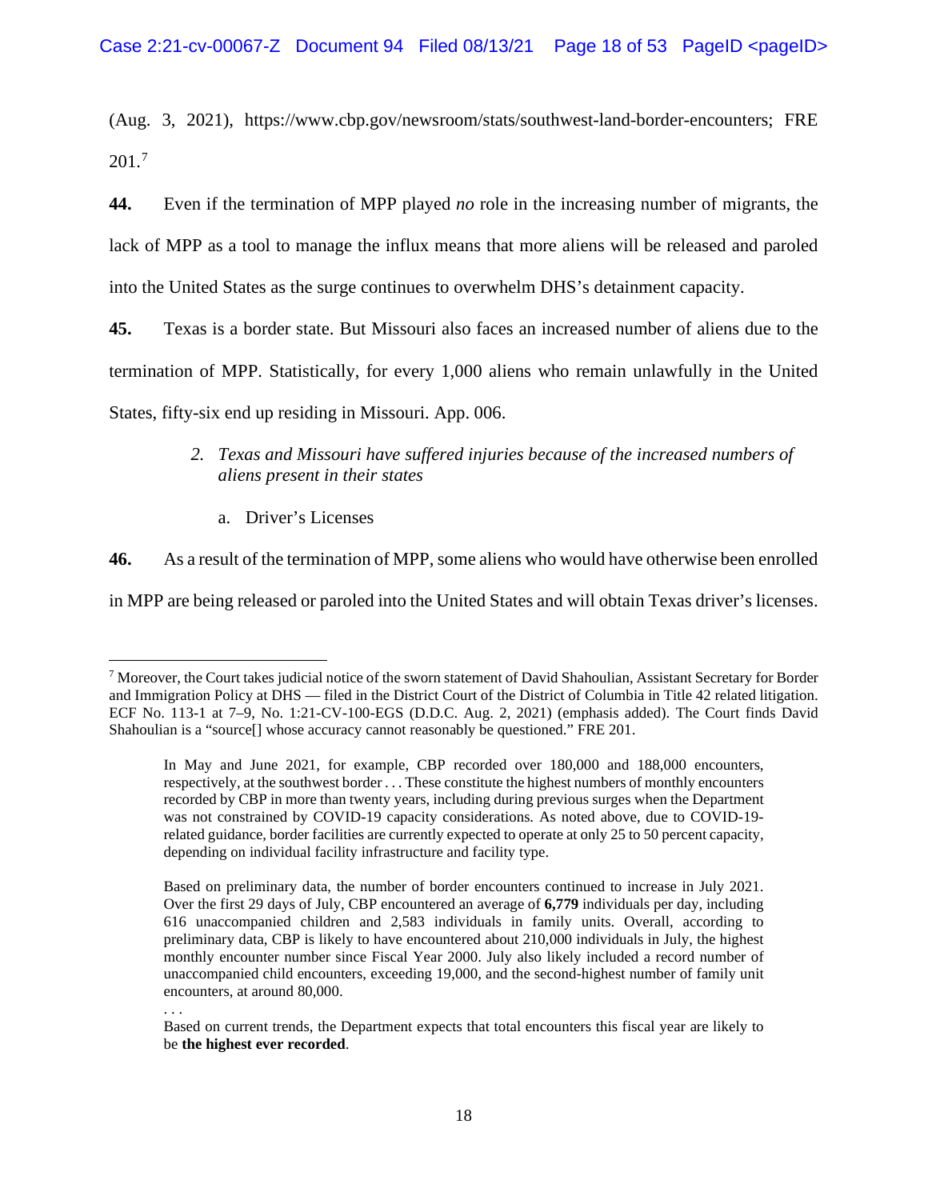(Aug. 3, 2021), https://www.cbp.gov/newsroom/stats/southwest-land-border-encounters; FRE 201.[7]

**44.** Even if the termination of MPP played *no* role in the increasing number of migrants, the lack of MPP as a tool to manage the influx means that more aliens will be released and paroled into the United States as the surge continues to overwhelm DHS's detainment capacity.

**45.** Texas is a border state. But Missouri also faces an increased number of aliens due to the termination of MPP. Statistically, for every 1,000 aliens who remain unlawfully in the United States, fifty-six end up residing in Missouri. App. 006.

*2. Texas and Missouri have suffered injuries because of the increased numbers of aliens present in their states*

a. Driver's Licenses

**46.** As a result of the termination of MPP, some aliens who would have otherwise been enrolled in MPP are being released or paroled into the United States and will obtain Texas driver's licenses.

---

[7] Moreover, the Court takes judicial notice of the sworn statement of David Shahoulian, Assistant Secretary for Border and Immigration Policy at DHS — filed in the District Court of the District of Columbia in Title 42 related litigation. ECF No. 113-1 at 7–9, No. 1:21-CV-100-EGS (D.D.C. Aug. 2, 2021) (emphasis added). The Court finds David Shahoulian is a "source[] whose accuracy cannot reasonably be questioned." FRE 201.

> In May and June 2021, for example, CBP recorded over 180,000 and 188,000 encounters, respectively, at the southwest border . . . These constitute the highest numbers of monthly encounters recorded by CBP in more than twenty years, including during previous surges when the Department was not constrained by COVID-19 capacity considerations. As noted above, due to COVID-19-related guidance, border facilities are currently expected to operate at only 25 to 50 percent capacity, depending on individual facility infrastructure and facility type.
>
> Based on preliminary data, the number of border encounters continued to increase in July 2021. Over the first 29 days of July, CBP encountered an average of **6,779** individuals per day, including 616 unaccompanied children and 2,583 individuals in family units. Overall, according to preliminary data, CBP is likely to have encountered about 210,000 individuals in July, the highest monthly encounter number since Fiscal Year 2000. July also likely included a record number of unaccompanied child encounters, exceeding 19,000, and the second-highest number of family unit encounters, at around 80,000.
>
> . . .
>
> Based on current trends, the Department expects that total encounters this fiscal year are likely to be **the highest ever recorded**.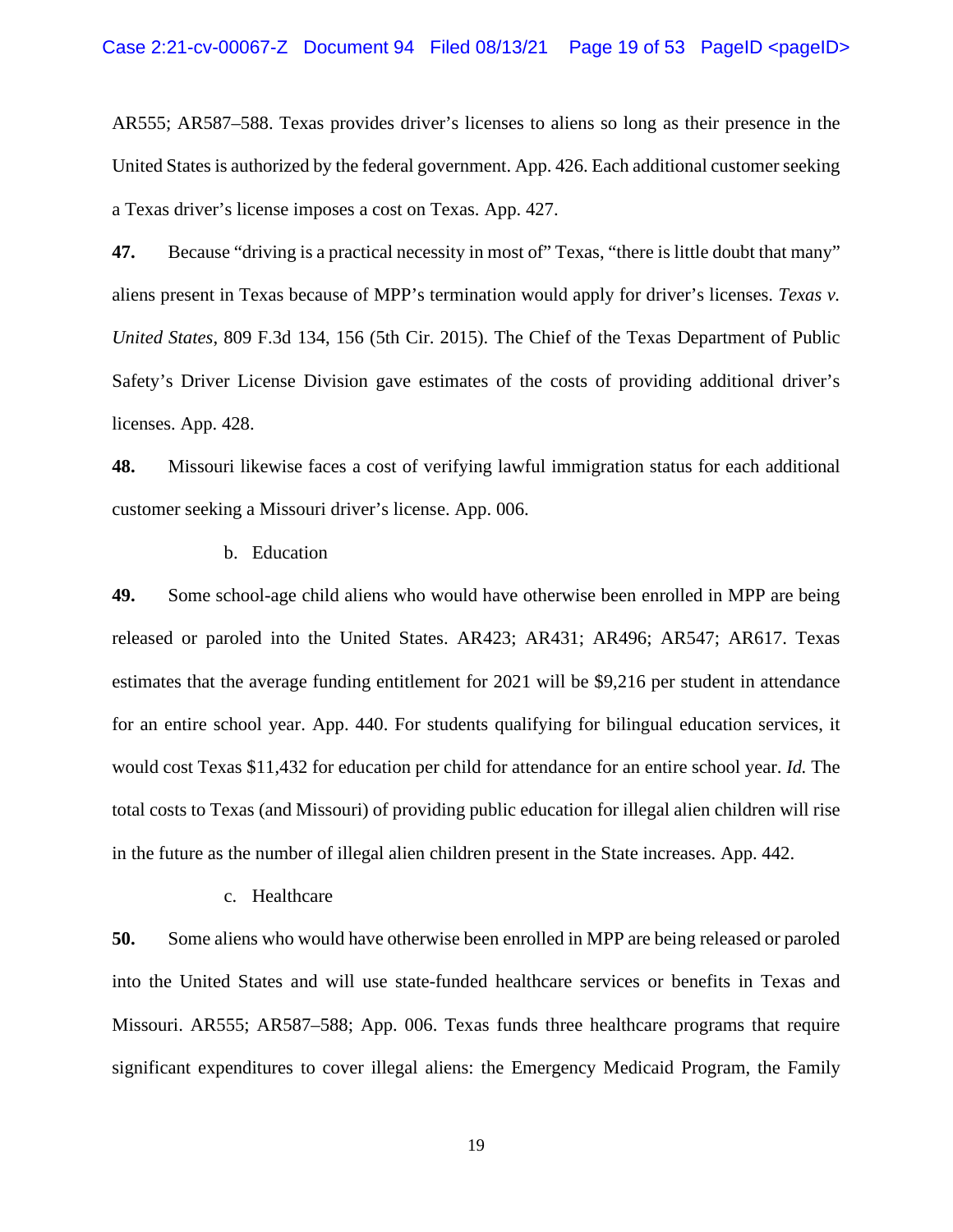AR555; AR587–588. Texas provides driver's licenses to aliens so long as their presence in the United States is authorized by the federal government. App. 426. Each additional customer seeking a Texas driver's license imposes a cost on Texas. App. 427.

**47.** Because "driving is a practical necessity in most of" Texas, "there is little doubt that many" aliens present in Texas because of MPP's termination would apply for driver's licenses. *Texas v. United States*, 809 F.3d 134, 156 (5th Cir. 2015). The Chief of the Texas Department of Public Safety's Driver License Division gave estimates of the costs of providing additional driver's licenses. App. 428.

**48.** Missouri likewise faces a cost of verifying lawful immigration status for each additional customer seeking a Missouri driver's license. App. 006.

b. Education

**49.** Some school-age child aliens who would have otherwise been enrolled in MPP are being released or paroled into the United States. AR423; AR431; AR496; AR547; AR617. Texas estimates that the average funding entitlement for 2021 will be $9,216 per student in attendance for an entire school year. App. 440. For students qualifying for bilingual education services, it would cost Texas $11,432 for education per child for attendance for an entire school year. *Id.* The total costs to Texas (and Missouri) of providing public education for illegal alien children will rise in the future as the number of illegal alien children present in the State increases. App. 442.

c. Healthcare

**50.** Some aliens who would have otherwise been enrolled in MPP are being released or paroled into the United States and will use state-funded healthcare services or benefits in Texas and Missouri. AR555; AR587–588; App. 006. Texas funds three healthcare programs that require significant expenditures to cover illegal aliens: the Emergency Medicaid Program, the Family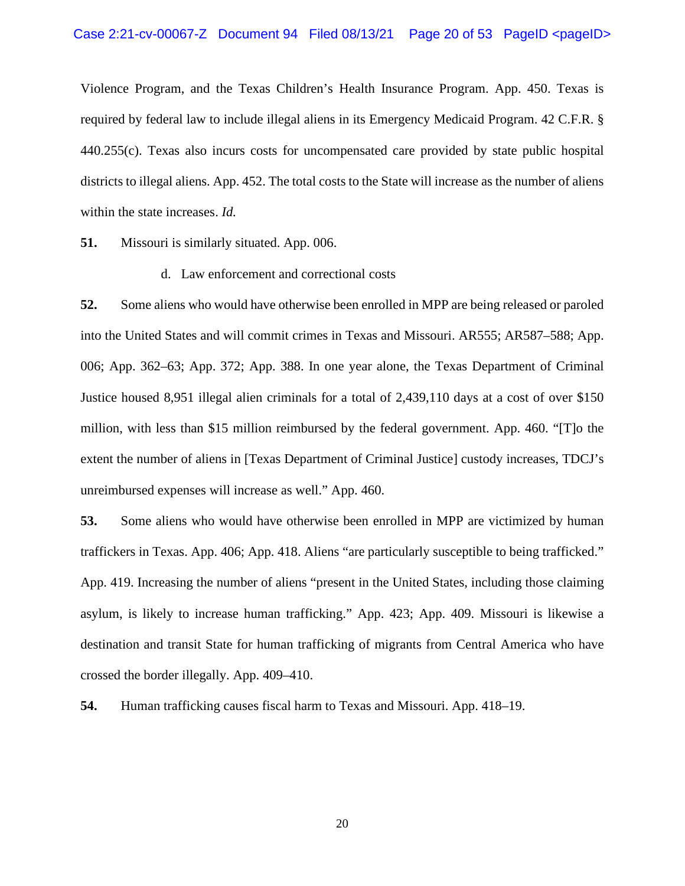Violence Program, and the Texas Children's Health Insurance Program. App. 450. Texas is required by federal law to include illegal aliens in its Emergency Medicaid Program. 42 C.F.R. § 440.255(c). Texas also incurs costs for uncompensated care provided by state public hospital districts to illegal aliens. App. 452. The total costs to the State will increase as the number of aliens within the state increases. *Id.*

**51.** Missouri is similarly situated. App. 006.

d. Law enforcement and correctional costs

**52.** Some aliens who would have otherwise been enrolled in MPP are being released or paroled into the United States and will commit crimes in Texas and Missouri. AR555; AR587–588; App. 006; App. 362–63; App. 372; App. 388. In one year alone, the Texas Department of Criminal Justice housed 8,951 illegal alien criminals for a total of 2,439,110 days at a cost of over $150 million, with less than $15 million reimbursed by the federal government. App. 460. "[T]o the extent the number of aliens in [Texas Department of Criminal Justice] custody increases, TDCJ's unreimbursed expenses will increase as well." App. 460.

**53.** Some aliens who would have otherwise been enrolled in MPP are victimized by human traffickers in Texas. App. 406; App. 418. Aliens "are particularly susceptible to being trafficked." App. 419. Increasing the number of aliens "present in the United States, including those claiming asylum, is likely to increase human trafficking." App. 423; App. 409. Missouri is likewise a destination and transit State for human trafficking of migrants from Central America who have crossed the border illegally. App. 409–410.

**54.** Human trafficking causes fiscal harm to Texas and Missouri. App. 418–19.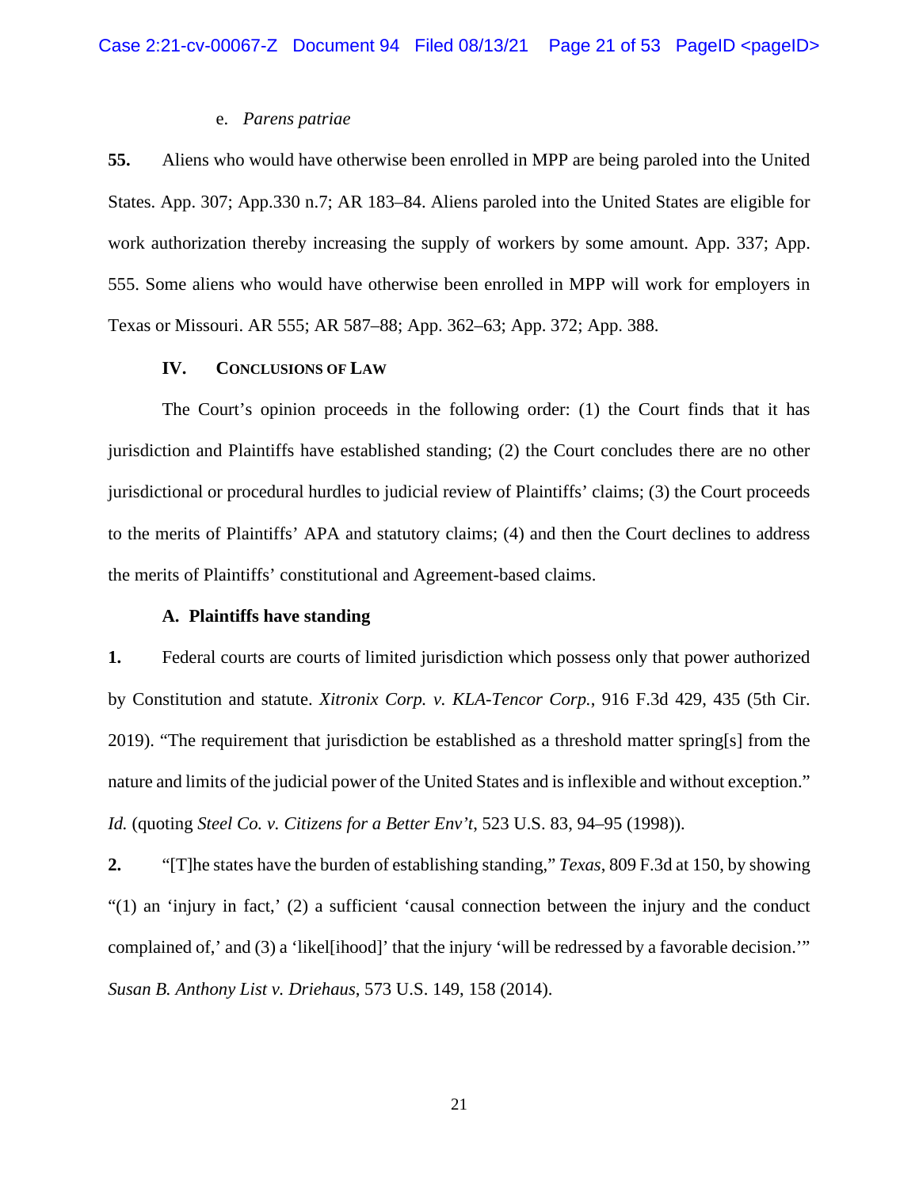e. *Parens patriae*

**55.** Aliens who would have otherwise been enrolled in MPP are being paroled into the United States. App. 307; App.330 n.7; AR 183–84. Aliens paroled into the United States are eligible for work authorization thereby increasing the supply of workers by some amount. App. 337; App. 555. Some aliens who would have otherwise been enrolled in MPP will work for employers in Texas or Missouri. AR 555; AR 587–88; App. 362–63; App. 372; App. 388.

## IV. CONCLUSIONS OF LAW

The Court's opinion proceeds in the following order: (1) the Court finds that it has jurisdiction and Plaintiffs have established standing; (2) the Court concludes there are no other jurisdictional or procedural hurdles to judicial review of Plaintiffs' claims; (3) the Court proceeds to the merits of Plaintiffs' APA and statutory claims; (4) and then the Court declines to address the merits of Plaintiffs' constitutional and Agreement-based claims.

### A. Plaintiffs have standing

**1.** Federal courts are courts of limited jurisdiction which possess only that power authorized by Constitution and statute. *Xitronix Corp. v. KLA-Tencor Corp.*, 916 F.3d 429, 435 (5th Cir. 2019). "The requirement that jurisdiction be established as a threshold matter spring[s] from the nature and limits of the judicial power of the United States and is inflexible and without exception." *Id.* (quoting *Steel Co. v. Citizens for a Better Env't*, 523 U.S. 83, 94–95 (1998)).

**2.** "[T]he states have the burden of establishing standing," *Texas*, 809 F.3d at 150, by showing "(1) an 'injury in fact,' (2) a sufficient 'causal connection between the injury and the conduct complained of,' and (3) a 'likel[ihood]' that the injury 'will be redressed by a favorable decision.'" *Susan B. Anthony List v. Driehaus*, 573 U.S. 149, 158 (2014).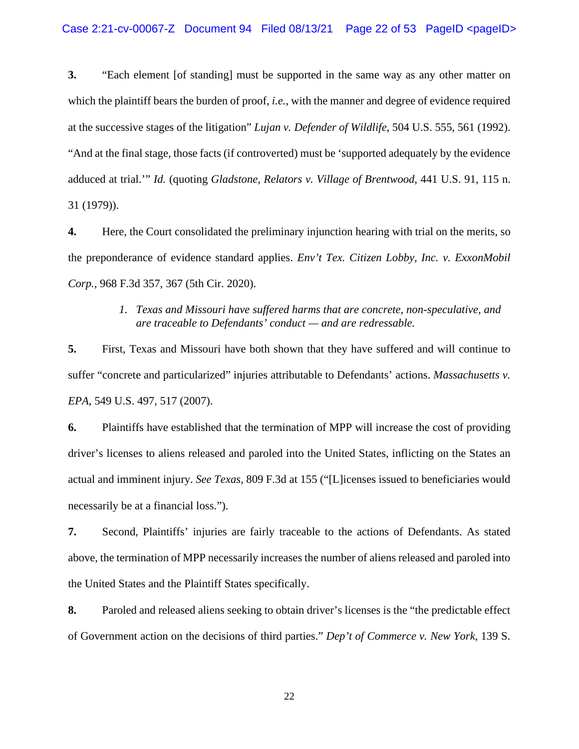**3.** "Each element [of standing] must be supported in the same way as any other matter on which the plaintiff bears the burden of proof, *i.e.*, with the manner and degree of evidence required at the successive stages of the litigation" *Lujan v. Defender of Wildlife*, 504 U.S. 555, 561 (1992). "And at the final stage, those facts (if controverted) must be 'supported adequately by the evidence adduced at trial.'" *Id.* (quoting *Gladstone, Relators v. Village of Brentwood*, 441 U.S. 91, 115 n. 31 (1979)).

**4.** Here, the Court consolidated the preliminary injunction hearing with trial on the merits, so the preponderance of evidence standard applies. *Env't Tex. Citizen Lobby, Inc. v. ExxonMobil Corp.*, 968 F.3d 357, 367 (5th Cir. 2020).

*1. Texas and Missouri have suffered harms that are concrete, non-speculative, and are traceable to Defendants' conduct — and are redressable.*

**5.** First, Texas and Missouri have both shown that they have suffered and will continue to suffer "concrete and particularized" injuries attributable to Defendants' actions. *Massachusetts v. EPA*, 549 U.S. 497, 517 (2007).

**6.** Plaintiffs have established that the termination of MPP will increase the cost of providing driver's licenses to aliens released and paroled into the United States, inflicting on the States an actual and imminent injury. *See Texas*, 809 F.3d at 155 ("[L]icenses issued to beneficiaries would necessarily be at a financial loss.").

**7.** Second, Plaintiffs' injuries are fairly traceable to the actions of Defendants. As stated above, the termination of MPP necessarily increases the number of aliens released and paroled into the United States and the Plaintiff States specifically.

**8.** Paroled and released aliens seeking to obtain driver's licenses is the "the predictable effect of Government action on the decisions of third parties." *Dep't of Commerce v. New York*, 139 S.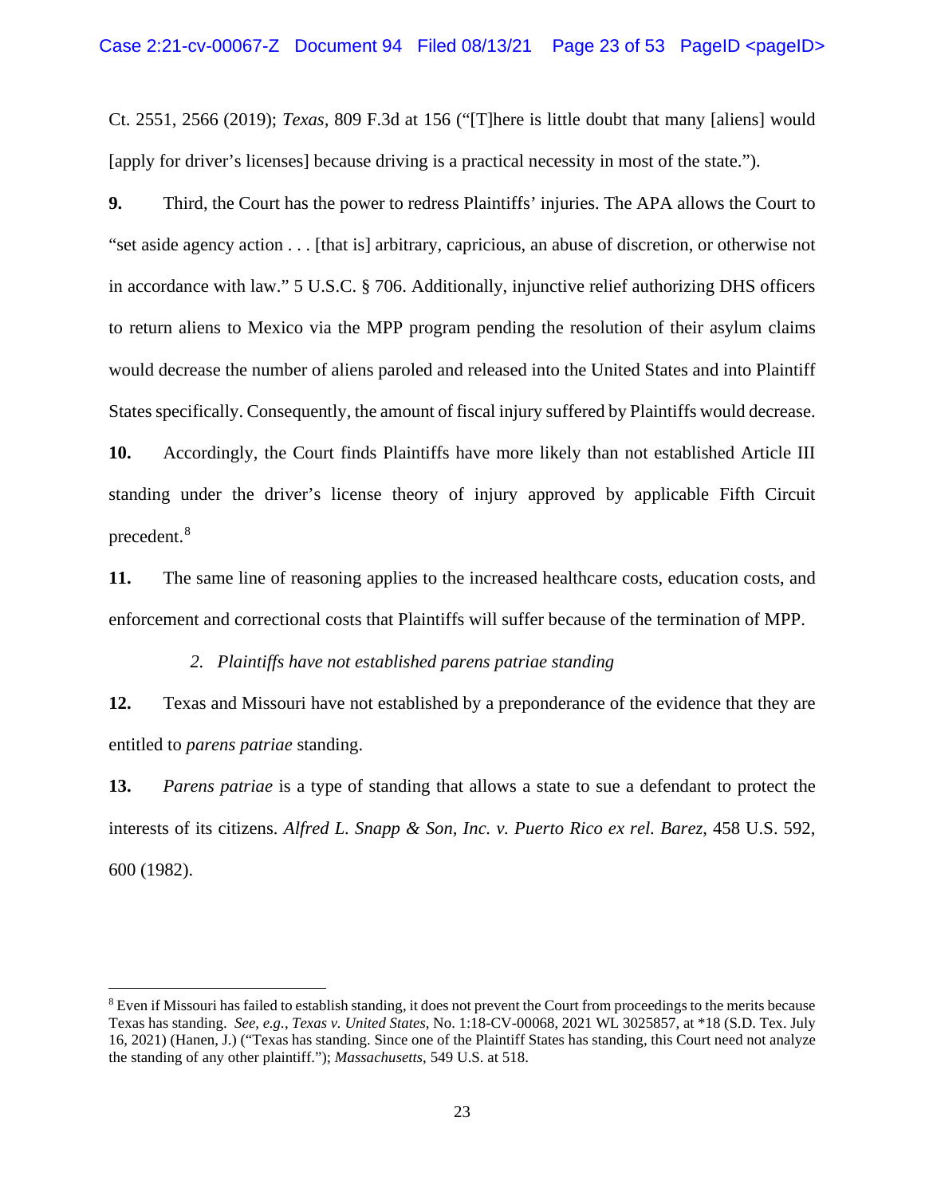Ct. 2551, 2566 (2019); *Texas*, 809 F.3d at 156 ("[T]here is little doubt that many [aliens] would [apply for driver's licenses] because driving is a practical necessity in most of the state.").

**9.** Third, the Court has the power to redress Plaintiffs' injuries. The APA allows the Court to "set aside agency action . . . [that is] arbitrary, capricious, an abuse of discretion, or otherwise not in accordance with law." 5 U.S.C. § 706. Additionally, injunctive relief authorizing DHS officers to return aliens to Mexico via the MPP program pending the resolution of their asylum claims would decrease the number of aliens paroled and released into the United States and into Plaintiff States specifically. Consequently, the amount of fiscal injury suffered by Plaintiffs would decrease.

**10.** Accordingly, the Court finds Plaintiffs have more likely than not established Article III standing under the driver's license theory of injury approved by applicable Fifth Circuit precedent.[8]

**11.** The same line of reasoning applies to the increased healthcare costs, education costs, and enforcement and correctional costs that Plaintiffs will suffer because of the termination of MPP.

*2. Plaintiffs have not established parens patriae standing*

**12.** Texas and Missouri have not established by a preponderance of the evidence that they are entitled to *parens patriae* standing.

**13.** *Parens patriae* is a type of standing that allows a state to sue a defendant to protect the interests of its citizens. *Alfred L. Snapp & Son, Inc. v. Puerto Rico ex rel. Barez*, 458 U.S. 592, 600 (1982).

---

[8] Even if Missouri has failed to establish standing, it does not prevent the Court from proceedings to the merits because Texas has standing. *See, e.g.*, *Texas v. United States*, No. 1:18-CV-00068, 2021 WL 3025857, at *18 (S.D. Tex. July 16, 2021) (Hanen, J.) ("Texas has standing. Since one of the Plaintiff States has standing, this Court need not analyze the standing of any other plaintiff."); *Massachusetts*, 549 U.S. at 518.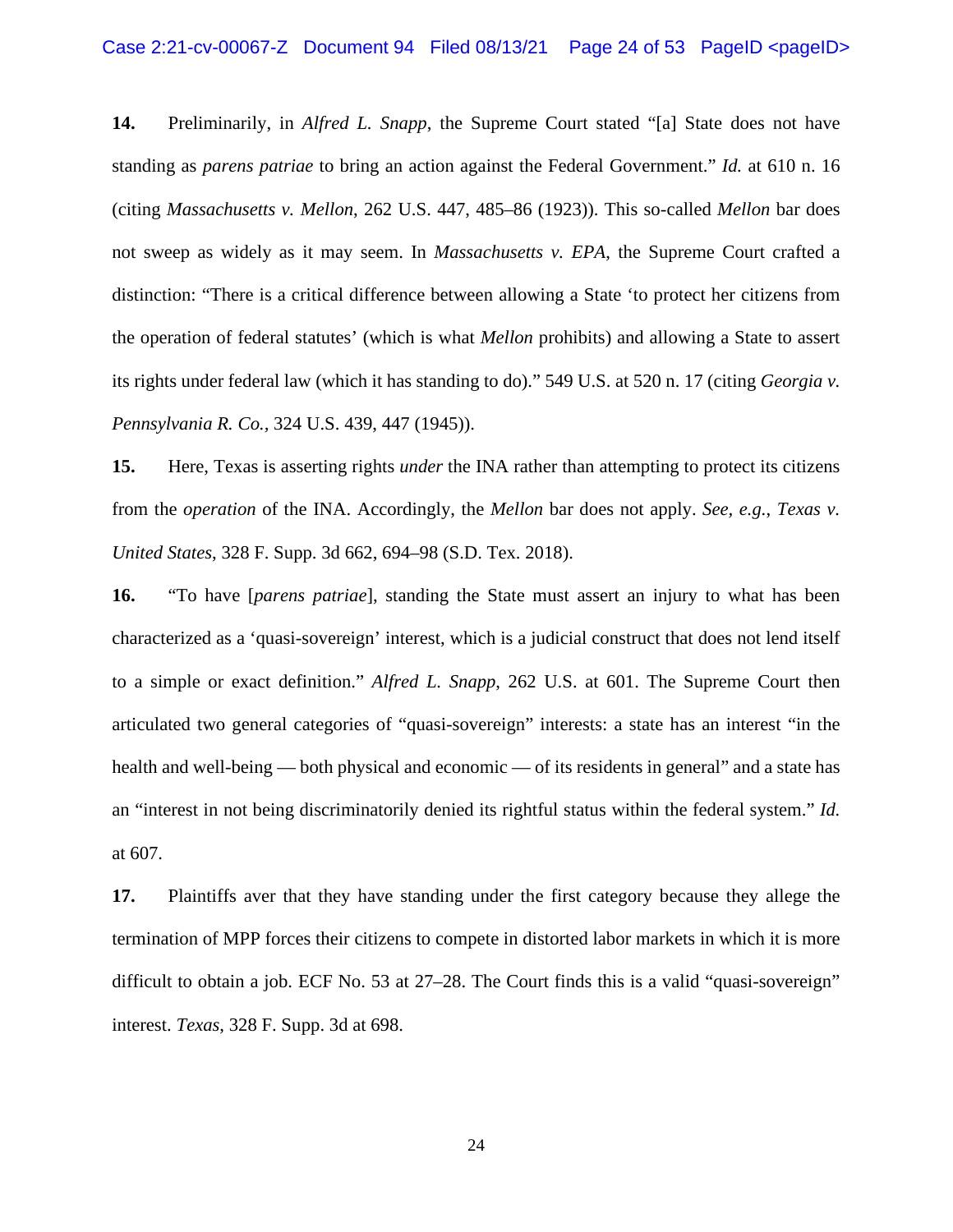**14.** Preliminarily, in *Alfred L. Snapp*, the Supreme Court stated "[a] State does not have standing as *parens patriae* to bring an action against the Federal Government." *Id.* at 610 n. 16 (citing *Massachusetts v. Mellon*, 262 U.S. 447, 485–86 (1923)). This so-called *Mellon* bar does not sweep as widely as it may seem. In *Massachusetts v. EPA*, the Supreme Court crafted a distinction: "There is a critical difference between allowing a State 'to protect her citizens from the operation of federal statutes' (which is what *Mellon* prohibits) and allowing a State to assert its rights under federal law (which it has standing to do)." 549 U.S. at 520 n. 17 (citing *Georgia v. Pennsylvania R. Co.*, 324 U.S. 439, 447 (1945)).

**15.** Here, Texas is asserting rights *under* the INA rather than attempting to protect its citizens from the *operation* of the INA. Accordingly, the *Mellon* bar does not apply. *See, e.g.*, *Texas v. United States*, 328 F. Supp. 3d 662, 694–98 (S.D. Tex. 2018).

**16.** "To have [*parens patriae*], standing the State must assert an injury to what has been characterized as a 'quasi-sovereign' interest, which is a judicial construct that does not lend itself to a simple or exact definition." *Alfred L. Snapp*, 262 U.S. at 601. The Supreme Court then articulated two general categories of "quasi-sovereign" interests: a state has an interest "in the health and well-being — both physical and economic — of its residents in general" and a state has an "interest in not being discriminatorily denied its rightful status within the federal system." *Id.* at 607.

**17.** Plaintiffs aver that they have standing under the first category because they allege the termination of MPP forces their citizens to compete in distorted labor markets in which it is more difficult to obtain a job. ECF No. 53 at 27–28. The Court finds this is a valid "quasi-sovereign" interest. *Texas*, 328 F. Supp. 3d at 698.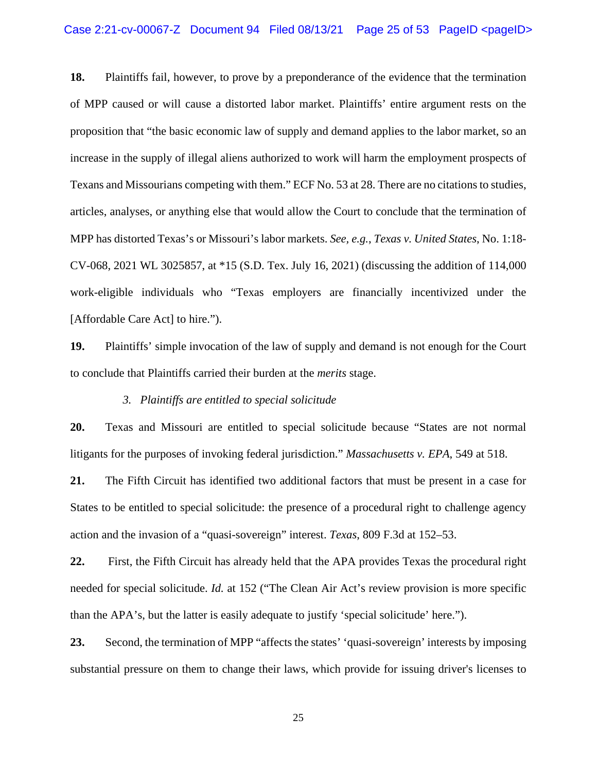**18.** Plaintiffs fail, however, to prove by a preponderance of the evidence that the termination of MPP caused or will cause a distorted labor market. Plaintiffs' entire argument rests on the proposition that "the basic economic law of supply and demand applies to the labor market, so an increase in the supply of illegal aliens authorized to work will harm the employment prospects of Texans and Missourians competing with them." ECF No. 53 at 28. There are no citations to studies, articles, analyses, or anything else that would allow the Court to conclude that the termination of MPP has distorted Texas's or Missouri's labor markets. *See, e.g.*, *Texas v. United States*, No. 1:18-CV-068, 2021 WL 3025857, at *15 (S.D. Tex. July 16, 2021) (discussing the addition of 114,000 work-eligible individuals who "Texas employers are financially incentivized under the [Affordable Care Act] to hire.").

**19.** Plaintiffs' simple invocation of the law of supply and demand is not enough for the Court to conclude that Plaintiffs carried their burden at the *merits* stage.

### *3. Plaintiffs are entitled to special solicitude*

**20.** Texas and Missouri are entitled to special solicitude because "States are not normal litigants for the purposes of invoking federal jurisdiction." *Massachusetts v. EPA*, 549 at 518.

**21.** The Fifth Circuit has identified two additional factors that must be present in a case for States to be entitled to special solicitude: the presence of a procedural right to challenge agency action and the invasion of a "quasi-sovereign" interest. *Texas*, 809 F.3d at 152–53.

**22.** First, the Fifth Circuit has already held that the APA provides Texas the procedural right needed for special solicitude. *Id.* at 152 ("The Clean Air Act's review provision is more specific than the APA's, but the latter is easily adequate to justify 'special solicitude' here.").

**23.** Second, the termination of MPP "affects the states' 'quasi-sovereign' interests by imposing substantial pressure on them to change their laws, which provide for issuing driver's licenses to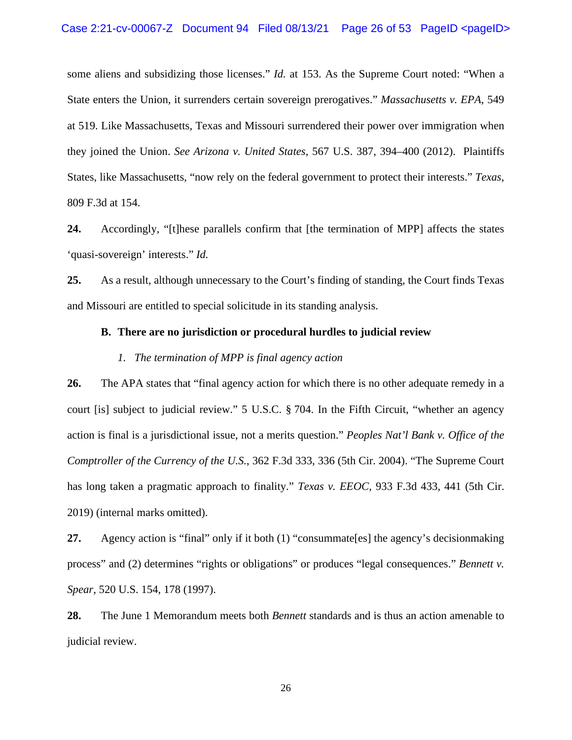some aliens and subsidizing those licenses." *Id.* at 153. As the Supreme Court noted: "When a State enters the Union, it surrenders certain sovereign prerogatives." *Massachusetts v. EPA*, 549 at 519. Like Massachusetts, Texas and Missouri surrendered their power over immigration when they joined the Union. *See Arizona v. United States*, 567 U.S. 387, 394–400 (2012). Plaintiffs States, like Massachusetts, "now rely on the federal government to protect their interests." *Texas*, 809 F.3d at 154.

**24.** Accordingly, "[t]hese parallels confirm that [the termination of MPP] affects the states 'quasi-sovereign' interests." *Id.*

**25.** As a result, although unnecessary to the Court's finding of standing, the Court finds Texas and Missouri are entitled to special solicitude in its standing analysis.

### B. There are no jurisdiction or procedural hurdles to judicial review

#### *1. The termination of MPP is final agency action*

**26.** The APA states that "final agency action for which there is no other adequate remedy in a court [is] subject to judicial review." 5 U.S.C. § 704. In the Fifth Circuit, "whether an agency action is final is a jurisdictional issue, not a merits question." *Peoples Nat'l Bank v. Office of the Comptroller of the Currency of the U.S.*, 362 F.3d 333, 336 (5th Cir. 2004). "The Supreme Court has long taken a pragmatic approach to finality." *Texas v. EEOC*, 933 F.3d 433, 441 (5th Cir. 2019) (internal marks omitted).

**27.** Agency action is "final" only if it both (1) "consummate[es] the agency's decisionmaking process" and (2) determines "rights or obligations" or produces "legal consequences." *Bennett v. Spear*, 520 U.S. 154, 178 (1997).

**28.** The June 1 Memorandum meets both *Bennett* standards and is thus an action amenable to judicial review.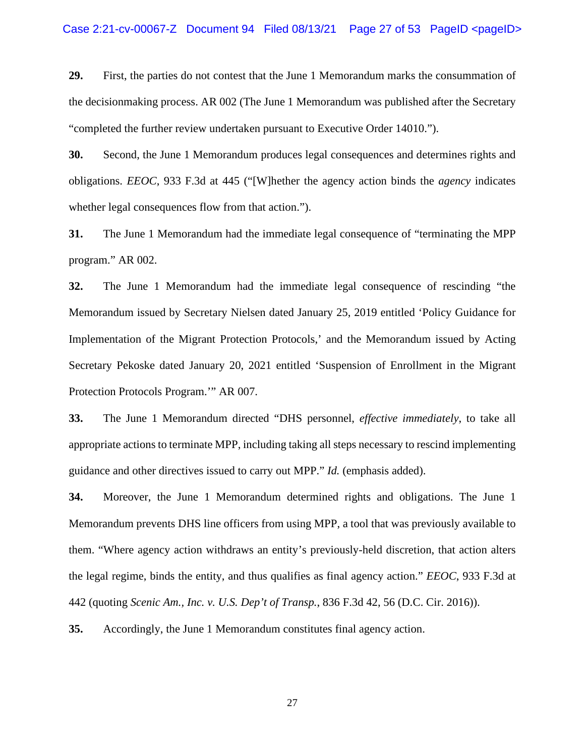**29.** First, the parties do not contest that the June 1 Memorandum marks the consummation of the decisionmaking process. AR 002 (The June 1 Memorandum was published after the Secretary "completed the further review undertaken pursuant to Executive Order 14010.").

**30.** Second, the June 1 Memorandum produces legal consequences and determines rights and obligations. *EEOC*, 933 F.3d at 445 ("[W]hether the agency action binds the *agency* indicates whether legal consequences flow from that action.").

**31.** The June 1 Memorandum had the immediate legal consequence of "terminating the MPP program." AR 002.

**32.** The June 1 Memorandum had the immediate legal consequence of rescinding "the Memorandum issued by Secretary Nielsen dated January 25, 2019 entitled 'Policy Guidance for Implementation of the Migrant Protection Protocols,' and the Memorandum issued by Acting Secretary Pekoske dated January 20, 2021 entitled 'Suspension of Enrollment in the Migrant Protection Protocols Program.'" AR 007.

**33.** The June 1 Memorandum directed "DHS personnel, *effective immediately*, to take all appropriate actions to terminate MPP, including taking all steps necessary to rescind implementing guidance and other directives issued to carry out MPP." *Id.* (emphasis added).

**34.** Moreover, the June 1 Memorandum determined rights and obligations. The June 1 Memorandum prevents DHS line officers from using MPP, a tool that was previously available to them. "Where agency action withdraws an entity's previously-held discretion, that action alters the legal regime, binds the entity, and thus qualifies as final agency action." *EEOC*, 933 F.3d at 442 (quoting *Scenic Am., Inc. v. U.S. Dep't of Transp.*, 836 F.3d 42, 56 (D.C. Cir. 2016)).

**35.** Accordingly, the June 1 Memorandum constitutes final agency action.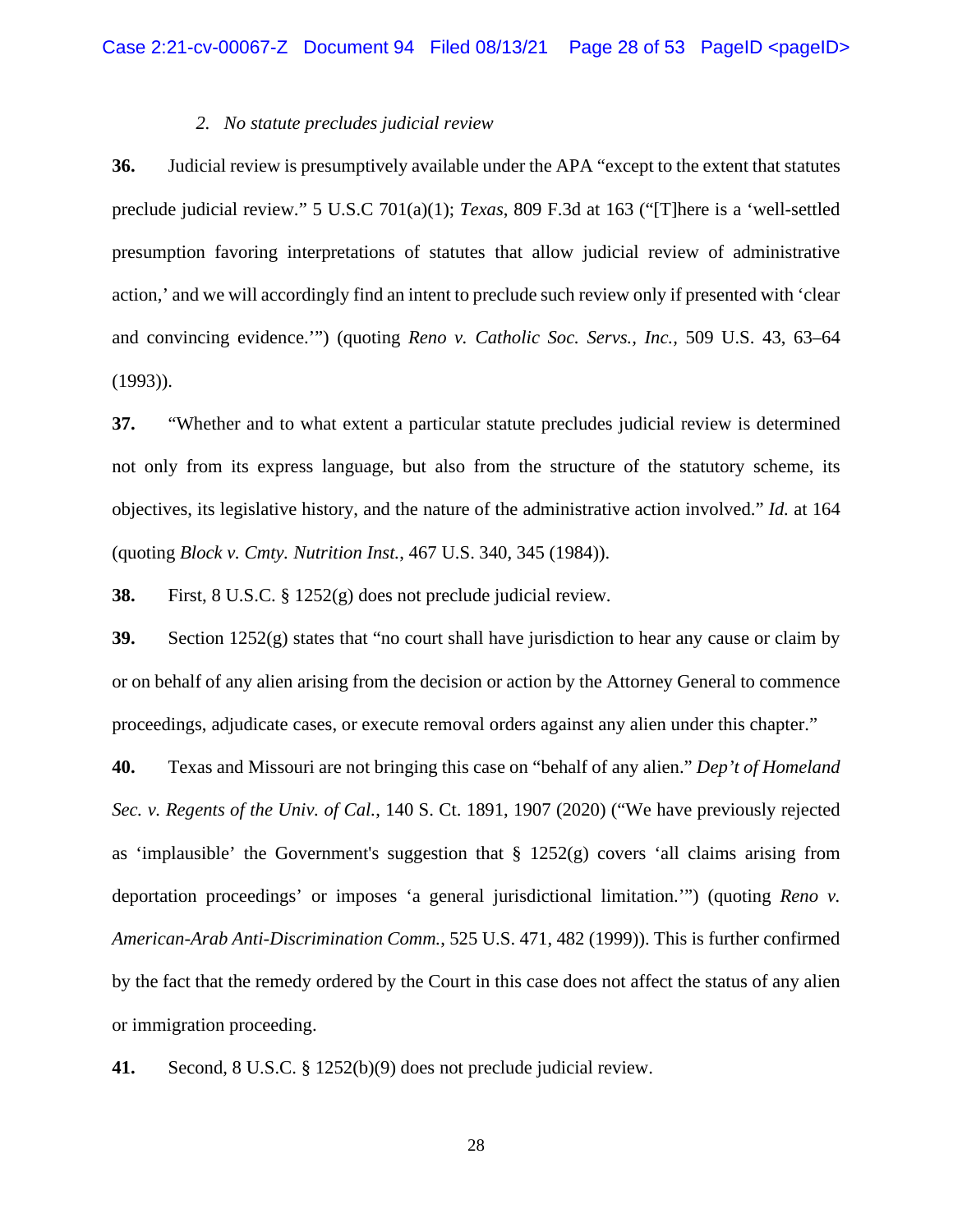*2. No statute precludes judicial review*

**36.** Judicial review is presumptively available under the APA "except to the extent that statutes preclude judicial review." 5 U.S.C 701(a)(1); *Texas*, 809 F.3d at 163 ("[T]here is a 'well-settled presumption favoring interpretations of statutes that allow judicial review of administrative action,' and we will accordingly find an intent to preclude such review only if presented with 'clear and convincing evidence.'") (quoting *Reno v. Catholic Soc. Servs., Inc.*, 509 U.S. 43, 63–64 (1993)).

**37.** "Whether and to what extent a particular statute precludes judicial review is determined not only from its express language, but also from the structure of the statutory scheme, its objectives, its legislative history, and the nature of the administrative action involved." *Id.* at 164 (quoting *Block v. Cmty. Nutrition Inst.*, 467 U.S. 340, 345 (1984)).

**38.** First, 8 U.S.C. § 1252(g) does not preclude judicial review.

**39.** Section 1252(g) states that "no court shall have jurisdiction to hear any cause or claim by or on behalf of any alien arising from the decision or action by the Attorney General to commence proceedings, adjudicate cases, or execute removal orders against any alien under this chapter."

**40.** Texas and Missouri are not bringing this case on "behalf of any alien." *Dep't of Homeland Sec. v. Regents of the Univ. of Cal.*, 140 S. Ct. 1891, 1907 (2020) ("We have previously rejected as 'implausible' the Government's suggestion that § 1252(g) covers 'all claims arising from deportation proceedings' or imposes 'a general jurisdictional limitation.'") (quoting *Reno v. American-Arab Anti-Discrimination Comm.*, 525 U.S. 471, 482 (1999)). This is further confirmed by the fact that the remedy ordered by the Court in this case does not affect the status of any alien or immigration proceeding.

**41.** Second, 8 U.S.C. § 1252(b)(9) does not preclude judicial review.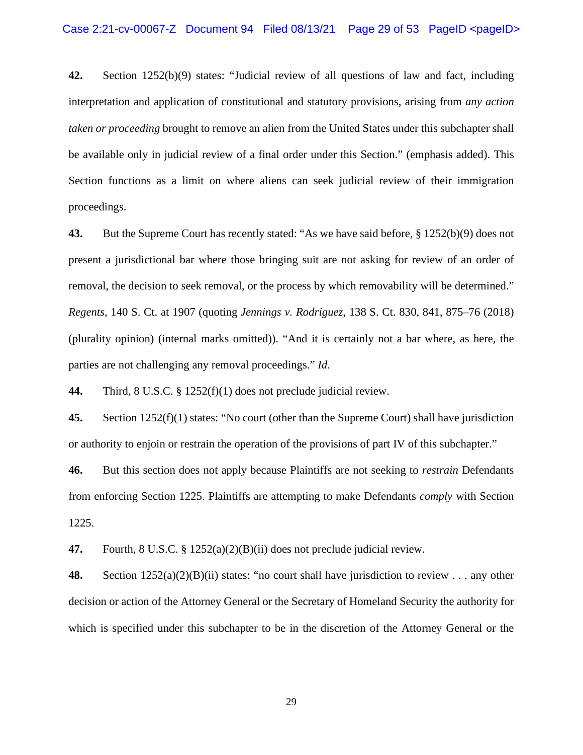**42.** Section 1252(b)(9) states: "Judicial review of all questions of law and fact, including interpretation and application of constitutional and statutory provisions, arising from *any action taken or proceeding* brought to remove an alien from the United States under this subchapter shall be available only in judicial review of a final order under this Section." (emphasis added). This Section functions as a limit on where aliens can seek judicial review of their immigration proceedings.

**43.** But the Supreme Court has recently stated: "As we have said before, § 1252(b)(9) does not present a jurisdictional bar where those bringing suit are not asking for review of an order of removal, the decision to seek removal, or the process by which removability will be determined." *Regents*, 140 S. Ct. at 1907 (quoting *Jennings v. Rodriguez*, 138 S. Ct. 830, 841, 875–76 (2018) (plurality opinion) (internal marks omitted)). "And it is certainly not a bar where, as here, the parties are not challenging any removal proceedings." *Id.*

**44.** Third, 8 U.S.C. § 1252(f)(1) does not preclude judicial review.

**45.** Section 1252(f)(1) states: "No court (other than the Supreme Court) shall have jurisdiction or authority to enjoin or restrain the operation of the provisions of part IV of this subchapter."

**46.** But this section does not apply because Plaintiffs are not seeking to *restrain* Defendants from enforcing Section 1225. Plaintiffs are attempting to make Defendants *comply* with Section 1225.

**47.** Fourth, 8 U.S.C. § 1252(a)(2)(B)(ii) does not preclude judicial review.

**48.** Section 1252(a)(2)(B)(ii) states: "no court shall have jurisdiction to review . . . any other decision or action of the Attorney General or the Secretary of Homeland Security the authority for which is specified under this subchapter to be in the discretion of the Attorney General or the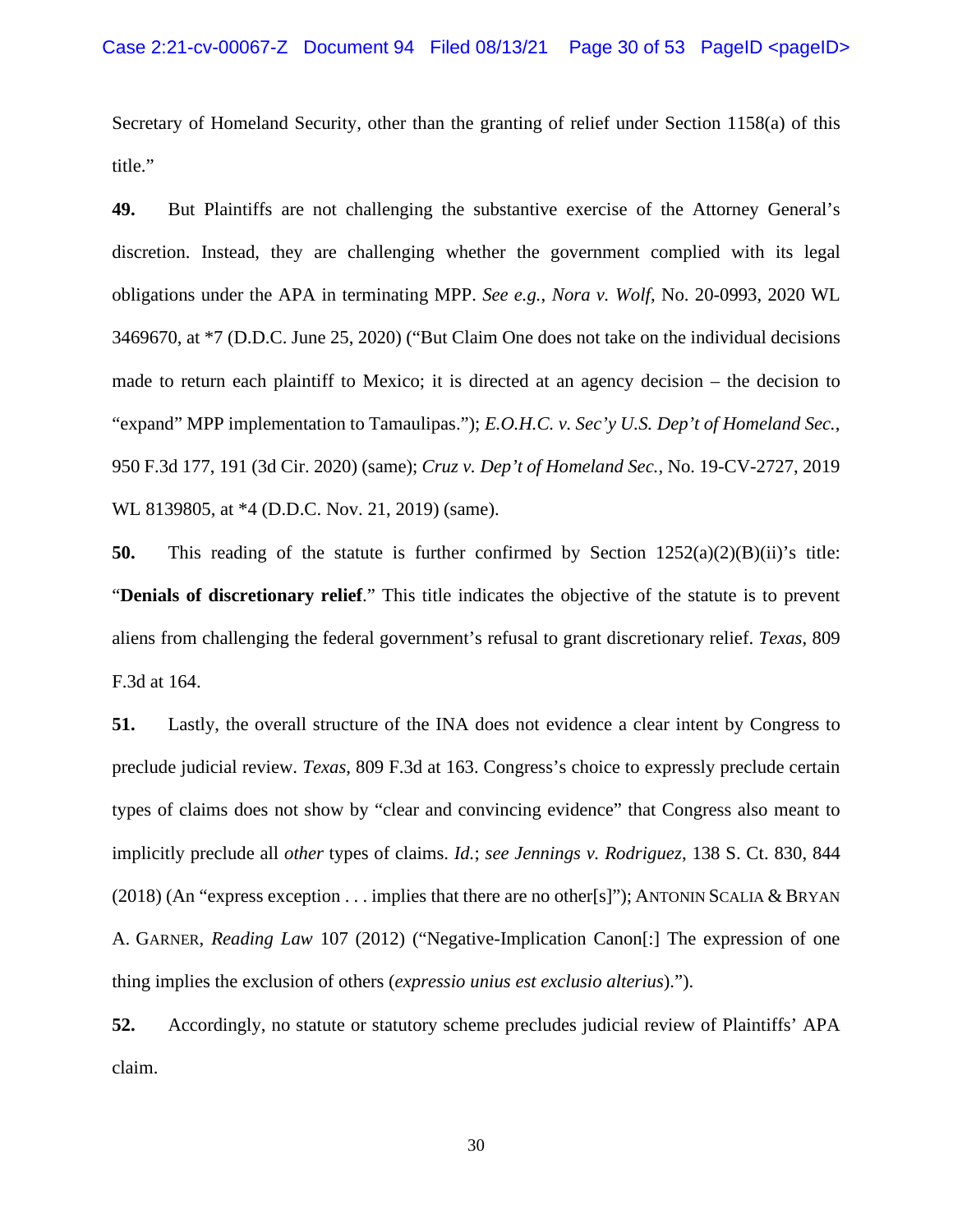Secretary of Homeland Security, other than the granting of relief under Section 1158(a) of this title."

**49.** But Plaintiffs are not challenging the substantive exercise of the Attorney General's discretion. Instead, they are challenging whether the government complied with its legal obligations under the APA in terminating MPP. *See e.g.*, *Nora v. Wolf*, No. 20-0993, 2020 WL 3469670, at *7 (D.D.C. June 25, 2020) ("But Claim One does not take on the individual decisions made to return each plaintiff to Mexico; it is directed at an agency decision – the decision to "expand" MPP implementation to Tamaulipas."); *E.O.H.C. v. Sec'y U.S. Dep't of Homeland Sec.*, 950 F.3d 177, 191 (3d Cir. 2020) (same); *Cruz v. Dep't of Homeland Sec.*, No. 19-CV-2727, 2019 WL 8139805, at *4 (D.D.C. Nov. 21, 2019) (same).

**50.** This reading of the statute is further confirmed by Section 1252(a)(2)(B)(ii)'s title: "**Denials of discretionary relief**." This title indicates the objective of the statute is to prevent aliens from challenging the federal government's refusal to grant discretionary relief. *Texas*, 809 F.3d at 164.

**51.** Lastly, the overall structure of the INA does not evidence a clear intent by Congress to preclude judicial review. *Texas*, 809 F.3d at 163. Congress's choice to expressly preclude certain types of claims does not show by "clear and convincing evidence" that Congress also meant to implicitly preclude all *other* types of claims. *Id.*; *see Jennings v. Rodriguez*, 138 S. Ct. 830, 844 (2018) (An "express exception . . . implies that there are no other[s]"); ANTONIN SCALIA & BRYAN A. GARNER, *Reading Law* 107 (2012) ("Negative-Implication Canon[:] The expression of one thing implies the exclusion of others (*expressio unius est exclusio alterius*).").

**52.** Accordingly, no statute or statutory scheme precludes judicial review of Plaintiffs' APA claim.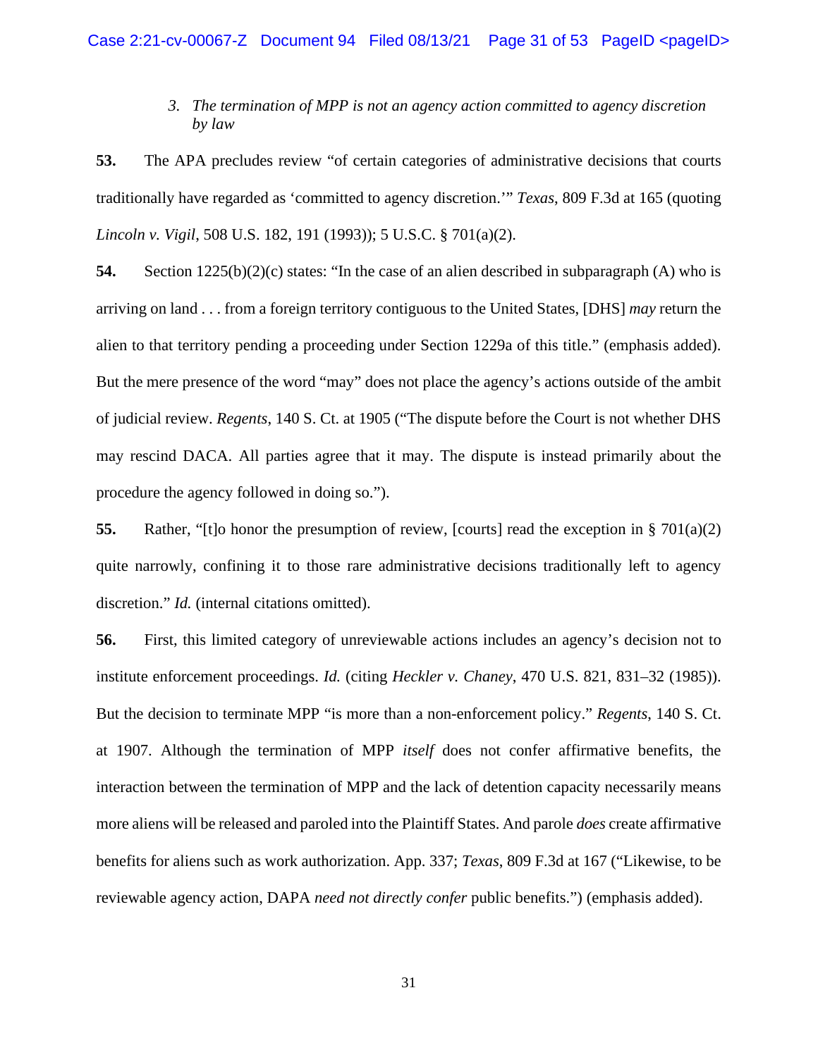### 3. *The termination of MPP is not an agency action committed to agency discretion by law*

**53.** The APA precludes review "of certain categories of administrative decisions that courts traditionally have regarded as 'committed to agency discretion.'" *Texas*, 809 F.3d at 165 (quoting *Lincoln v. Vigil*, 508 U.S. 182, 191 (1993)); 5 U.S.C. § 701(a)(2).

**54.** Section 1225(b)(2)(c) states: "In the case of an alien described in subparagraph (A) who is arriving on land . . . from a foreign territory contiguous to the United States, [DHS] *may* return the alien to that territory pending a proceeding under Section 1229a of this title." (emphasis added). But the mere presence of the word "may" does not place the agency's actions outside of the ambit of judicial review. *Regents*, 140 S. Ct. at 1905 ("The dispute before the Court is not whether DHS may rescind DACA. All parties agree that it may. The dispute is instead primarily about the procedure the agency followed in doing so.").

**55.** Rather, "[t]o honor the presumption of review, [courts] read the exception in § 701(a)(2) quite narrowly, confining it to those rare administrative decisions traditionally left to agency discretion." *Id.* (internal citations omitted).

**56.** First, this limited category of unreviewable actions includes an agency's decision not to institute enforcement proceedings. *Id.* (citing *Heckler v. Chaney*, 470 U.S. 821, 831–32 (1985)). But the decision to terminate MPP "is more than a non-enforcement policy." *Regents*, 140 S. Ct. at 1907. Although the termination of MPP *itself* does not confer affirmative benefits, the interaction between the termination of MPP and the lack of detention capacity necessarily means more aliens will be released and paroled into the Plaintiff States. And parole *does* create affirmative benefits for aliens such as work authorization. App. 337; *Texas*, 809 F.3d at 167 ("Likewise, to be reviewable agency action, DAPA *need not directly confer* public benefits.") (emphasis added).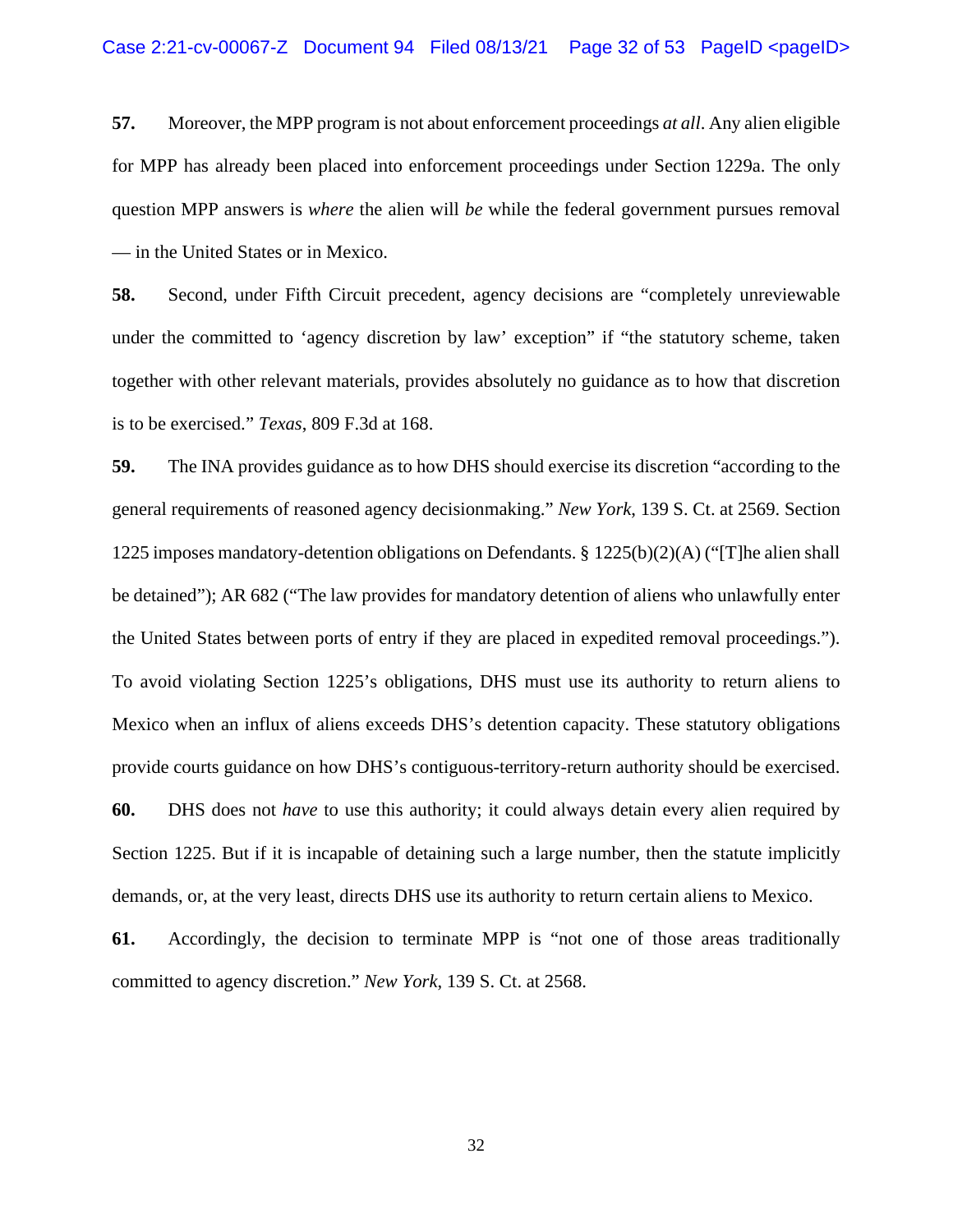**57.** Moreover, the MPP program is not about enforcement proceedings *at all*. Any alien eligible for MPP has already been placed into enforcement proceedings under Section 1229a. The only question MPP answers is *where* the alien will *be* while the federal government pursues removal — in the United States or in Mexico.

**58.** Second, under Fifth Circuit precedent, agency decisions are "completely unreviewable under the committed to 'agency discretion by law' exception" if "the statutory scheme, taken together with other relevant materials, provides absolutely no guidance as to how that discretion is to be exercised." *Texas*, 809 F.3d at 168.

**59.** The INA provides guidance as to how DHS should exercise its discretion "according to the general requirements of reasoned agency decisionmaking." *New York*, 139 S. Ct. at 2569. Section 1225 imposes mandatory-detention obligations on Defendants. § 1225(b)(2)(A) ("[T]he alien shall be detained"); AR 682 ("The law provides for mandatory detention of aliens who unlawfully enter the United States between ports of entry if they are placed in expedited removal proceedings."). To avoid violating Section 1225's obligations, DHS must use its authority to return aliens to Mexico when an influx of aliens exceeds DHS's detention capacity. These statutory obligations provide courts guidance on how DHS's contiguous-territory-return authority should be exercised.

**60.** DHS does not *have* to use this authority; it could always detain every alien required by Section 1225. But if it is incapable of detaining such a large number, then the statute implicitly demands, or, at the very least, directs DHS use its authority to return certain aliens to Mexico.

**61.** Accordingly, the decision to terminate MPP is "not one of those areas traditionally committed to agency discretion." *New York*, 139 S. Ct. at 2568.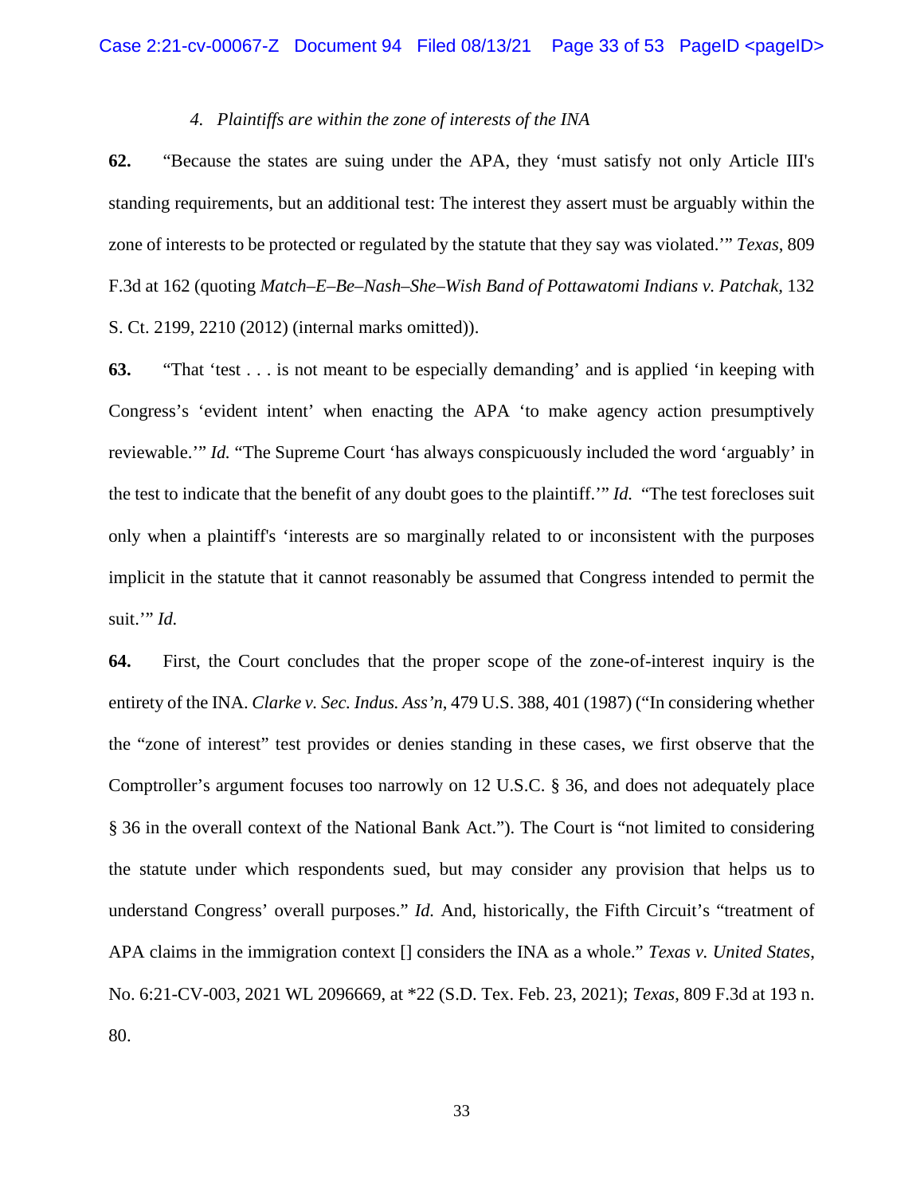### *4. Plaintiffs are within the zone of interests of the INA*

**62.** "Because the states are suing under the APA, they 'must satisfy not only Article III's standing requirements, but an additional test: The interest they assert must be arguably within the zone of interests to be protected or regulated by the statute that they say was violated.'" *Texas*, 809 F.3d at 162 (quoting *Match–E–Be–Nash–She–Wish Band of Pottawatomi Indians v. Patchak*, 132 S. Ct. 2199, 2210 (2012) (internal marks omitted)).

**63.** "That 'test . . . is not meant to be especially demanding' and is applied 'in keeping with Congress's 'evident intent' when enacting the APA 'to make agency action presumptively reviewable.'" *Id.* "The Supreme Court 'has always conspicuously included the word 'arguably' in the test to indicate that the benefit of any doubt goes to the plaintiff.'" *Id.* "The test forecloses suit only when a plaintiff's 'interests are so marginally related to or inconsistent with the purposes implicit in the statute that it cannot reasonably be assumed that Congress intended to permit the suit.'" *Id.*

**64.** First, the Court concludes that the proper scope of the zone-of-interest inquiry is the entirety of the INA. *Clarke v. Sec. Indus. Ass'n*, 479 U.S. 388, 401 (1987) ("In considering whether the "zone of interest" test provides or denies standing in these cases, we first observe that the Comptroller's argument focuses too narrowly on 12 U.S.C. § 36, and does not adequately place § 36 in the overall context of the National Bank Act."). The Court is "not limited to considering the statute under which respondents sued, but may consider any provision that helps us to understand Congress' overall purposes." *Id.* And, historically, the Fifth Circuit's "treatment of APA claims in the immigration context [] considers the INA as a whole." *Texas v. United States*, No. 6:21-CV-003, 2021 WL 2096669, at *22 (S.D. Tex. Feb. 23, 2021); *Texas*, 809 F.3d at 193 n. 80.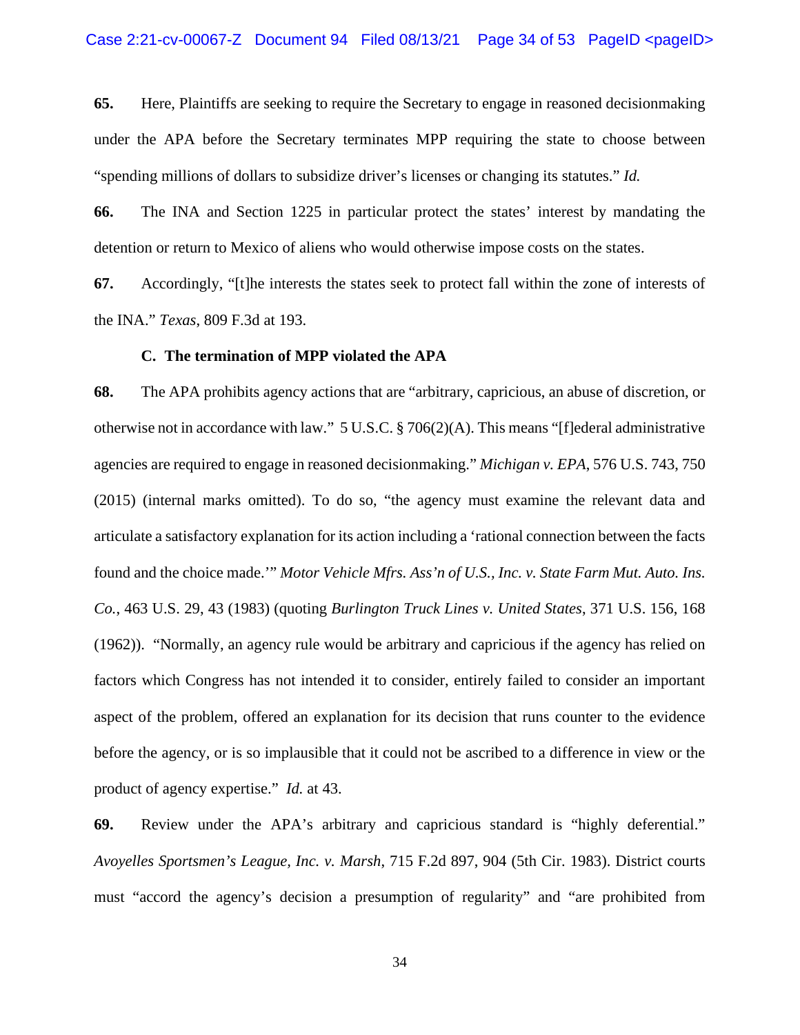**65.** Here, Plaintiffs are seeking to require the Secretary to engage in reasoned decisionmaking under the APA before the Secretary terminates MPP requiring the state to choose between "spending millions of dollars to subsidize driver's licenses or changing its statutes." *Id.*

**66.** The INA and Section 1225 in particular protect the states' interest by mandating the detention or return to Mexico of aliens who would otherwise impose costs on the states.

**67.** Accordingly, "[t]he interests the states seek to protect fall within the zone of interests of the INA." *Texas*, 809 F.3d at 193.

### C. The termination of MPP violated the APA

**68.** The APA prohibits agency actions that are "arbitrary, capricious, an abuse of discretion, or otherwise not in accordance with law." 5 U.S.C. § 706(2)(A). This means "[f]ederal administrative agencies are required to engage in reasoned decisionmaking." *Michigan v. EPA*, 576 U.S. 743, 750 (2015) (internal marks omitted). To do so, "the agency must examine the relevant data and articulate a satisfactory explanation for its action including a 'rational connection between the facts found and the choice made.'" *Motor Vehicle Mfrs. Ass'n of U.S., Inc. v. State Farm Mut. Auto. Ins. Co.*, 463 U.S. 29, 43 (1983) (quoting *Burlington Truck Lines v. United States*, 371 U.S. 156, 168 (1962)). "Normally, an agency rule would be arbitrary and capricious if the agency has relied on factors which Congress has not intended it to consider, entirely failed to consider an important aspect of the problem, offered an explanation for its decision that runs counter to the evidence before the agency, or is so implausible that it could not be ascribed to a difference in view or the product of agency expertise." *Id.* at 43.

**69.** Review under the APA's arbitrary and capricious standard is "highly deferential." *Avoyelles Sportsmen's League, Inc. v. Marsh*, 715 F.2d 897, 904 (5th Cir. 1983). District courts must "accord the agency's decision a presumption of regularity" and "are prohibited from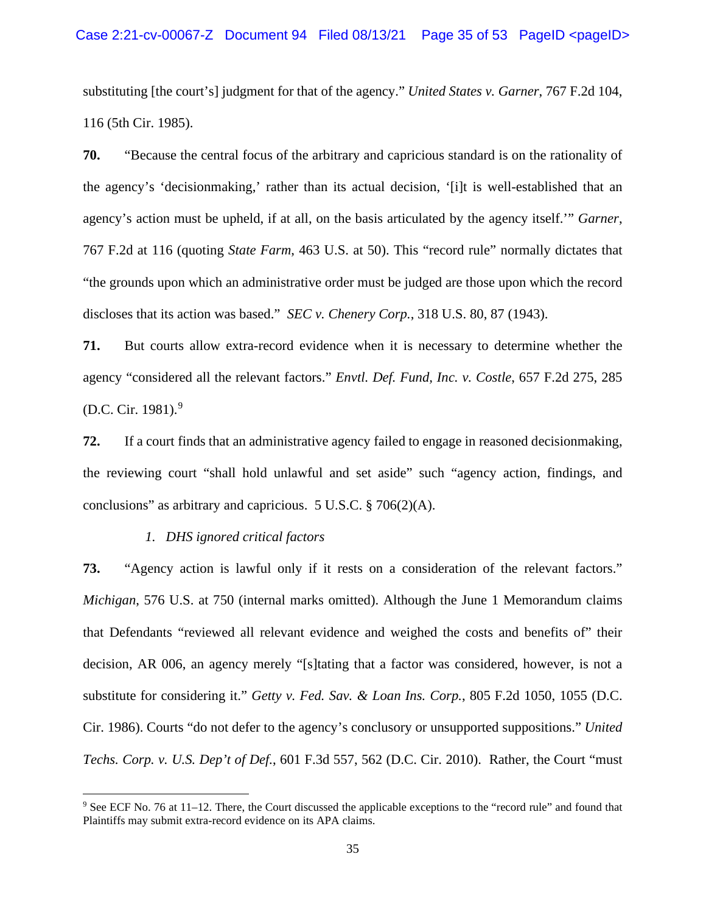substituting [the court's] judgment for that of the agency." *United States v. Garner*, 767 F.2d 104, 116 (5th Cir. 1985).

**70.** "Because the central focus of the arbitrary and capricious standard is on the rationality of the agency's 'decisionmaking,' rather than its actual decision, '[i]t is well-established that an agency's action must be upheld, if at all, on the basis articulated by the agency itself.'" *Garner*, 767 F.2d at 116 (quoting *State Farm*, 463 U.S. at 50). This "record rule" normally dictates that "the grounds upon which an administrative order must be judged are those upon which the record discloses that its action was based." *SEC v. Chenery Corp.*, 318 U.S. 80, 87 (1943).

**71.** But courts allow extra-record evidence when it is necessary to determine whether the agency "considered all the relevant factors." *Envtl. Def. Fund, Inc. v. Costle*, 657 F.2d 275, 285 (D.C. Cir. 1981).[9]

**72.** If a court finds that an administrative agency failed to engage in reasoned decisionmaking, the reviewing court "shall hold unlawful and set aside" such "agency action, findings, and conclusions" as arbitrary and capricious. 5 U.S.C. § 706(2)(A).

*1. DHS ignored critical factors*

**73.** "Agency action is lawful only if it rests on a consideration of the relevant factors." *Michigan*, 576 U.S. at 750 (internal marks omitted). Although the June 1 Memorandum claims that Defendants "reviewed all relevant evidence and weighed the costs and benefits of" their decision, AR 006, an agency merely "[s]tating that a factor was considered, however, is not a substitute for considering it." *Getty v. Fed. Sav. & Loan Ins. Corp.*, 805 F.2d 1050, 1055 (D.C. Cir. 1986). Courts "do not defer to the agency's conclusory or unsupported suppositions." *United Techs. Corp. v. U.S. Dep't of Def.*, 601 F.3d 557, 562 (D.C. Cir. 2010). Rather, the Court "must

[9] See ECF No. 76 at 11–12. There, the Court discussed the applicable exceptions to the "record rule" and found that Plaintiffs may submit extra-record evidence on its APA claims.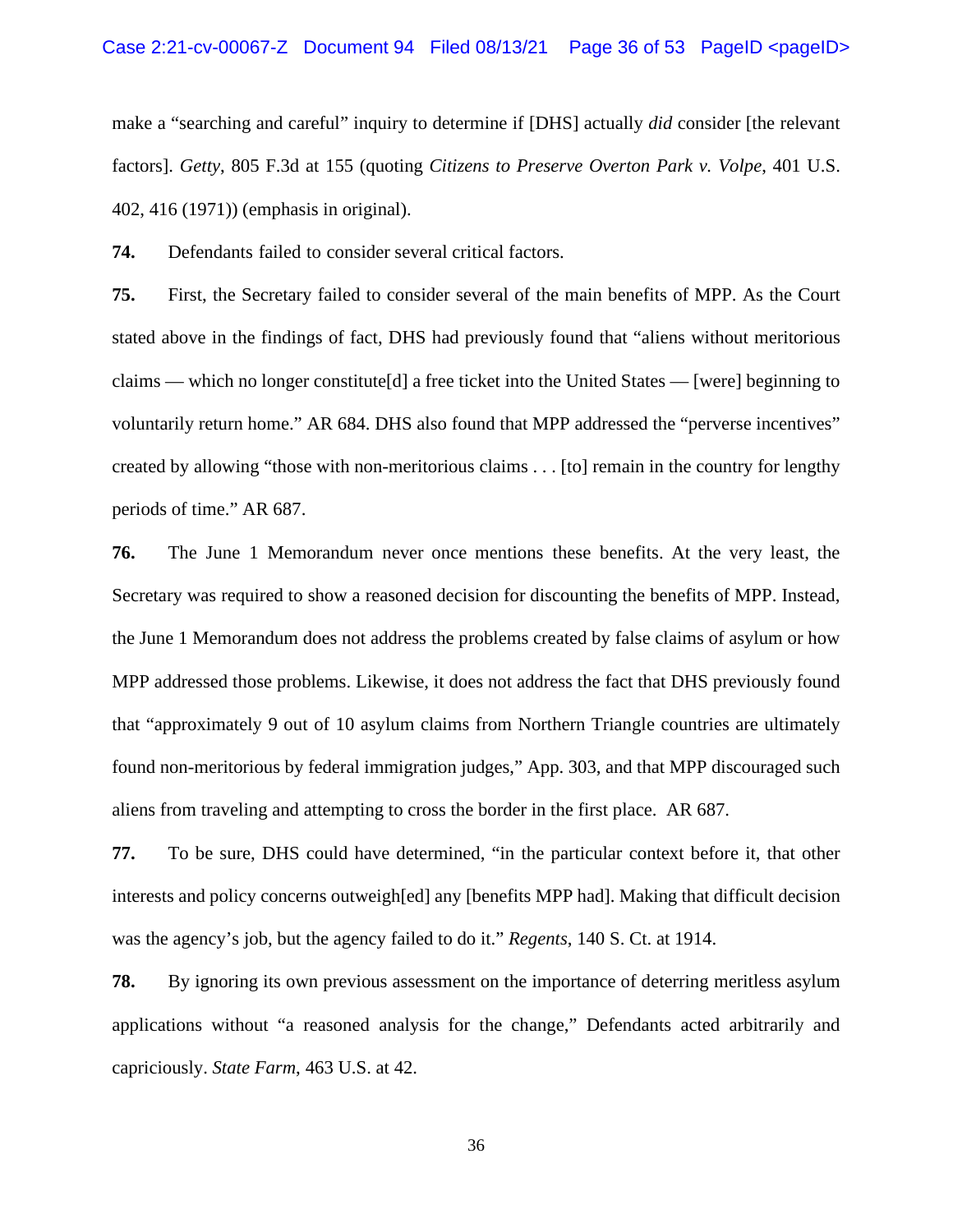make a "searching and careful" inquiry to determine if [DHS] actually *did* consider [the relevant factors]. *Getty*, 805 F.3d at 155 (quoting *Citizens to Preserve Overton Park v. Volpe*, 401 U.S. 402, 416 (1971)) (emphasis in original).

**74.** Defendants failed to consider several critical factors.

**75.** First, the Secretary failed to consider several of the main benefits of MPP. As the Court stated above in the findings of fact, DHS had previously found that "aliens without meritorious claims — which no longer constitute[d] a free ticket into the United States — [were] beginning to voluntarily return home." AR 684. DHS also found that MPP addressed the "perverse incentives" created by allowing "those with non-meritorious claims . . . [to] remain in the country for lengthy periods of time." AR 687.

**76.** The June 1 Memorandum never once mentions these benefits. At the very least, the Secretary was required to show a reasoned decision for discounting the benefits of MPP. Instead, the June 1 Memorandum does not address the problems created by false claims of asylum or how MPP addressed those problems. Likewise, it does not address the fact that DHS previously found that "approximately 9 out of 10 asylum claims from Northern Triangle countries are ultimately found non-meritorious by federal immigration judges," App. 303, and that MPP discouraged such aliens from traveling and attempting to cross the border in the first place. AR 687.

**77.** To be sure, DHS could have determined, "in the particular context before it, that other interests and policy concerns outweigh[ed] any [benefits MPP had]. Making that difficult decision was the agency's job, but the agency failed to do it." *Regents*, 140 S. Ct. at 1914.

**78.** By ignoring its own previous assessment on the importance of deterring meritless asylum applications without "a reasoned analysis for the change," Defendants acted arbitrarily and capriciously. *State Farm*, 463 U.S. at 42.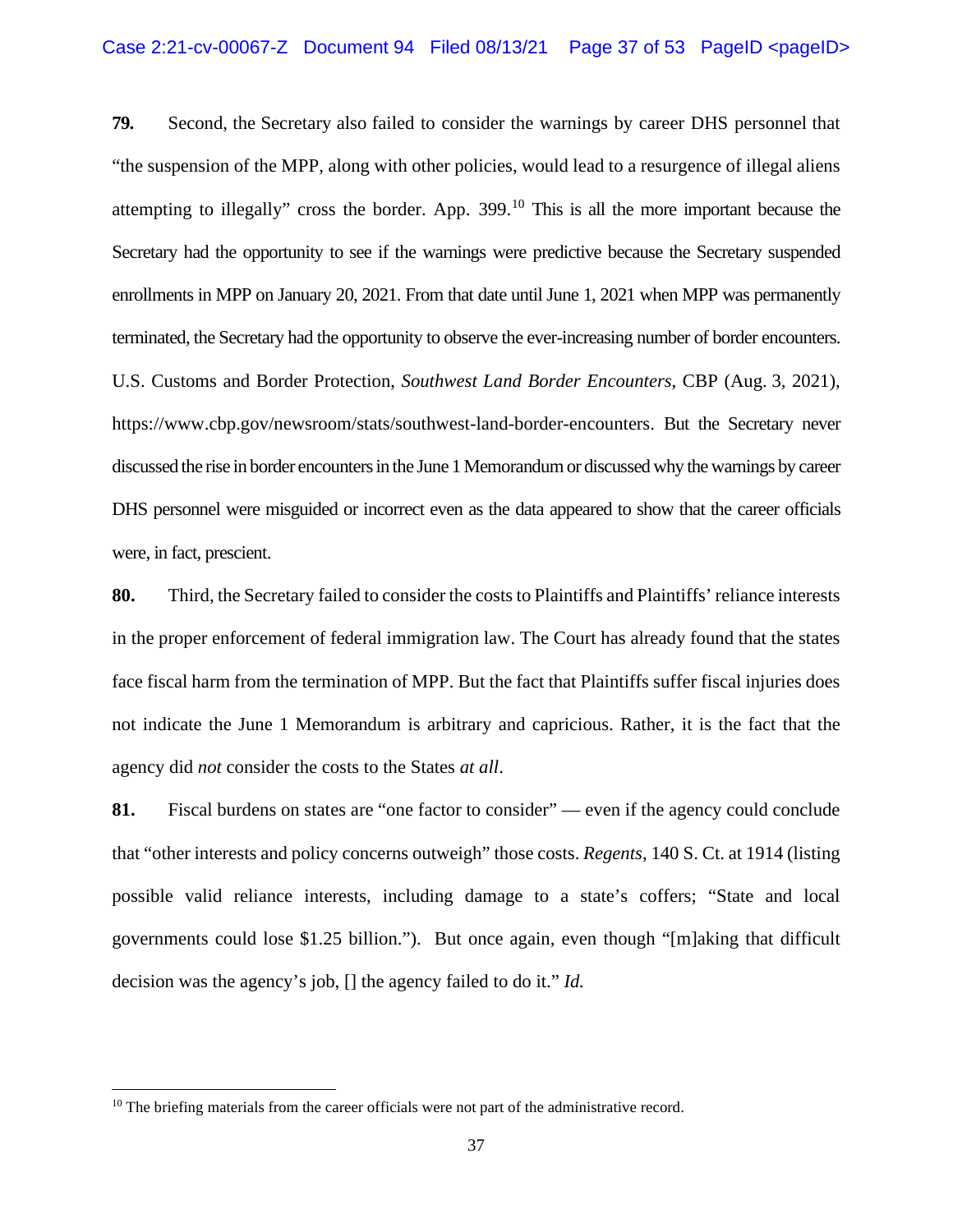**79.** Second, the Secretary also failed to consider the warnings by career DHS personnel that "the suspension of the MPP, along with other policies, would lead to a resurgence of illegal aliens attempting to illegally" cross the border. App. 399.[10] This is all the more important because the Secretary had the opportunity to see if the warnings were predictive because the Secretary suspended enrollments in MPP on January 20, 2021. From that date until June 1, 2021 when MPP was permanently terminated, the Secretary had the opportunity to observe the ever-increasing number of border encounters. U.S. Customs and Border Protection, *Southwest Land Border Encounters*, CBP (Aug. 3, 2021), https://www.cbp.gov/newsroom/stats/southwest-land-border-encounters. But the Secretary never discussed the rise in border encounters in the June 1 Memorandum or discussed why the warnings by career DHS personnel were misguided or incorrect even as the data appeared to show that the career officials were, in fact, prescient.

**80.** Third, the Secretary failed to consider the costs to Plaintiffs and Plaintiffs' reliance interests in the proper enforcement of federal immigration law. The Court has already found that the states face fiscal harm from the termination of MPP. But the fact that Plaintiffs suffer fiscal injuries does not indicate the June 1 Memorandum is arbitrary and capricious. Rather, it is the fact that the agency did *not* consider the costs to the States *at all*.

**81.** Fiscal burdens on states are "one factor to consider" — even if the agency could conclude that "other interests and policy concerns outweigh" those costs. *Regents*, 140 S. Ct. at 1914 (listing possible valid reliance interests, including damage to a state's coffers; "State and local governments could lose $1.25 billion."). But once again, even though "[m]aking that difficult decision was the agency's job, [] the agency failed to do it." *Id.*

---

[10] The briefing materials from the career officials were not part of the administrative record.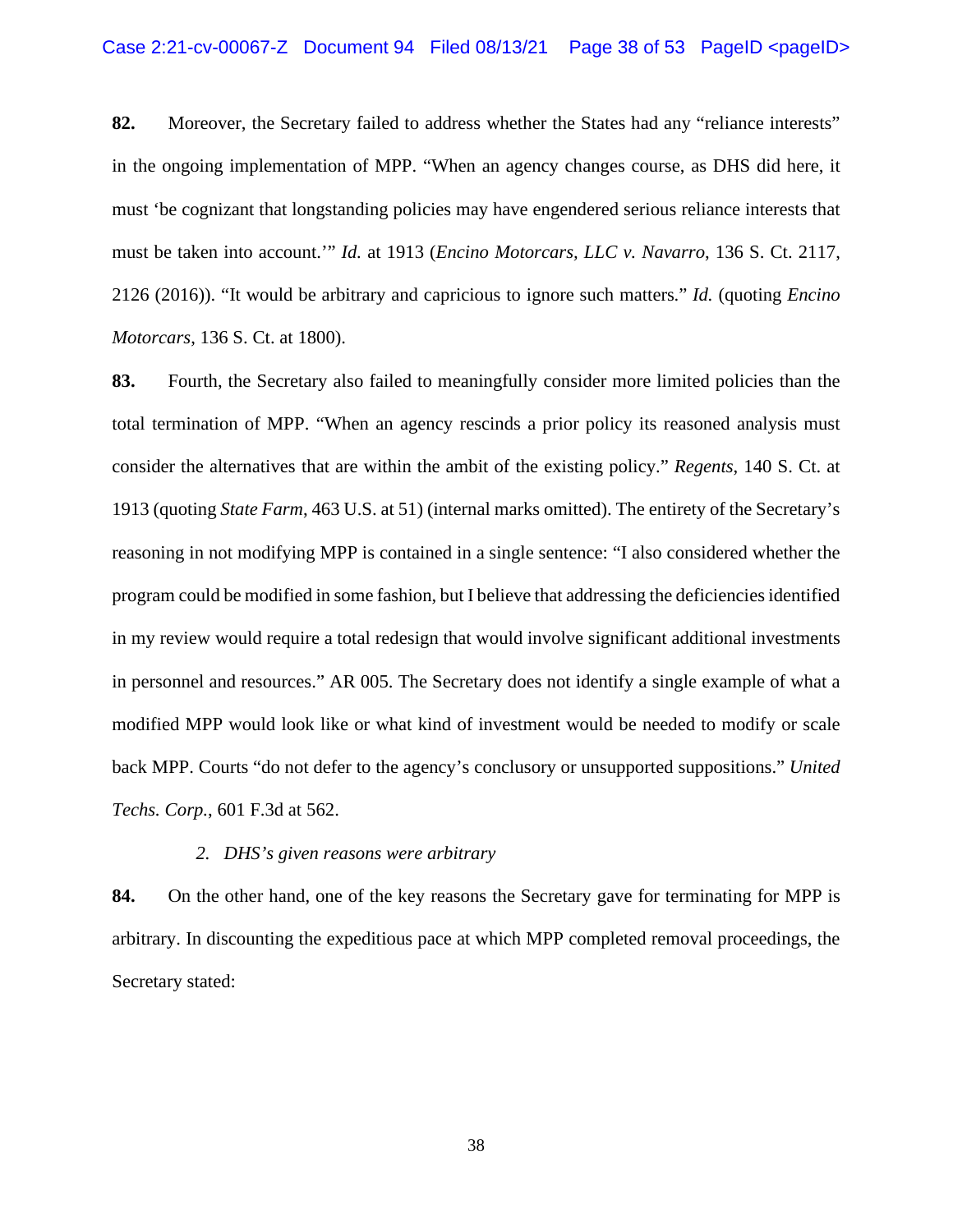**82.** Moreover, the Secretary failed to address whether the States had any "reliance interests" in the ongoing implementation of MPP. "When an agency changes course, as DHS did here, it must 'be cognizant that longstanding policies may have engendered serious reliance interests that must be taken into account.'" *Id.* at 1913 (*Encino Motorcars, LLC v. Navarro*, 136 S. Ct. 2117, 2126 (2016)). "It would be arbitrary and capricious to ignore such matters." *Id.* (quoting *Encino Motorcars*, 136 S. Ct. at 1800).

**83.** Fourth, the Secretary also failed to meaningfully consider more limited policies than the total termination of MPP. "When an agency rescinds a prior policy its reasoned analysis must consider the alternatives that are within the ambit of the existing policy." *Regents*, 140 S. Ct. at 1913 (quoting *State Farm*, 463 U.S. at 51) (internal marks omitted). The entirety of the Secretary's reasoning in not modifying MPP is contained in a single sentence: "I also considered whether the program could be modified in some fashion, but I believe that addressing the deficiencies identified in my review would require a total redesign that would involve significant additional investments in personnel and resources." AR 005. The Secretary does not identify a single example of what a modified MPP would look like or what kind of investment would be needed to modify or scale back MPP. Courts "do not defer to the agency's conclusory or unsupported suppositions." *United Techs. Corp.*, 601 F.3d at 562.

*2. DHS's given reasons were arbitrary*

**84.** On the other hand, one of the key reasons the Secretary gave for terminating for MPP is arbitrary. In discounting the expeditious pace at which MPP completed removal proceedings, the Secretary stated: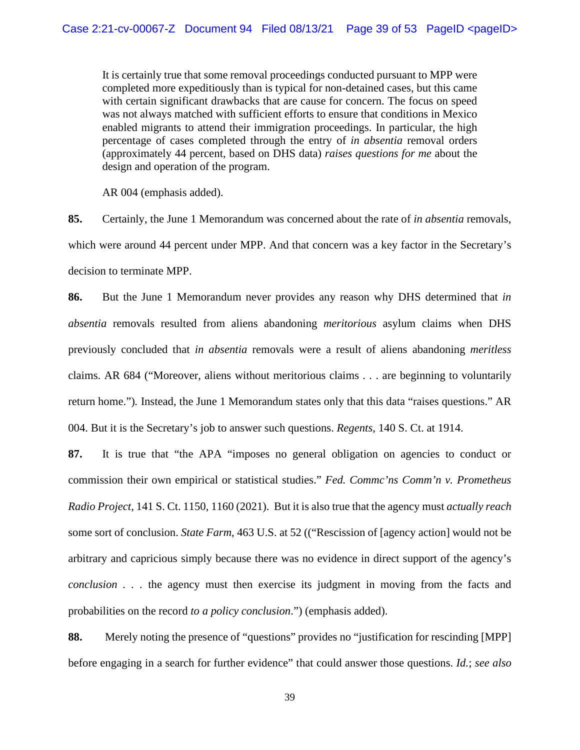> It is certainly true that some removal proceedings conducted pursuant to MPP were completed more expeditiously than is typical for non-detained cases, but this came with certain significant drawbacks that are cause for concern. The focus on speed was not always matched with sufficient efforts to ensure that conditions in Mexico enabled migrants to attend their immigration proceedings. In particular, the high percentage of cases completed through the entry of *in absentia* removal orders (approximately 44 percent, based on DHS data) *raises questions for me* about the design and operation of the program.
>
> AR 004 (emphasis added).

**85.** Certainly, the June 1 Memorandum was concerned about the rate of *in absentia* removals, which were around 44 percent under MPP. And that concern was a key factor in the Secretary's decision to terminate MPP.

**86.** But the June 1 Memorandum never provides any reason why DHS determined that *in absentia* removals resulted from aliens abandoning *meritorious* asylum claims when DHS previously concluded that *in absentia* removals were a result of aliens abandoning *meritless* claims. AR 684 ("Moreover, aliens without meritorious claims . . . are beginning to voluntarily return home."). Instead, the June 1 Memorandum states only that this data "raises questions." AR 004. But it is the Secretary's job to answer such questions. *Regents*, 140 S. Ct. at 1914.

**87.** It is true that "the APA "imposes no general obligation on agencies to conduct or commission their own empirical or statistical studies." *Fed. Commc'ns Comm'n v. Prometheus Radio Project*, 141 S. Ct. 1150, 1160 (2021). But it is also true that the agency must *actually reach* some sort of conclusion. *State Farm*, 463 U.S. at 52 (("Rescission of [agency action] would not be arbitrary and capricious simply because there was no evidence in direct support of the agency's *conclusion* . . . the agency must then exercise its judgment in moving from the facts and probabilities on the record *to a policy conclusion*.") (emphasis added).

**88.** Merely noting the presence of "questions" provides no "justification for rescinding [MPP] before engaging in a search for further evidence" that could answer those questions. *Id.*; *see also*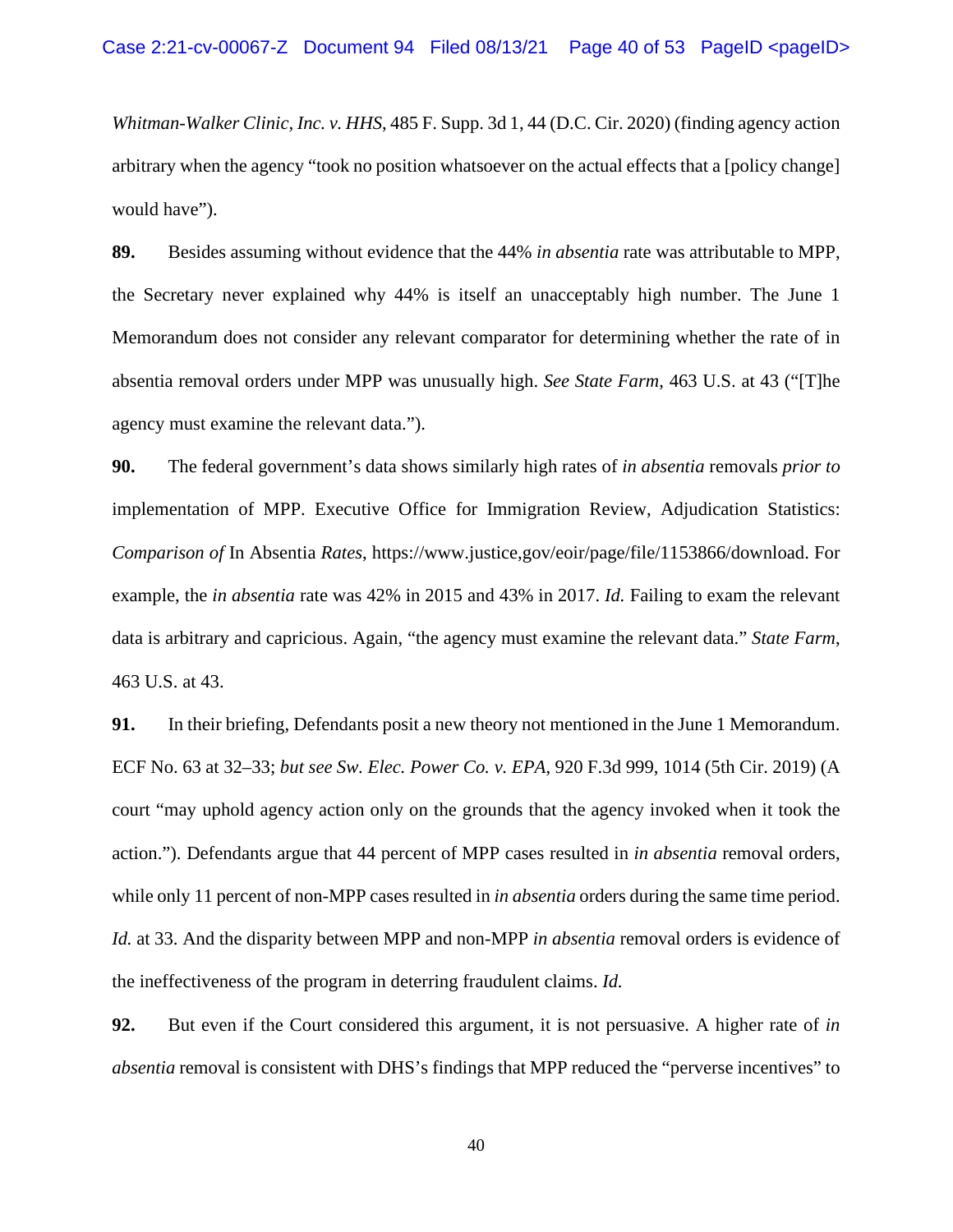*Whitman-Walker Clinic, Inc. v. HHS*, 485 F. Supp. 3d 1, 44 (D.C. Cir. 2020) (finding agency action arbitrary when the agency "took no position whatsoever on the actual effects that a [policy change] would have").

**89.** Besides assuming without evidence that the 44% *in absentia* rate was attributable to MPP, the Secretary never explained why 44% is itself an unacceptably high number. The June 1 Memorandum does not consider any relevant comparator for determining whether the rate of in absentia removal orders under MPP was unusually high. *See State Farm*, 463 U.S. at 43 ("[T]he agency must examine the relevant data.").

**90.** The federal government's data shows similarly high rates of *in absentia* removals *prior to* implementation of MPP. Executive Office for Immigration Review, Adjudication Statistics: *Comparison of* In Absentia *Rates*, https://www.justice,gov/eoir/page/file/1153866/download. For example, the *in absentia* rate was 42% in 2015 and 43% in 2017. *Id.* Failing to exam the relevant data is arbitrary and capricious. Again, "the agency must examine the relevant data." *State Farm*, 463 U.S. at 43.

**91.** In their briefing, Defendants posit a new theory not mentioned in the June 1 Memorandum. ECF No. 63 at 32–33; *but see Sw. Elec. Power Co. v. EPA*, 920 F.3d 999, 1014 (5th Cir. 2019) (A court "may uphold agency action only on the grounds that the agency invoked when it took the action."). Defendants argue that 44 percent of MPP cases resulted in *in absentia* removal orders, while only 11 percent of non-MPP cases resulted in *in absentia* orders during the same time period. *Id.* at 33. And the disparity between MPP and non-MPP *in absentia* removal orders is evidence of the ineffectiveness of the program in deterring fraudulent claims. *Id.*

**92.** But even if the Court considered this argument, it is not persuasive. A higher rate of *in absentia* removal is consistent with DHS's findings that MPP reduced the "perverse incentives" to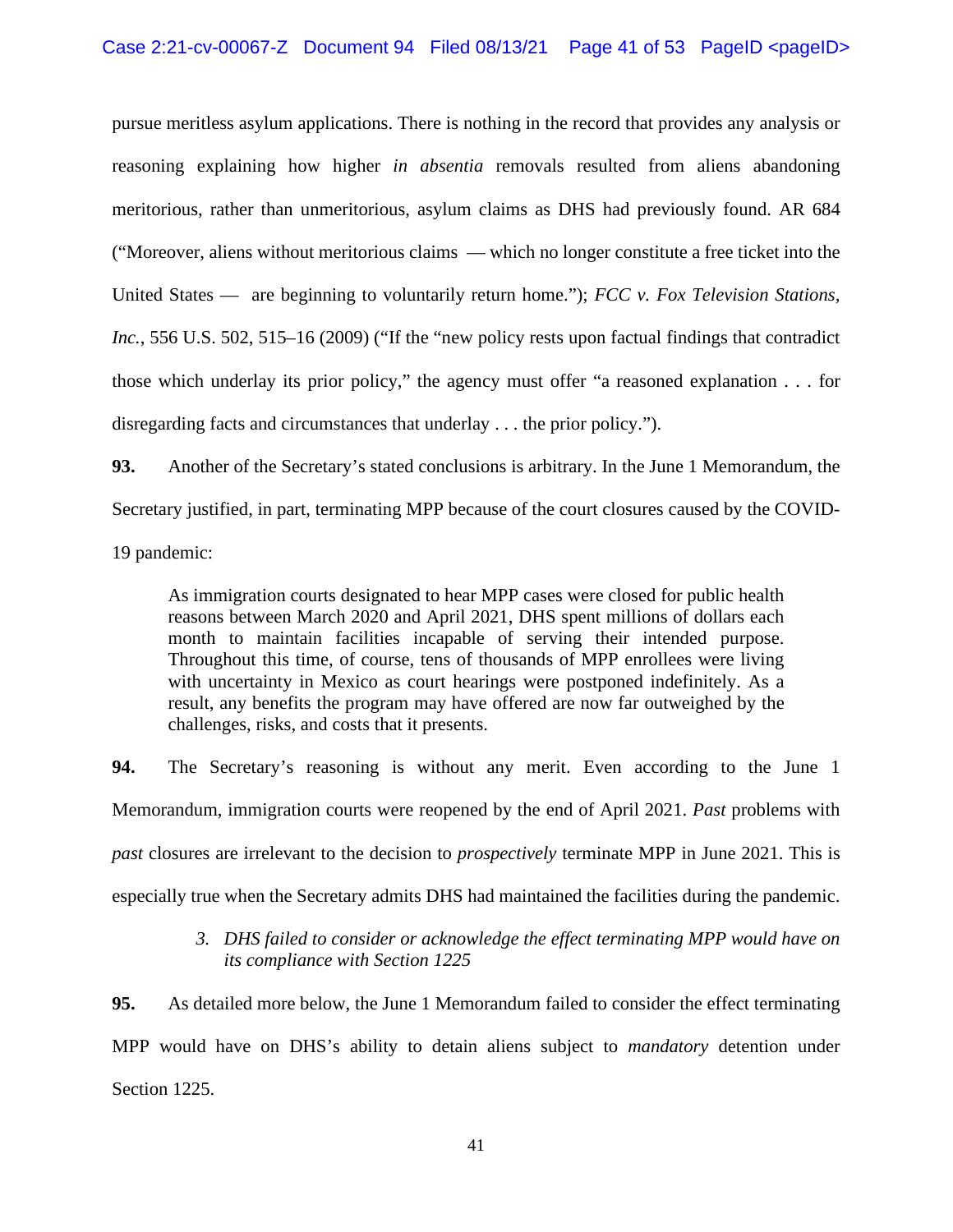pursue meritless asylum applications. There is nothing in the record that provides any analysis or reasoning explaining how higher *in absentia* removals resulted from aliens abandoning meritorious, rather than unmeritorious, asylum claims as DHS had previously found. AR 684 ("Moreover, aliens without meritorious claims — which no longer constitute a free ticket into the United States — are beginning to voluntarily return home."); *FCC v. Fox Television Stations, Inc.*, 556 U.S. 502, 515–16 (2009) ("If the "new policy rests upon factual findings that contradict those which underlay its prior policy," the agency must offer "a reasoned explanation . . . for disregarding facts and circumstances that underlay . . . the prior policy.").

**93.** Another of the Secretary's stated conclusions is arbitrary. In the June 1 Memorandum, the Secretary justified, in part, terminating MPP because of the court closures caused by the COVID-19 pandemic:

> As immigration courts designated to hear MPP cases were closed for public health reasons between March 2020 and April 2021, DHS spent millions of dollars each month to maintain facilities incapable of serving their intended purpose. Throughout this time, of course, tens of thousands of MPP enrollees were living with uncertainty in Mexico as court hearings were postponed indefinitely. As a result, any benefits the program may have offered are now far outweighed by the challenges, risks, and costs that it presents.

**94.** The Secretary's reasoning is without any merit. Even according to the June 1 Memorandum, immigration courts were reopened by the end of April 2021. *Past* problems with *past* closures are irrelevant to the decision to *prospectively* terminate MPP in June 2021. This is especially true when the Secretary admits DHS had maintained the facilities during the pandemic.

*3. DHS failed to consider or acknowledge the effect terminating MPP would have on its compliance with Section 1225*

**95.** As detailed more below, the June 1 Memorandum failed to consider the effect terminating MPP would have on DHS's ability to detain aliens subject to *mandatory* detention under Section 1225.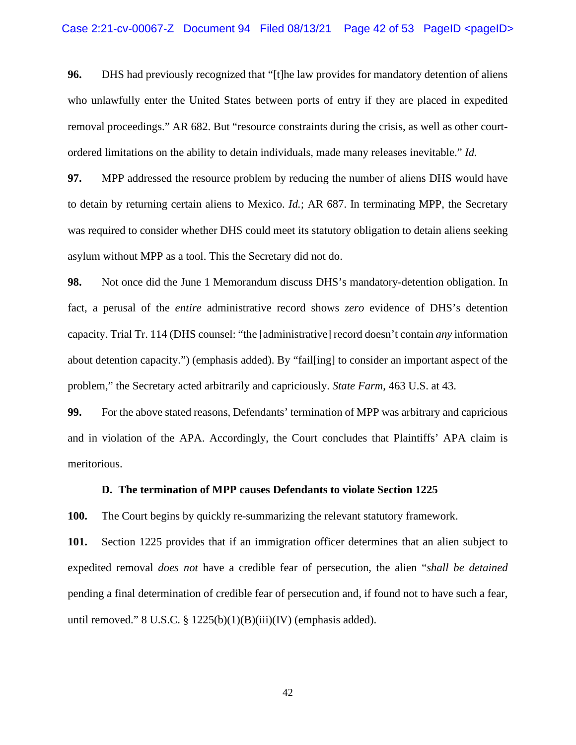**96.** DHS had previously recognized that "[t]he law provides for mandatory detention of aliens who unlawfully enter the United States between ports of entry if they are placed in expedited removal proceedings." AR 682. But "resource constraints during the crisis, as well as other court-ordered limitations on the ability to detain individuals, made many releases inevitable." *Id.*

**97.** MPP addressed the resource problem by reducing the number of aliens DHS would have to detain by returning certain aliens to Mexico. *Id.*; AR 687. In terminating MPP, the Secretary was required to consider whether DHS could meet its statutory obligation to detain aliens seeking asylum without MPP as a tool. This the Secretary did not do.

**98.** Not once did the June 1 Memorandum discuss DHS's mandatory-detention obligation. In fact, a perusal of the *entire* administrative record shows *zero* evidence of DHS's detention capacity. Trial Tr. 114 (DHS counsel: "the [administrative] record doesn't contain *any* information about detention capacity.") (emphasis added). By "fail[ing] to consider an important aspect of the problem," the Secretary acted arbitrarily and capriciously. *State Farm*, 463 U.S. at 43.

**99.** For the above stated reasons, Defendants' termination of MPP was arbitrary and capricious and in violation of the APA. Accordingly, the Court concludes that Plaintiffs' APA claim is meritorious.

### D. The termination of MPP causes Defendants to violate Section 1225

**100.** The Court begins by quickly re-summarizing the relevant statutory framework.

**101.** Section 1225 provides that if an immigration officer determines that an alien subject to expedited removal *does not* have a credible fear of persecution, the alien "*shall be detained* pending a final determination of credible fear of persecution and, if found not to have such a fear, until removed." 8 U.S.C. § 1225(b)(1)(B)(iii)(IV) (emphasis added).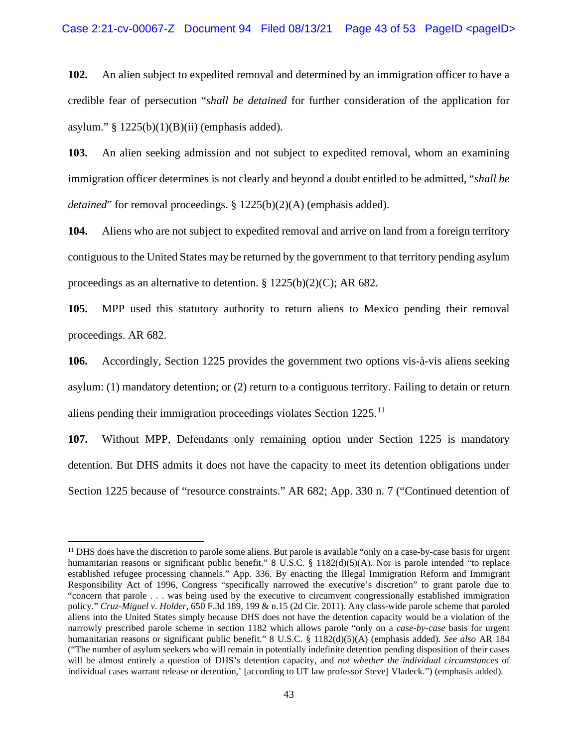**102.** An alien subject to expedited removal and determined by an immigration officer to have a credible fear of persecution "*shall be detained* for further consideration of the application for asylum." § 1225(b)(1)(B)(ii) (emphasis added).

**103.** An alien seeking admission and not subject to expedited removal, whom an examining immigration officer determines is not clearly and beyond a doubt entitled to be admitted, "*shall be detained*" for removal proceedings. § 1225(b)(2)(A) (emphasis added).

**104.** Aliens who are not subject to expedited removal and arrive on land from a foreign territory contiguous to the United States may be returned by the government to that territory pending asylum proceedings as an alternative to detention. § 1225(b)(2)(C); AR 682.

**105.** MPP used this statutory authority to return aliens to Mexico pending their removal proceedings. AR 682.

**106.** Accordingly, Section 1225 provides the government two options vis-à-vis aliens seeking asylum: (1) mandatory detention; or (2) return to a contiguous territory. Failing to detain or return aliens pending their immigration proceedings violates Section 1225.[11]

**107.** Without MPP, Defendants only remaining option under Section 1225 is mandatory detention. But DHS admits it does not have the capacity to meet its detention obligations under Section 1225 because of "resource constraints." AR 682; App. 330 n. 7 ("Continued detention of

---

[11] DHS does have the discretion to parole some aliens. But parole is available "only on a case-by-case basis for urgent humanitarian reasons or significant public benefit." 8 U.S.C. § 1182(d)(5)(A). Nor is parole intended "to replace established refugee processing channels." App. 336. By enacting the Illegal Immigration Reform and Immigrant Responsibility Act of 1996, Congress "specifically narrowed the executive's discretion" to grant parole due to "concern that parole . . . was being used by the executive to circumvent congressionally established immigration policy." *Cruz-Miguel v. Holder*, 650 F.3d 189, 199 & n.15 (2d Cir. 2011). Any class-wide parole scheme that paroled aliens into the United States simply because DHS does not have the detention capacity would be a violation of the narrowly prescribed parole scheme in section 1182 which allows parole "only on a *case-by-case* basis for urgent humanitarian reasons or significant public benefit." 8 U.S.C. § 1182(d)(5)(A) (emphasis added). *See also* AR 184 ("The number of asylum seekers who will remain in potentially indefinite detention pending disposition of their cases will be almost entirely a question of DHS's detention capacity, and *not whether the individual circumstances* of individual cases warrant release or detention,' [according to UT law professor Steve] Vladeck.") (emphasis added).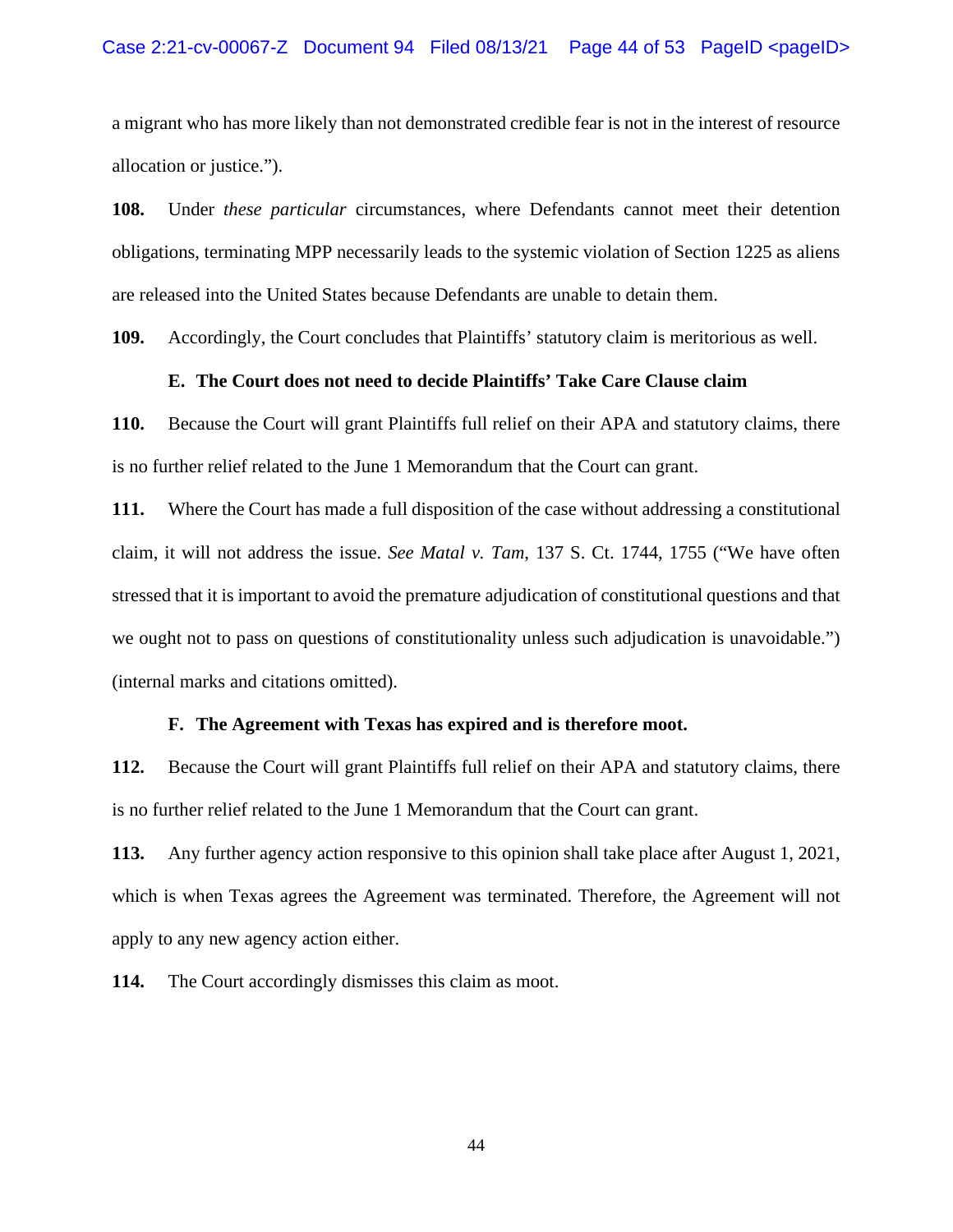a migrant who has more likely than not demonstrated credible fear is not in the interest of resource allocation or justice.").

**108.** Under *these particular* circumstances, where Defendants cannot meet their detention obligations, terminating MPP necessarily leads to the systemic violation of Section 1225 as aliens are released into the United States because Defendants are unable to detain them.

**109.** Accordingly, the Court concludes that Plaintiffs' statutory claim is meritorious as well.

### E. The Court does not need to decide Plaintiffs' Take Care Clause claim

**110.** Because the Court will grant Plaintiffs full relief on their APA and statutory claims, there is no further relief related to the June 1 Memorandum that the Court can grant.

**111.** Where the Court has made a full disposition of the case without addressing a constitutional claim, it will not address the issue. *See Matal v. Tam*, 137 S. Ct. 1744, 1755 ("We have often stressed that it is important to avoid the premature adjudication of constitutional questions and that we ought not to pass on questions of constitutionality unless such adjudication is unavoidable.") (internal marks and citations omitted).

### F. The Agreement with Texas has expired and is therefore moot.

**112.** Because the Court will grant Plaintiffs full relief on their APA and statutory claims, there is no further relief related to the June 1 Memorandum that the Court can grant.

**113.** Any further agency action responsive to this opinion shall take place after August 1, 2021, which is when Texas agrees the Agreement was terminated. Therefore, the Agreement will not apply to any new agency action either.

**114.** The Court accordingly dismisses this claim as moot.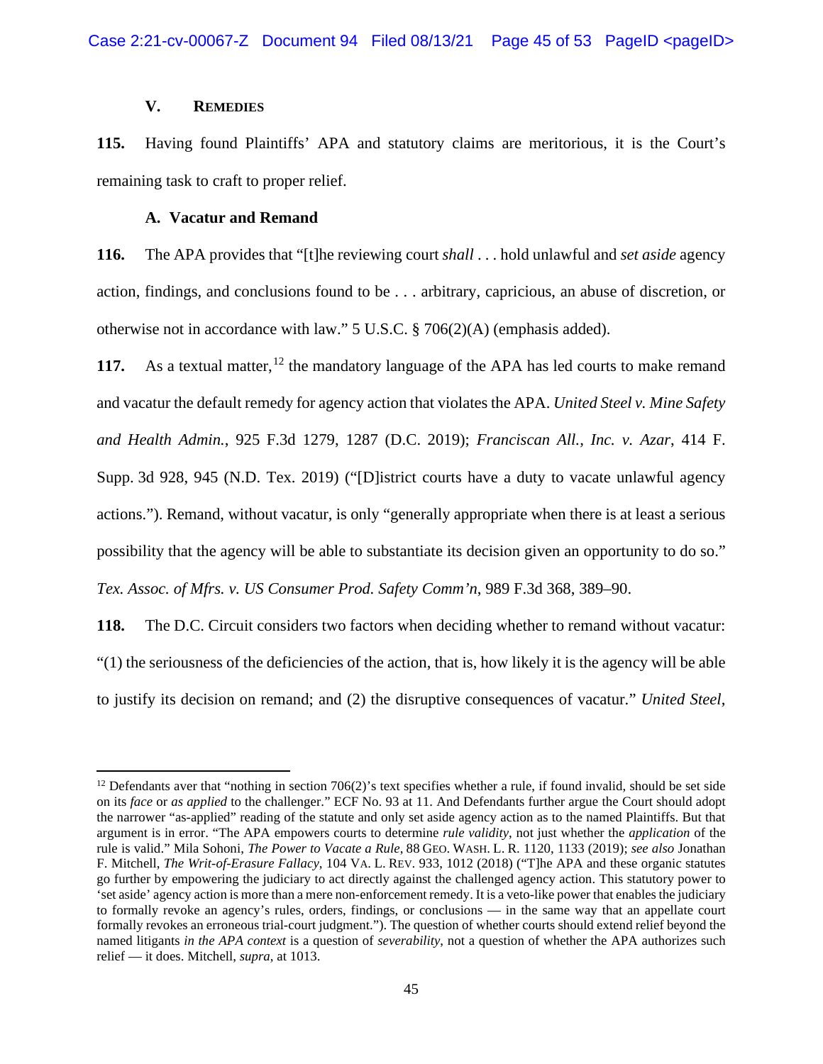## V. Remedies

**115.** Having found Plaintiffs' APA and statutory claims are meritorious, it is the Court's remaining task to craft to proper relief.

### A. Vacatur and Remand

**116.** The APA provides that "[t]he reviewing court *shall* . . . hold unlawful and *set aside* agency action, findings, and conclusions found to be . . . arbitrary, capricious, an abuse of discretion, or otherwise not in accordance with law." 5 U.S.C. § 706(2)(A) (emphasis added).

**117.** As a textual matter,[12] the mandatory language of the APA has led courts to make remand and vacatur the default remedy for agency action that violates the APA. *United Steel v. Mine Safety and Health Admin.*, 925 F.3d 1279, 1287 (D.C. 2019); *Franciscan All., Inc. v. Azar*, 414 F. Supp. 3d 928, 945 (N.D. Tex. 2019) ("[D]istrict courts have a duty to vacate unlawful agency actions."). Remand, without vacatur, is only "generally appropriate when there is at least a serious possibility that the agency will be able to substantiate its decision given an opportunity to do so." *Tex. Assoc. of Mfrs. v. US Consumer Prod. Safety Comm'n*, 989 F.3d 368, 389–90.

**118.** The D.C. Circuit considers two factors when deciding whether to remand without vacatur: "(1) the seriousness of the deficiencies of the action, that is, how likely it is the agency will be able to justify its decision on remand; and (2) the disruptive consequences of vacatur." *United Steel*,

---

[12] Defendants aver that "nothing in section 706(2)'s text specifies whether a rule, if found invalid, should be set side on its *face* or *as applied* to the challenger." ECF No. 93 at 11. And Defendants further argue the Court should adopt the narrower "as-applied" reading of the statute and only set aside agency action as to the named Plaintiffs. But that argument is in error. "The APA empowers courts to determine *rule validity*, not just whether the *application* of the rule is valid." Mila Sohoni, *The Power to Vacate a Rule*, 88 Geo. Wash. L. R. 1120, 1133 (2019); *see also* Jonathan F. Mitchell, *The Writ-of-Erasure Fallacy*, 104 Va. L. Rev. 933, 1012 (2018) ("T]he APA and these organic statutes go further by empowering the judiciary to act directly against the challenged agency action. This statutory power to 'set aside' agency action is more than a mere non-enforcement remedy. It is a veto-like power that enables the judiciary to formally revoke an agency's rules, orders, findings, or conclusions — in the same way that an appellate court formally revokes an erroneous trial-court judgment."). The question of whether courts should extend relief beyond the named litigants *in the APA context* is a question of *severability*, not a question of whether the APA authorizes such relief — it does. Mitchell, *supra*, at 1013.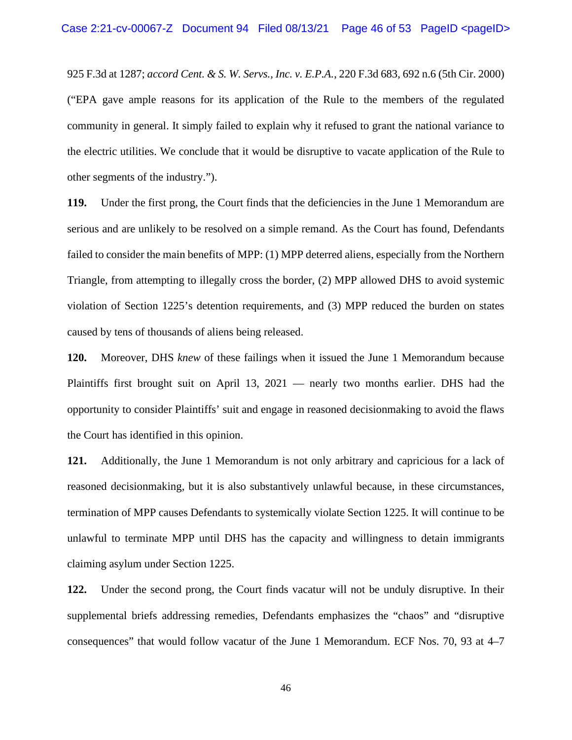925 F.3d at 1287; *accord Cent. & S. W. Servs., Inc. v. E.P.A.*, 220 F.3d 683, 692 n.6 (5th Cir. 2000) ("EPA gave ample reasons for its application of the Rule to the members of the regulated community in general. It simply failed to explain why it refused to grant the national variance to the electric utilities. We conclude that it would be disruptive to vacate application of the Rule to other segments of the industry.").

**119.** Under the first prong, the Court finds that the deficiencies in the June 1 Memorandum are serious and are unlikely to be resolved on a simple remand. As the Court has found, Defendants failed to consider the main benefits of MPP: (1) MPP deterred aliens, especially from the Northern Triangle, from attempting to illegally cross the border, (2) MPP allowed DHS to avoid systemic violation of Section 1225's detention requirements, and (3) MPP reduced the burden on states caused by tens of thousands of aliens being released.

**120.** Moreover, DHS *knew* of these failings when it issued the June 1 Memorandum because Plaintiffs first brought suit on April 13, 2021 — nearly two months earlier. DHS had the opportunity to consider Plaintiffs' suit and engage in reasoned decisionmaking to avoid the flaws the Court has identified in this opinion.

**121.** Additionally, the June 1 Memorandum is not only arbitrary and capricious for a lack of reasoned decisionmaking, but it is also substantively unlawful because, in these circumstances, termination of MPP causes Defendants to systemically violate Section 1225. It will continue to be unlawful to terminate MPP until DHS has the capacity and willingness to detain immigrants claiming asylum under Section 1225.

**122.** Under the second prong, the Court finds vacatur will not be unduly disruptive. In their supplemental briefs addressing remedies, Defendants emphasizes the "chaos" and "disruptive consequences" that would follow vacatur of the June 1 Memorandum. ECF Nos. 70, 93 at 4–7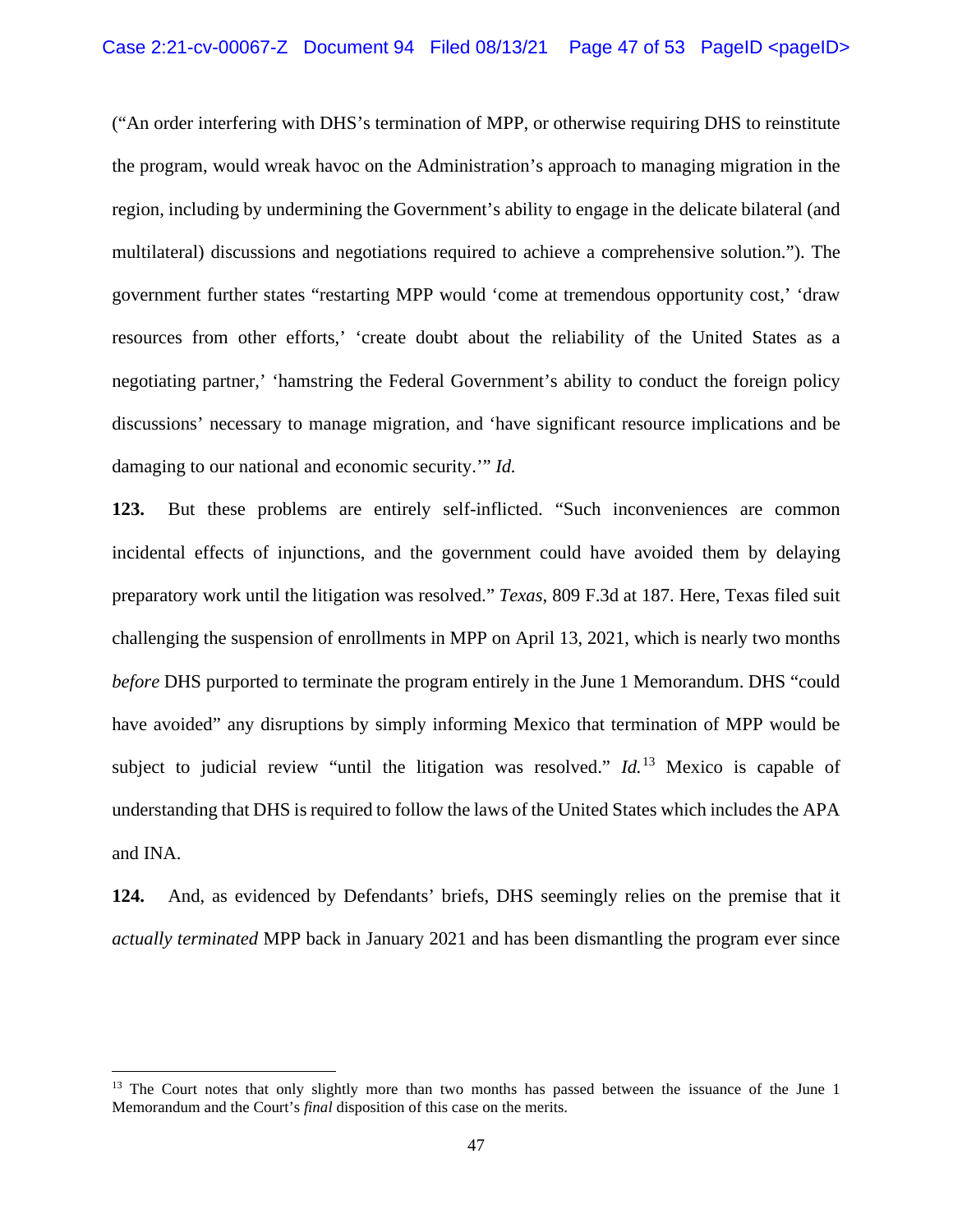("An order interfering with DHS's termination of MPP, or otherwise requiring DHS to reinstitute the program, would wreak havoc on the Administration's approach to managing migration in the region, including by undermining the Government's ability to engage in the delicate bilateral (and multilateral) discussions and negotiations required to achieve a comprehensive solution."). The government further states "restarting MPP would 'come at tremendous opportunity cost,' 'draw resources from other efforts,' 'create doubt about the reliability of the United States as a negotiating partner,' 'hamstring the Federal Government's ability to conduct the foreign policy discussions' necessary to manage migration, and 'have significant resource implications and be damaging to our national and economic security.'" *Id.*

**123.** But these problems are entirely self-inflicted. "Such inconveniences are common incidental effects of injunctions, and the government could have avoided them by delaying preparatory work until the litigation was resolved." *Texas*, 809 F.3d at 187. Here, Texas filed suit challenging the suspension of enrollments in MPP on April 13, 2021, which is nearly two months *before* DHS purported to terminate the program entirely in the June 1 Memorandum. DHS "could have avoided" any disruptions by simply informing Mexico that termination of MPP would be subject to judicial review "until the litigation was resolved." *Id.*[13] Mexico is capable of understanding that DHS is required to follow the laws of the United States which includes the APA and INA.

**124.** And, as evidenced by Defendants' briefs, DHS seemingly relies on the premise that it *actually terminated* MPP back in January 2021 and has been dismantling the program ever since

[13] The Court notes that only slightly more than two months has passed between the issuance of the June 1 Memorandum and the Court's *final* disposition of this case on the merits.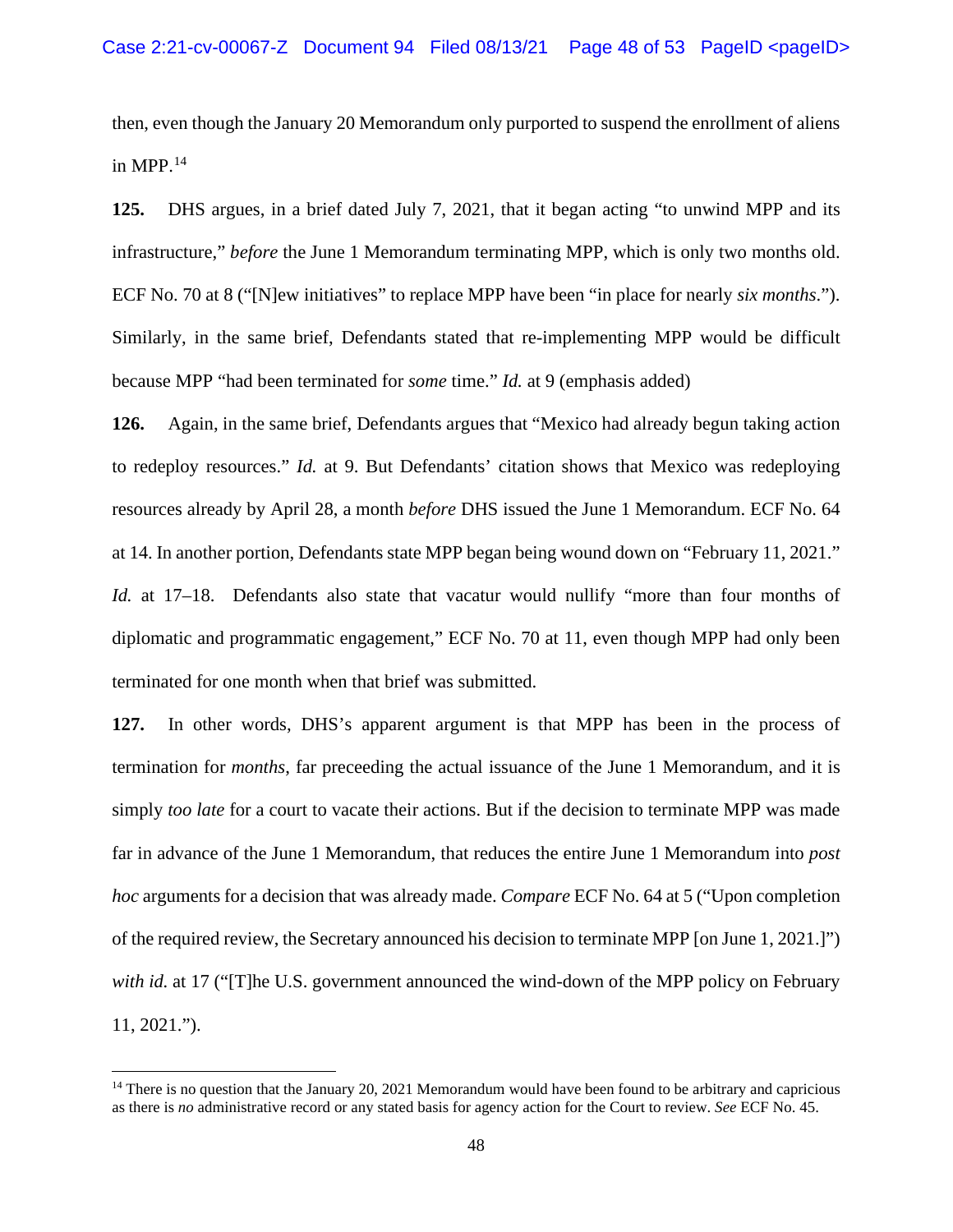then, even though the January 20 Memorandum only purported to suspend the enrollment of aliens in MPP.[14]

**125.** DHS argues, in a brief dated July 7, 2021, that it began acting "to unwind MPP and its infrastructure," *before* the June 1 Memorandum terminating MPP, which is only two months old. ECF No. 70 at 8 ("[N]ew initiatives" to replace MPP have been "in place for nearly *six months*."). Similarly, in the same brief, Defendants stated that re-implementing MPP would be difficult because MPP "had been terminated for *some* time." *Id.* at 9 (emphasis added)

**126.** Again, in the same brief, Defendants argues that "Mexico had already begun taking action to redeploy resources." *Id.* at 9. But Defendants' citation shows that Mexico was redeploying resources already by April 28, a month *before* DHS issued the June 1 Memorandum. ECF No. 64 at 14. In another portion, Defendants state MPP began being wound down on "February 11, 2021." *Id.* at 17–18. Defendants also state that vacatur would nullify "more than four months of diplomatic and programmatic engagement," ECF No. 70 at 11, even though MPP had only been terminated for one month when that brief was submitted.

**127.** In other words, DHS's apparent argument is that MPP has been in the process of termination for *months*, far preceeding the actual issuance of the June 1 Memorandum, and it is simply *too late* for a court to vacate their actions. But if the decision to terminate MPP was made far in advance of the June 1 Memorandum, that reduces the entire June 1 Memorandum into *post hoc* arguments for a decision that was already made. *Compare* ECF No. 64 at 5 ("Upon completion of the required review, the Secretary announced his decision to terminate MPP [on June 1, 2021.]") *with id.* at 17 ("[T]he U.S. government announced the wind-down of the MPP policy on February 11, 2021.").

---

[14] There is no question that the January 20, 2021 Memorandum would have been found to be arbitrary and capricious as there is *no* administrative record or any stated basis for agency action for the Court to review. *See* ECF No. 45.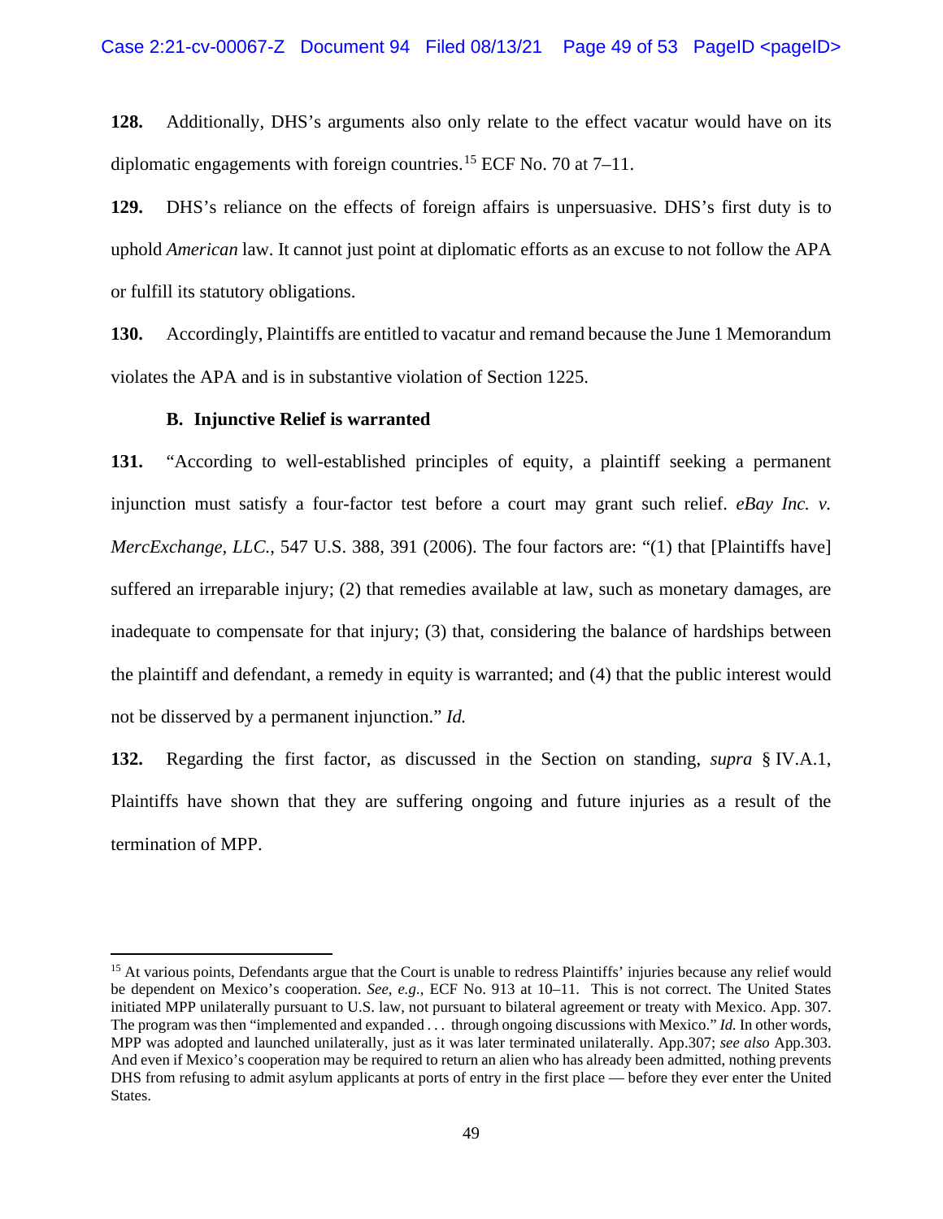**128.** Additionally, DHS's arguments also only relate to the effect vacatur would have on its diplomatic engagements with foreign countries.[15] ECF No. 70 at 7–11.

**129.** DHS's reliance on the effects of foreign affairs is unpersuasive. DHS's first duty is to uphold *American* law. It cannot just point at diplomatic efforts as an excuse to not follow the APA or fulfill its statutory obligations.

**130.** Accordingly, Plaintiffs are entitled to vacatur and remand because the June 1 Memorandum violates the APA and is in substantive violation of Section 1225.

### B. Injunctive Relief is warranted

**131.** "According to well-established principles of equity, a plaintiff seeking a permanent injunction must satisfy a four-factor test before a court may grant such relief. *eBay Inc. v. MercExchange, LLC.*, 547 U.S. 388, 391 (2006). The four factors are: "(1) that [Plaintiffs have] suffered an irreparable injury; (2) that remedies available at law, such as monetary damages, are inadequate to compensate for that injury; (3) that, considering the balance of hardships between the plaintiff and defendant, a remedy in equity is warranted; and (4) that the public interest would not be disserved by a permanent injunction." *Id.*

**132.** Regarding the first factor, as discussed in the Section on standing, *supra* § IV.A.1, Plaintiffs have shown that they are suffering ongoing and future injuries as a result of the termination of MPP.

---

[15] At various points, Defendants argue that the Court is unable to redress Plaintiffs' injuries because any relief would be dependent on Mexico's cooperation. *See, e.g.*, ECF No. 913 at 10–11. This is not correct. The United States initiated MPP unilaterally pursuant to U.S. law, not pursuant to bilateral agreement or treaty with Mexico. App. 307. The program was then "implemented and expanded . . . through ongoing discussions with Mexico." *Id.* In other words, MPP was adopted and launched unilaterally, just as it was later terminated unilaterally. App.307; *see also* App.303. And even if Mexico's cooperation may be required to return an alien who has already been admitted, nothing prevents DHS from refusing to admit asylum applicants at ports of entry in the first place — before they ever enter the United States.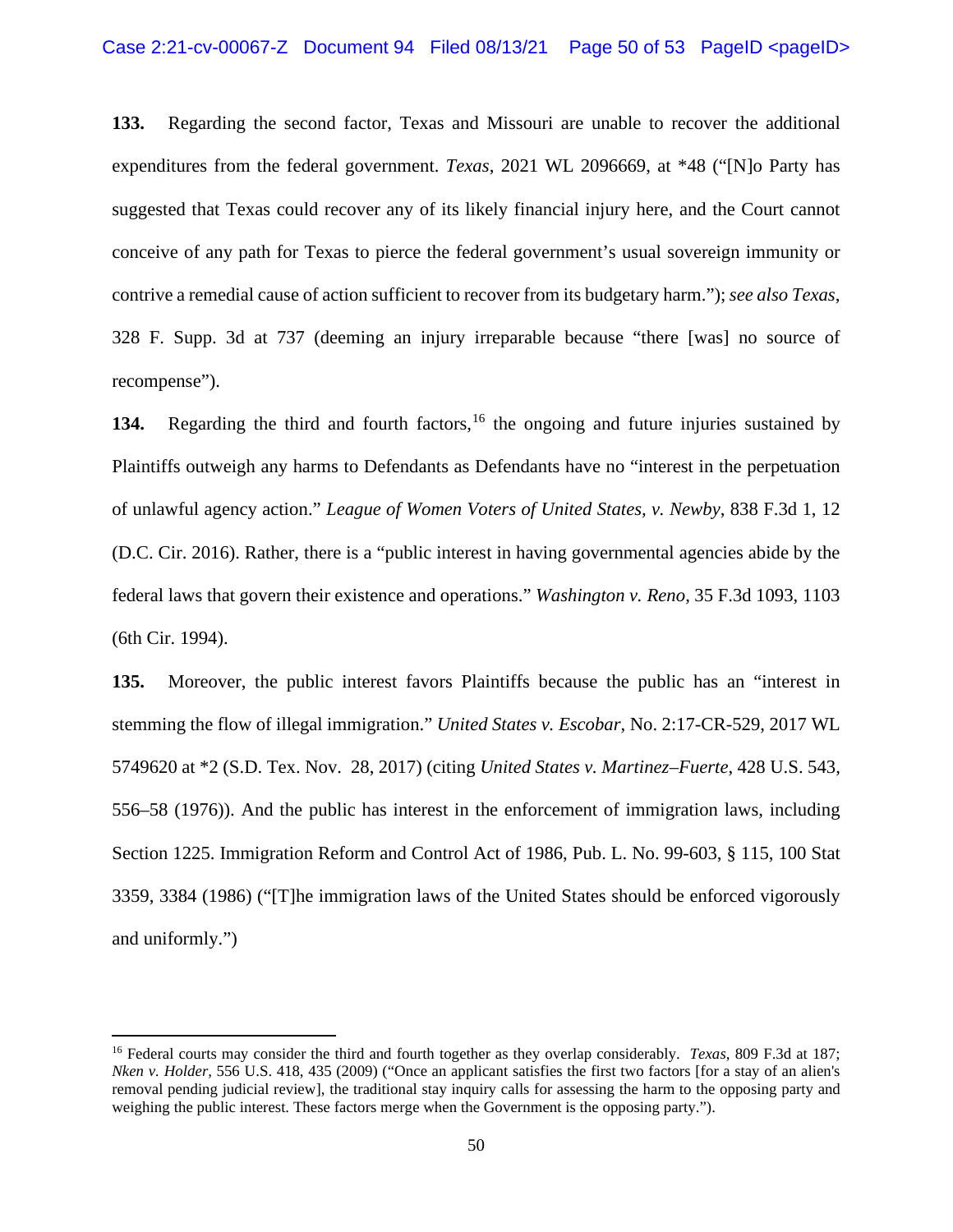**133.** Regarding the second factor, Texas and Missouri are unable to recover the additional expenditures from the federal government. *Texas*, 2021 WL 2096669, at *48 ("[N]o Party has suggested that Texas could recover any of its likely financial injury here, and the Court cannot conceive of any path for Texas to pierce the federal government's usual sovereign immunity or contrive a remedial cause of action sufficient to recover from its budgetary harm."); *see also Texas*, 328 F. Supp. 3d at 737 (deeming an injury irreparable because "there [was] no source of recompense").

**134.** Regarding the third and fourth factors,[16] the ongoing and future injuries sustained by Plaintiffs outweigh any harms to Defendants as Defendants have no "interest in the perpetuation of unlawful agency action." *League of Women Voters of United States, v. Newby*, 838 F.3d 1, 12 (D.C. Cir. 2016). Rather, there is a "public interest in having governmental agencies abide by the federal laws that govern their existence and operations." *Washington v. Reno*, 35 F.3d 1093, 1103 (6th Cir. 1994).

**135.** Moreover, the public interest favors Plaintiffs because the public has an "interest in stemming the flow of illegal immigration." *United States v. Escobar*, No. 2:17-CR-529, 2017 WL 5749620 at *2 (S.D. Tex. Nov. 28, 2017) (citing *United States v. Martinez–Fuerte*, 428 U.S. 543, 556–58 (1976)). And the public has interest in the enforcement of immigration laws, including Section 1225. Immigration Reform and Control Act of 1986, Pub. L. No. 99-603, § 115, 100 Stat 3359, 3384 (1986) ("[T]he immigration laws of the United States should be enforced vigorously and uniformly.")

---

[16] Federal courts may consider the third and fourth together as they overlap considerably. *Texas*, 809 F.3d at 187; *Nken v. Holder*, 556 U.S. 418, 435 (2009) ("Once an applicant satisfies the first two factors [for a stay of an alien's removal pending judicial review], the traditional stay inquiry calls for assessing the harm to the opposing party and weighing the public interest. These factors merge when the Government is the opposing party.").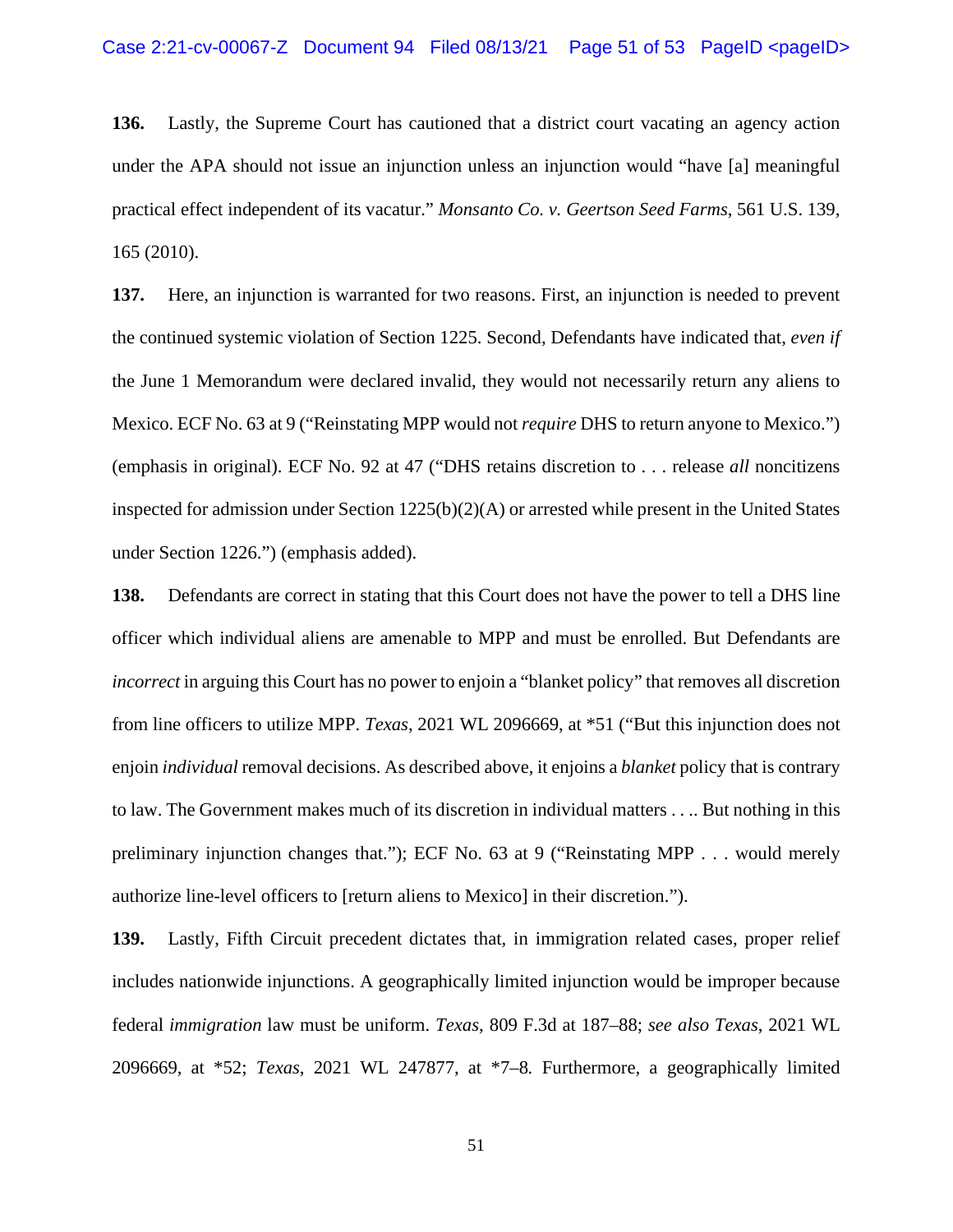**136.** Lastly, the Supreme Court has cautioned that a district court vacating an agency action under the APA should not issue an injunction unless an injunction would "have [a] meaningful practical effect independent of its vacatur." *Monsanto Co. v. Geertson Seed Farms*, 561 U.S. 139, 165 (2010).

**137.** Here, an injunction is warranted for two reasons. First, an injunction is needed to prevent the continued systemic violation of Section 1225. Second, Defendants have indicated that, *even if* the June 1 Memorandum were declared invalid, they would not necessarily return any aliens to Mexico. ECF No. 63 at 9 ("Reinstating MPP would not *require* DHS to return anyone to Mexico.") (emphasis in original). ECF No. 92 at 47 ("DHS retains discretion to . . . release *all* noncitizens inspected for admission under Section 1225(b)(2)(A) or arrested while present in the United States under Section 1226.") (emphasis added).

**138.** Defendants are correct in stating that this Court does not have the power to tell a DHS line officer which individual aliens are amenable to MPP and must be enrolled. But Defendants are *incorrect* in arguing this Court has no power to enjoin a "blanket policy" that removes all discretion from line officers to utilize MPP. *Texas*, 2021 WL 2096669, at *51 ("But this injunction does not enjoin *individual* removal decisions. As described above, it enjoins a *blanket* policy that is contrary to law. The Government makes much of its discretion in individual matters . . .. But nothing in this preliminary injunction changes that."); ECF No. 63 at 9 ("Reinstating MPP . . . would merely authorize line-level officers to [return aliens to Mexico] in their discretion.").

**139.** Lastly, Fifth Circuit precedent dictates that, in immigration related cases, proper relief includes nationwide injunctions. A geographically limited injunction would be improper because federal *immigration* law must be uniform. *Texas*, 809 F.3d at 187–88; *see also Texas*, 2021 WL 2096669, at *52; *Texas*, 2021 WL 247877, at *7–8. Furthermore, a geographically limited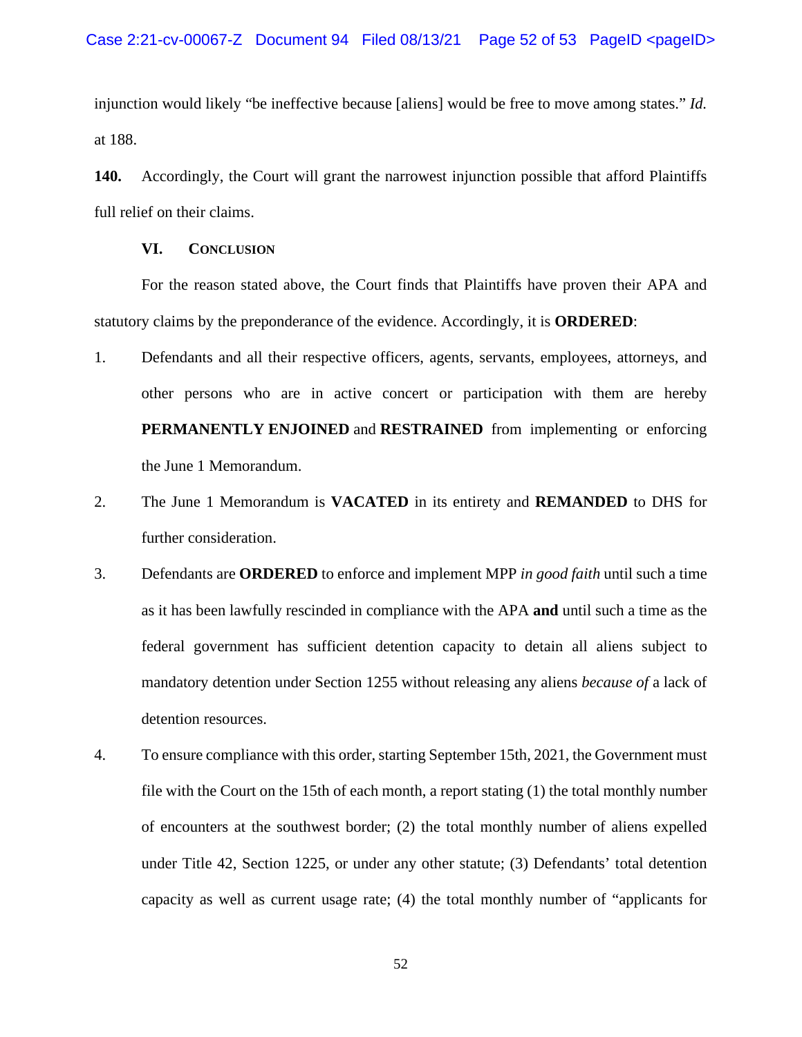injunction would likely "be ineffective because [aliens] would be free to move among states." *Id.* at 188.

**140.** Accordingly, the Court will grant the narrowest injunction possible that afford Plaintiffs full relief on their claims.

## VI. CONCLUSION

For the reason stated above, the Court finds that Plaintiffs have proven their APA and statutory claims by the preponderance of the evidence. Accordingly, it is **ORDERED**:

1. Defendants and all their respective officers, agents, servants, employees, attorneys, and other persons who are in active concert or participation with them are hereby **PERMANENTLY ENJOINED** and **RESTRAINED** from implementing or enforcing the June 1 Memorandum.

2. The June 1 Memorandum is **VACATED** in its entirety and **REMANDED** to DHS for further consideration.

3. Defendants are **ORDERED** to enforce and implement MPP *in good faith* until such a time as it has been lawfully rescinded in compliance with the APA **and** until such a time as the federal government has sufficient detention capacity to detain all aliens subject to mandatory detention under Section 1255 without releasing any aliens *because of* a lack of detention resources.

4. To ensure compliance with this order, starting September 15th, 2021, the Government must file with the Court on the 15th of each month, a report stating (1) the total monthly number of encounters at the southwest border; (2) the total monthly number of aliens expelled under Title 42, Section 1225, or under any other statute; (3) Defendants' total detention capacity as well as current usage rate; (4) the total monthly number of "applicants for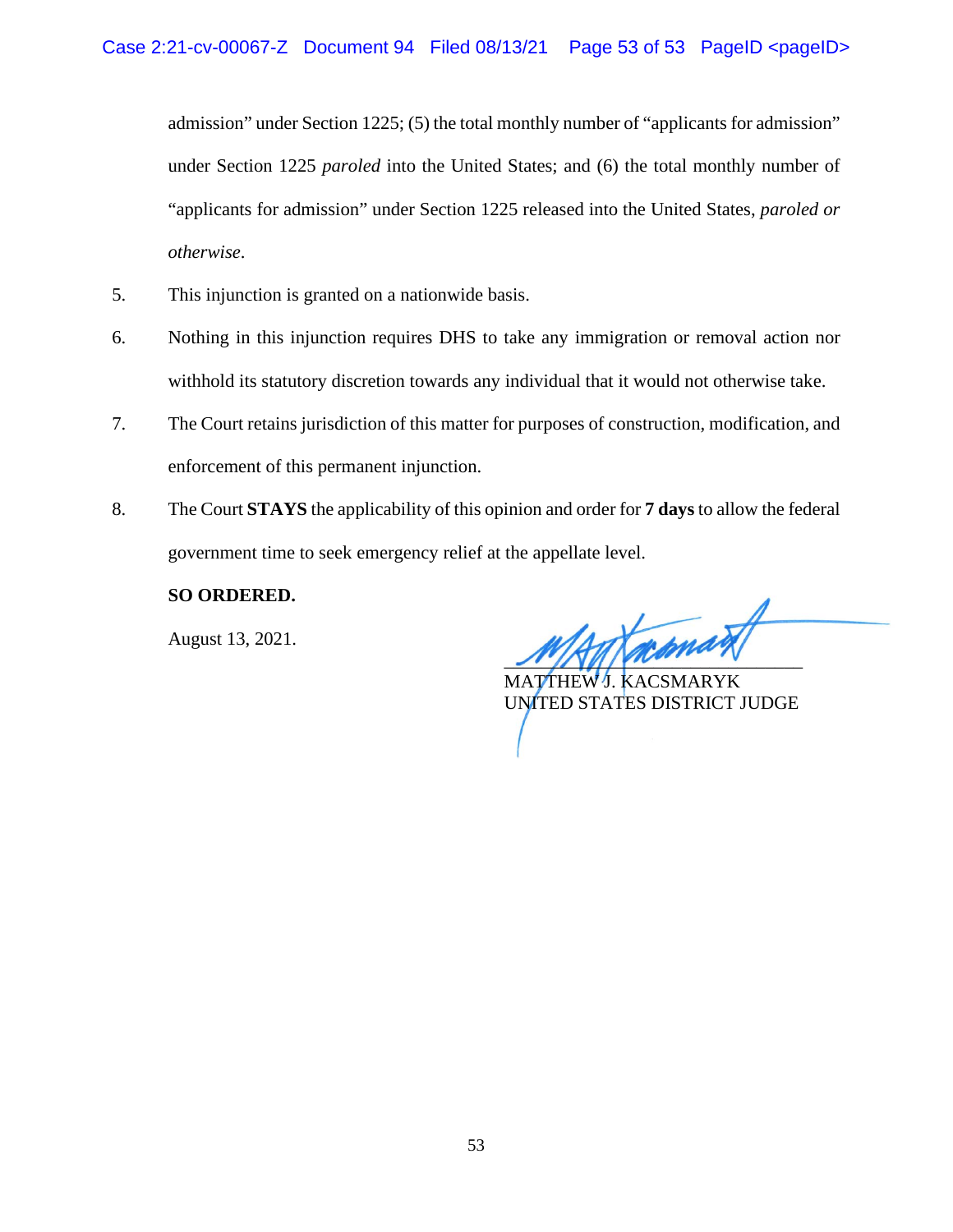admission" under Section 1225; (5) the total monthly number of "applicants for admission" under Section 1225 *paroled* into the United States; and (6) the total monthly number of "applicants for admission" under Section 1225 released into the United States, *paroled or otherwise*.

5. This injunction is granted on a nationwide basis.

6. Nothing in this injunction requires DHS to take any immigration or removal action nor withhold its statutory discretion towards any individual that it would not otherwise take.

7. The Court retains jurisdiction of this matter for purposes of construction, modification, and enforcement of this permanent injunction.

8. The Court **STAYS** the applicability of this opinion and order for **7 days** to allow the federal government time to seek emergency relief at the appellate level.

**SO ORDERED.**

August 13, 2021.

MATTHEW J. KACSMARYK
UNITED STATES DISTRICT JUDGE